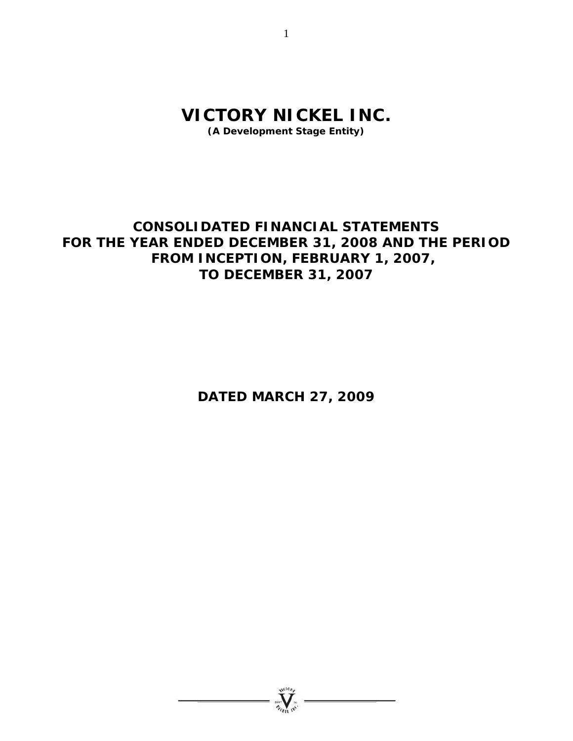# VICTORY NICKEL INC.

**(A Development Stage Entity)**

## CONSOLIDATED FINANCIAL STATEMENTS FOR THE YEAR ENDED DECEMBER 31, 2008 AND THE PERIOD FROM INCEPTION, FEBRUARY 1, 2007, TO DECEMBER 31, 2007

**DATED MARCH 27, 2009**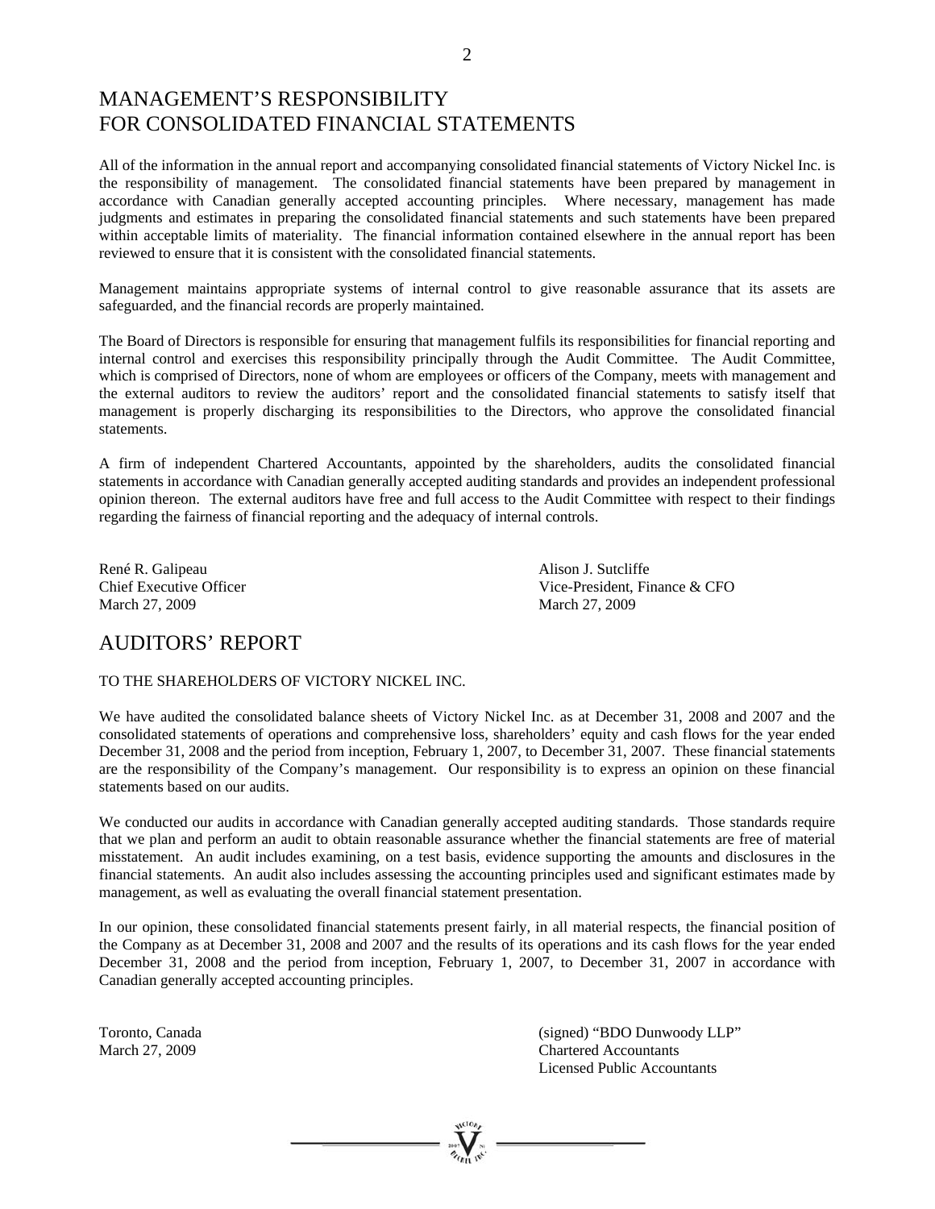# MANAGEMENT'S RESPONSIBILITY FOR CONSOLIDATED FINANCIAL STATEMENTS

All of the information in the annual report and accompanying consolidated financial statements of Victory Nickel Inc. is the responsibility of management. The consolidated financial statements have been prepared by management in accordance with Canadian generally accepted accounting principles. Where necessary, management has made judgments and estimates in preparing the consolidated financial statements and such statements have been prepared within acceptable limits of materiality. The financial information contained elsewhere in the annual report has been reviewed to ensure that it is consistent with the consolidated financial statements.

Management maintains appropriate systems of internal control to give reasonable assurance that its assets are safeguarded, and the financial records are properly maintained.

The Board of Directors is responsible for ensuring that management fulfils its responsibilities for financial reporting and internal control and exercises this responsibility principally through the Audit Committee. The Audit Committee, which is comprised of Directors, none of whom are employees or officers of the Company, meets with management and the external auditors to review the auditors' report and the consolidated financial statements to satisfy itself that management is properly discharging its responsibilities to the Directors, who approve the consolidated financial statements.

A firm of independent Chartered Accountants, appointed by the shareholders, audits the consolidated financial statements in accordance with Canadian generally accepted auditing standards and provides an independent professional opinion thereon. The external auditors have free and full access to the Audit Committee with respect to their findings regarding the fairness of financial reporting and the adequacy of internal controls.

René R. Galipeau
Chief Executive Officer
March 27, 2009

Alison J. Sutcliffe
Vice-President, Finance & CFO
March 27, 2009

# AUDITORS' REPORT

TO THE SHAREHOLDERS OF VICTORY NICKEL INC.

We have audited the consolidated balance sheets of Victory Nickel Inc. as at December 31, 2008 and 2007 and the consolidated statements of operations and comprehensive loss, shareholders' equity and cash flows for the year ended December 31, 2008 and the period from inception, February 1, 2007, to December 31, 2007. These financial statements are the responsibility of the Company's management. Our responsibility is to express an opinion on these financial statements based on our audits.

We conducted our audits in accordance with Canadian generally accepted auditing standards. Those standards require that we plan and perform an audit to obtain reasonable assurance whether the financial statements are free of material misstatement. An audit includes examining, on a test basis, evidence supporting the amounts and disclosures in the financial statements. An audit also includes assessing the accounting principles used and significant estimates made by management, as well as evaluating the overall financial statement presentation.

In our opinion, these consolidated financial statements present fairly, in all material respects, the financial position of the Company as at December 31, 2008 and 2007 and the results of its operations and its cash flows for the year ended December 31, 2008 and the period from inception, February 1, 2007, to December 31, 2007 in accordance with Canadian generally accepted accounting principles.

Toronto, Canada
March 27, 2009

(signed) "BDO Dunwoody LLP"
Chartered Accountants
Licensed Public Accountants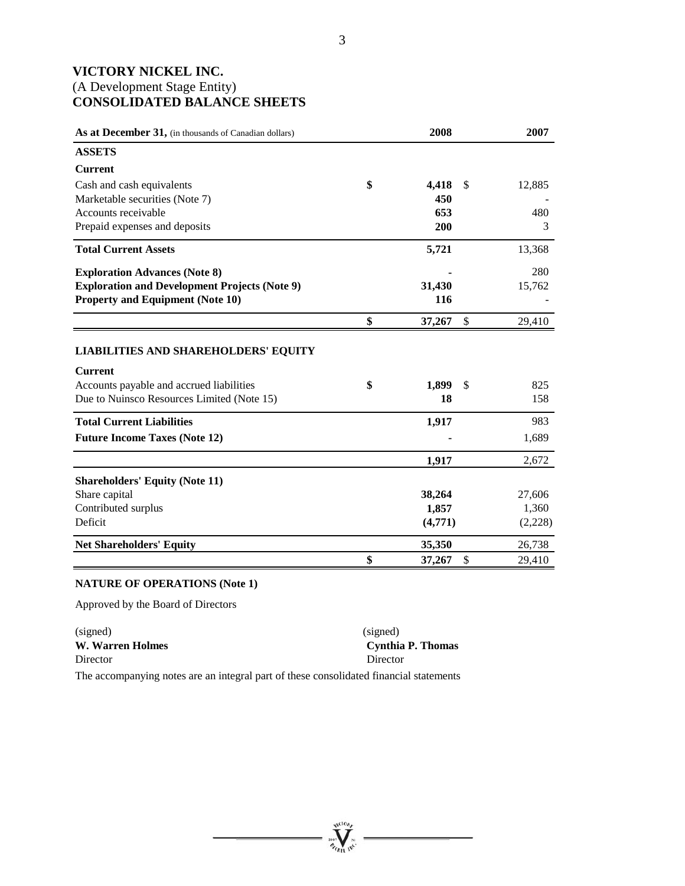# VICTORY NICKEL INC.

(A Development Stage Entity)

**CONSOLIDATED BALANCE SHEETS**

| **As at December 31,** (in thousands of Canadian dollars) | **2008** | **2007** |
|---|---|---|
| **ASSETS** | | |
| **Current** | | |
| Cash and cash equivalents | **$ 4,418** | $ 12,885 |
| Marketable securities (Note 7) | **450** | - |
| Accounts receivable | **653** | 480 |
| Prepaid expenses and deposits | **200** | 3 |
| **Total Current Assets** | **5,721** | 13,368 |
| **Exploration Advances (Note 8)** | **-** | 280 |
| **Exploration and Development Projects (Note 9)** | **31,430** | 15,762 |
| **Property and Equipment (Note 10)** | **116** | - |
| | **$ 37,267** | $ 29,410 |
| **LIABILITIES AND SHAREHOLDERS' EQUITY** | | |
| **Current** | | |
| Accounts payable and accrued liabilities | **$ 1,899** | $ 825 |
| Due to Nuinsco Resources Limited (Note 15) | **18** | 158 |
| **Total Current Liabilities** | **1,917** | 983 |
| **Future Income Taxes (Note 12)** | **-** | 1,689 |
| | **1,917** | 2,672 |
| **Shareholders' Equity (Note 11)** | | |
| Share capital | **38,264** | 27,606 |
| Contributed surplus | **1,857** | 1,360 |
| Deficit | **(4,771)** | (2,228) |
| **Net Shareholders' Equity** | **35,350** | 26,738 |
| | **$ 37,267** | $ 29,410 |

**NATURE OF OPERATIONS (Note 1)**

Approved by the Board of Directors

(signed)
**W. Warren Holmes**
Director

(signed)
**Cynthia P. Thomas**
Director

The accompanying notes are an integral part of these consolidated financial statements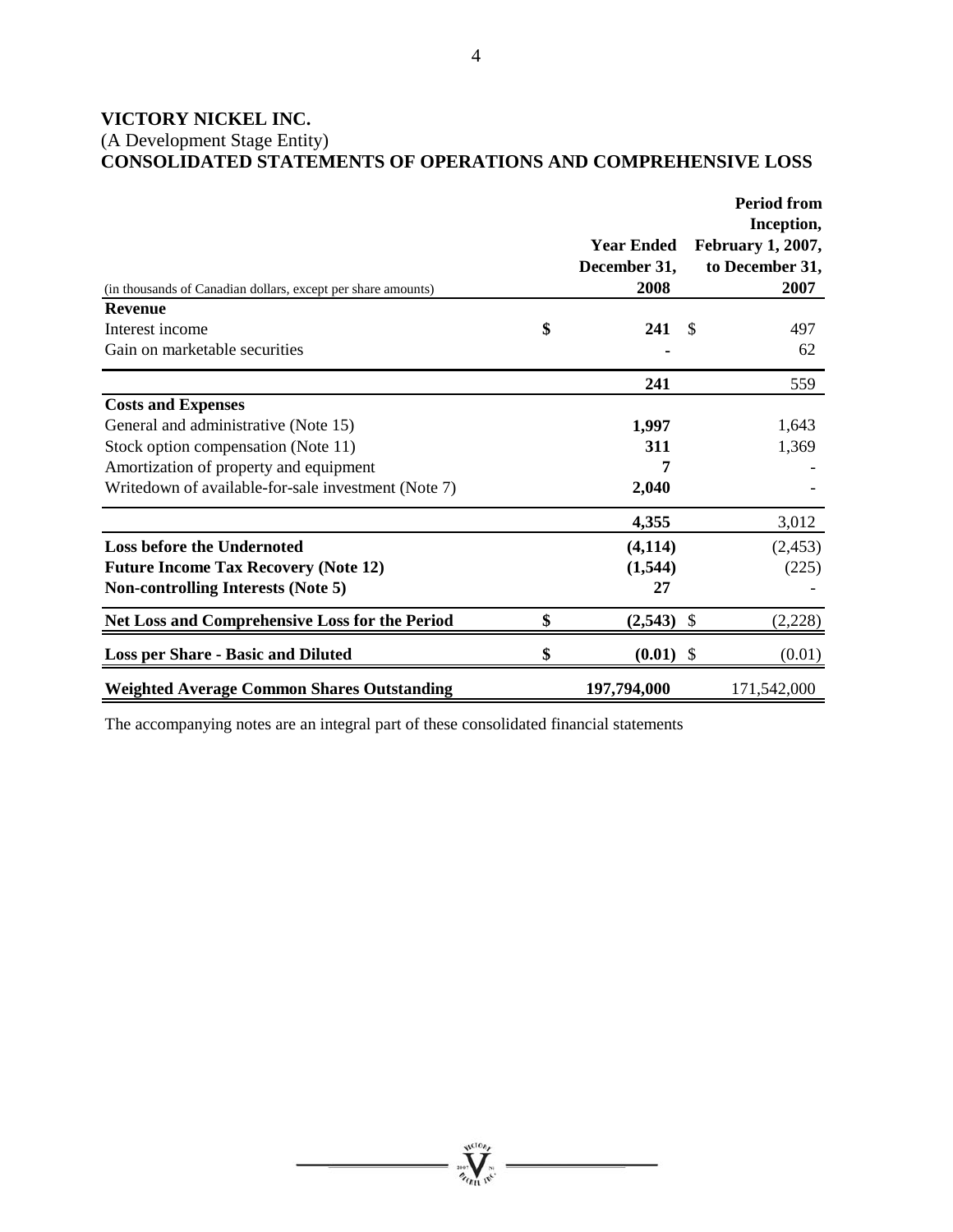**VICTORY NICKEL INC.**
(A Development Stage Entity)
**CONSOLIDATED STATEMENTS OF OPERATIONS AND COMPREHENSIVE LOSS**

| (in thousands of Canadian dollars, except per share amounts) | Year Ended December 31, 2008 | Period from Inception, February 1, 2007, to December 31, 2007 |
|---|---|---|
| **Revenue** | | |
| Interest income | **$ 241** | $ 497 |
| Gain on marketable securities | **-** | 62 |
| | **241** | 559 |
| **Costs and Expenses** | | |
| General and administrative (Note 15) | **1,997** | 1,643 |
| Stock option compensation (Note 11) | **311** | 1,369 |
| Amortization of property and equipment | **7** | - |
| Writedown of available-for-sale investment (Note 7) | **2,040** | - |
| | **4,355** | 3,012 |
| **Loss before the Undernoted** | **(4,114)** | (2,453) |
| **Future Income Tax Recovery (Note 12)** | **(1,544)** | (225) |
| **Non-controlling Interests (Note 5)** | **27** | - |
| **Net Loss and Comprehensive Loss for the Period** | **$ (2,543)** | $ (2,228) |
| **Loss per Share - Basic and Diluted** | **$ (0.01)** | $ (0.01) |
| **Weighted Average Common Shares Outstanding** | **197,794,000** | 171,542,000 |

The accompanying notes are an integral part of these consolidated financial statements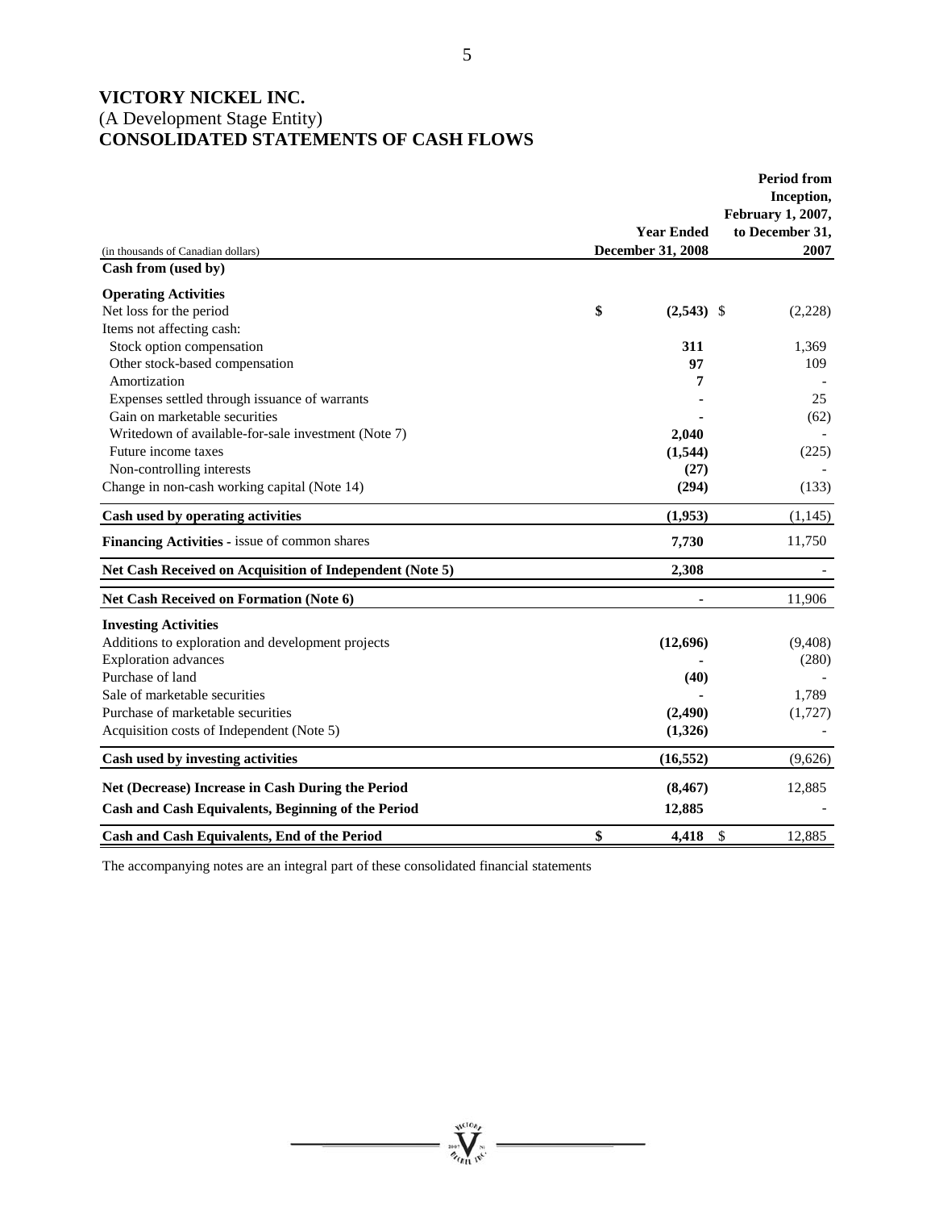# VICTORY NICKEL INC.

(A Development Stage Entity)

**CONSOLIDATED STATEMENTS OF CASH FLOWS**

| (in thousands of Canadian dollars) | Year Ended December 31, 2008 | Period from Inception, February 1, 2007, to December 31, 2007 |
|---|---|---|
| **Cash from (used by)** | | |
| **Operating Activities** | | |
| Net loss for the period | **$ (2,543)** | $ (2,228) |
| Items not affecting cash: | | |
| Stock option compensation | **311** | 1,369 |
| Other stock-based compensation | **97** | 109 |
| Amortization | **7** | - |
| Expenses settled through issuance of warrants | **-** | 25 |
| Gain on marketable securities | **-** | (62) |
| Writedown of available-for-sale investment (Note 7) | **2,040** | - |
| Future income taxes | **(1,544)** | (225) |
| Non-controlling interests | **(27)** | - |
| Change in non-cash working capital (Note 14) | **(294)** | (133) |
| **Cash used by operating activities** | **(1,953)** | (1,145) |
| **Financing Activities -** issue of common shares | **7,730** | 11,750 |
| **Net Cash Received on Acquisition of Independent (Note 5)** | **2,308** | - |
| **Net Cash Received on Formation (Note 6)** | **-** | 11,906 |
| **Investing Activities** | | |
| Additions to exploration and development projects | **(12,696)** | (9,408) |
| Exploration advances | **-** | (280) |
| Purchase of land | **(40)** | - |
| Sale of marketable securities | **-** | 1,789 |
| Purchase of marketable securities | **(2,490)** | (1,727) |
| Acquisition costs of Independent (Note 5) | **(1,326)** | - |
| **Cash used by investing activities** | **(16,552)** | (9,626) |
| **Net (Decrease) Increase in Cash During the Period** | **(8,467)** | 12,885 |
| **Cash and Cash Equivalents, Beginning of the Period** | **12,885** | - |
| **Cash and Cash Equivalents, End of the Period** | **$ 4,418** | $ 12,885 |

The accompanying notes are an integral part of these consolidated financial statements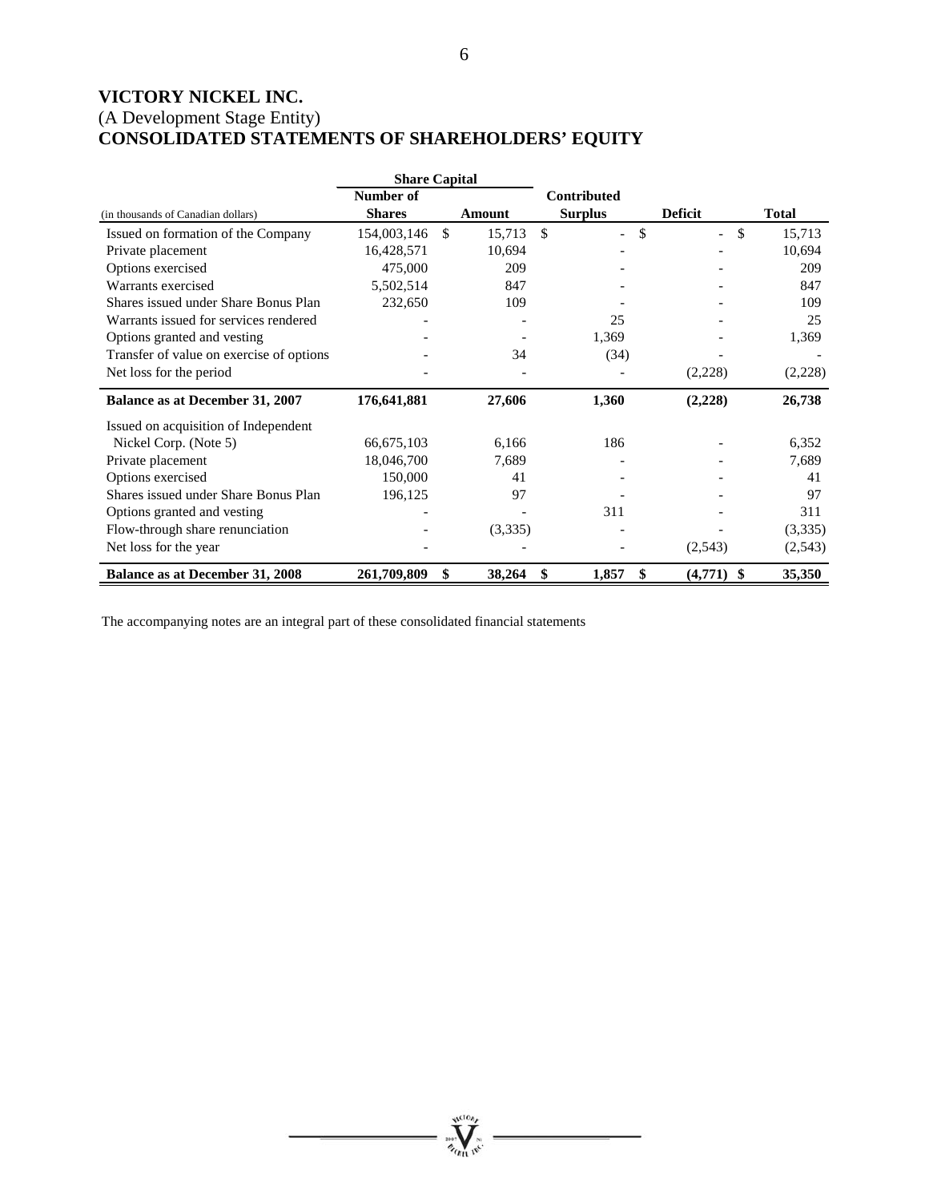**VICTORY NICKEL INC.**
(A Development Stage Entity)
**CONSOLIDATED STATEMENTS OF SHAREHOLDERS' EQUITY**

| (in thousands of Canadian dollars) | Share Capital | | | | |
|---|---|---|---|---|---|
| | **Number of Shares** | **Amount** | **Contributed Surplus** | **Deficit** | **Total** |
| Issued on formation of the Company | 154,003,146 | $ 15,713 | $ - | $ - | $ 15,713 |
| Private placement | 16,428,571 | 10,694 | - | - | 10,694 |
| Options exercised | 475,000 | 209 | - | - | 209 |
| Warrants exercised | 5,502,514 | 847 | - | - | 847 |
| Shares issued under Share Bonus Plan | 232,650 | 109 | - | - | 109 |
| Warrants issued for services rendered | - | - | 25 | - | 25 |
| Options granted and vesting | - | - | 1,369 | - | 1,369 |
| Transfer of value on exercise of options | - | 34 | (34) | - | - |
| Net loss for the period | - | - | - | (2,228) | (2,228) |
| **Balance as at December 31, 2007** | **176,641,881** | **27,606** | **1,360** | **(2,228)** | **26,738** |
| Issued on acquisition of Independent Nickel Corp. (Note 5) | 66,675,103 | 6,166 | 186 | - | 6,352 |
| Private placement | 18,046,700 | 7,689 | - | - | 7,689 |
| Options exercised | 150,000 | 41 | - | - | 41 |
| Shares issued under Share Bonus Plan | 196,125 | 97 | - | - | 97 |
| Options granted and vesting | - | - | 311 | - | 311 |
| Flow-through share renunciation | - | (3,335) | - | - | (3,335) |
| Net loss for the year | - | - | - | (2,543) | (2,543) |
| **Balance as at December 31, 2008** | **261,709,809** | **$ 38,264** | **$ 1,857** | **$ (4,771)** | **$ 35,350** |

The accompanying notes are an integral part of these consolidated financial statements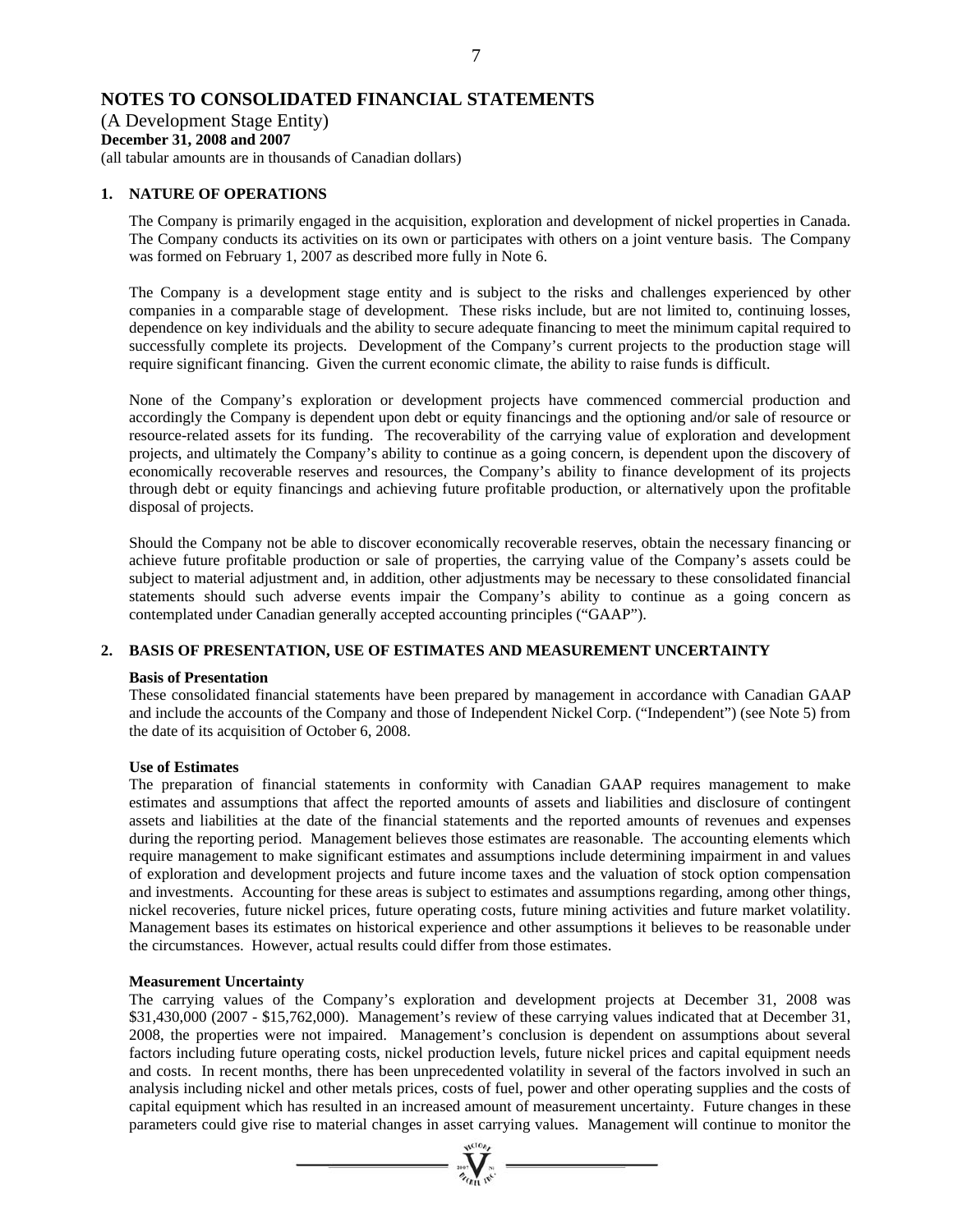# NOTES TO CONSOLIDATED FINANCIAL STATEMENTS

(A Development Stage Entity)
**December 31, 2008 and 2007**
(all tabular amounts are in thousands of Canadian dollars)

## 1. NATURE OF OPERATIONS

The Company is primarily engaged in the acquisition, exploration and development of nickel properties in Canada. The Company conducts its activities on its own or participates with others on a joint venture basis. The Company was formed on February 1, 2007 as described more fully in Note 6.

The Company is a development stage entity and is subject to the risks and challenges experienced by other companies in a comparable stage of development. These risks include, but are not limited to, continuing losses, dependence on key individuals and the ability to secure adequate financing to meet the minimum capital required to successfully complete its projects. Development of the Company's current projects to the production stage will require significant financing. Given the current economic climate, the ability to raise funds is difficult.

None of the Company's exploration or development projects have commenced commercial production and accordingly the Company is dependent upon debt or equity financings and the optioning and/or sale of resource or resource-related assets for its funding. The recoverability of the carrying value of exploration and development projects, and ultimately the Company's ability to continue as a going concern, is dependent upon the discovery of economically recoverable reserves and resources, the Company's ability to finance development of its projects through debt or equity financings and achieving future profitable production, or alternatively upon the profitable disposal of projects.

Should the Company not be able to discover economically recoverable reserves, obtain the necessary financing or achieve future profitable production or sale of properties, the carrying value of the Company's assets could be subject to material adjustment and, in addition, other adjustments may be necessary to these consolidated financial statements should such adverse events impair the Company's ability to continue as a going concern as contemplated under Canadian generally accepted accounting principles ("GAAP").

## 2. BASIS OF PRESENTATION, USE OF ESTIMATES AND MEASUREMENT UNCERTAINTY

**Basis of Presentation**

These consolidated financial statements have been prepared by management in accordance with Canadian GAAP and include the accounts of the Company and those of Independent Nickel Corp. ("Independent") (see Note 5) from the date of its acquisition of October 6, 2008.

**Use of Estimates**

The preparation of financial statements in conformity with Canadian GAAP requires management to make estimates and assumptions that affect the reported amounts of assets and liabilities and disclosure of contingent assets and liabilities at the date of the financial statements and the reported amounts of revenues and expenses during the reporting period. Management believes those estimates are reasonable. The accounting elements which require management to make significant estimates and assumptions include determining impairment in and values of exploration and development projects and future income taxes and the valuation of stock option compensation and investments. Accounting for these areas is subject to estimates and assumptions regarding, among other things, nickel recoveries, future nickel prices, future operating costs, future mining activities and future market volatility. Management bases its estimates on historical experience and other assumptions it believes to be reasonable under the circumstances. However, actual results could differ from those estimates.

**Measurement Uncertainty**

The carrying values of the Company's exploration and development projects at December 31, 2008 was $31,430,000 (2007 - $15,762,000). Management's review of these carrying values indicated that at December 31, 2008, the properties were not impaired. Management's conclusion is dependent on assumptions about several factors including future operating costs, nickel production levels, future nickel prices and capital equipment needs and costs. In recent months, there has been unprecedented volatility in several of the factors involved in such an analysis including nickel and other metals prices, costs of fuel, power and other operating supplies and the costs of capital equipment which has resulted in an increased amount of measurement uncertainty. Future changes in these parameters could give rise to material changes in asset carrying values. Management will continue to monitor the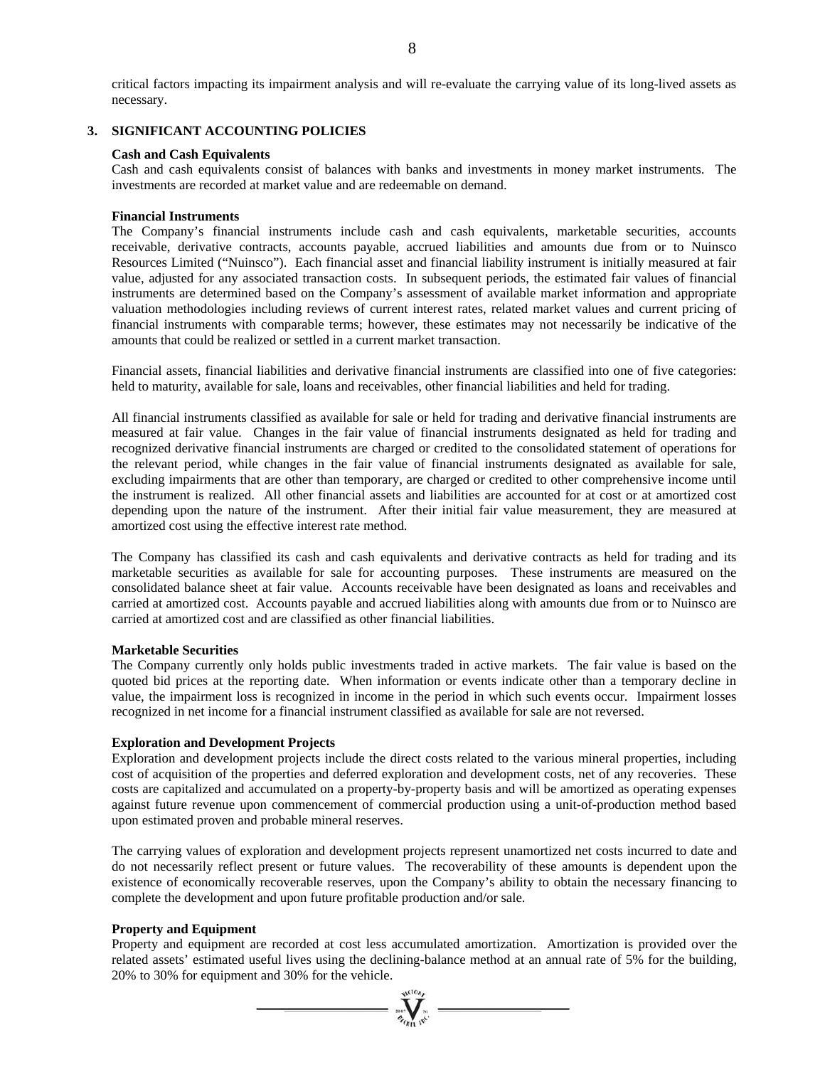critical factors impacting its impairment analysis and will re-evaluate the carrying value of its long-lived assets as necessary.

## 3. SIGNIFICANT ACCOUNTING POLICIES

**Cash and Cash Equivalents**

Cash and cash equivalents consist of balances with banks and investments in money market instruments. The investments are recorded at market value and are redeemable on demand.

**Financial Instruments**

The Company's financial instruments include cash and cash equivalents, marketable securities, accounts receivable, derivative contracts, accounts payable, accrued liabilities and amounts due from or to Nuinsco Resources Limited ("Nuinsco"). Each financial asset and financial liability instrument is initially measured at fair value, adjusted for any associated transaction costs. In subsequent periods, the estimated fair values of financial instruments are determined based on the Company's assessment of available market information and appropriate valuation methodologies including reviews of current interest rates, related market values and current pricing of financial instruments with comparable terms; however, these estimates may not necessarily be indicative of the amounts that could be realized or settled in a current market transaction.

Financial assets, financial liabilities and derivative financial instruments are classified into one of five categories: held to maturity, available for sale, loans and receivables, other financial liabilities and held for trading.

All financial instruments classified as available for sale or held for trading and derivative financial instruments are measured at fair value. Changes in the fair value of financial instruments designated as held for trading and recognized derivative financial instruments are charged or credited to the consolidated statement of operations for the relevant period, while changes in the fair value of financial instruments designated as available for sale, excluding impairments that are other than temporary, are charged or credited to other comprehensive income until the instrument is realized. All other financial assets and liabilities are accounted for at cost or at amortized cost depending upon the nature of the instrument. After their initial fair value measurement, they are measured at amortized cost using the effective interest rate method.

The Company has classified its cash and cash equivalents and derivative contracts as held for trading and its marketable securities as available for sale for accounting purposes. These instruments are measured on the consolidated balance sheet at fair value. Accounts receivable have been designated as loans and receivables and carried at amortized cost. Accounts payable and accrued liabilities along with amounts due from or to Nuinsco are carried at amortized cost and are classified as other financial liabilities.

**Marketable Securities**

The Company currently only holds public investments traded in active markets. The fair value is based on the quoted bid prices at the reporting date. When information or events indicate other than a temporary decline in value, the impairment loss is recognized in income in the period in which such events occur. Impairment losses recognized in net income for a financial instrument classified as available for sale are not reversed.

**Exploration and Development Projects**

Exploration and development projects include the direct costs related to the various mineral properties, including cost of acquisition of the properties and deferred exploration and development costs, net of any recoveries. These costs are capitalized and accumulated on a property-by-property basis and will be amortized as operating expenses against future revenue upon commencement of commercial production using a unit-of-production method based upon estimated proven and probable mineral reserves.

The carrying values of exploration and development projects represent unamortized net costs incurred to date and do not necessarily reflect present or future values. The recoverability of these amounts is dependent upon the existence of economically recoverable reserves, upon the Company's ability to obtain the necessary financing to complete the development and upon future profitable production and/or sale.

**Property and Equipment**

Property and equipment are recorded at cost less accumulated amortization. Amortization is provided over the related assets' estimated useful lives using the declining-balance method at an annual rate of 5% for the building, 20% to 30% for equipment and 30% for the vehicle.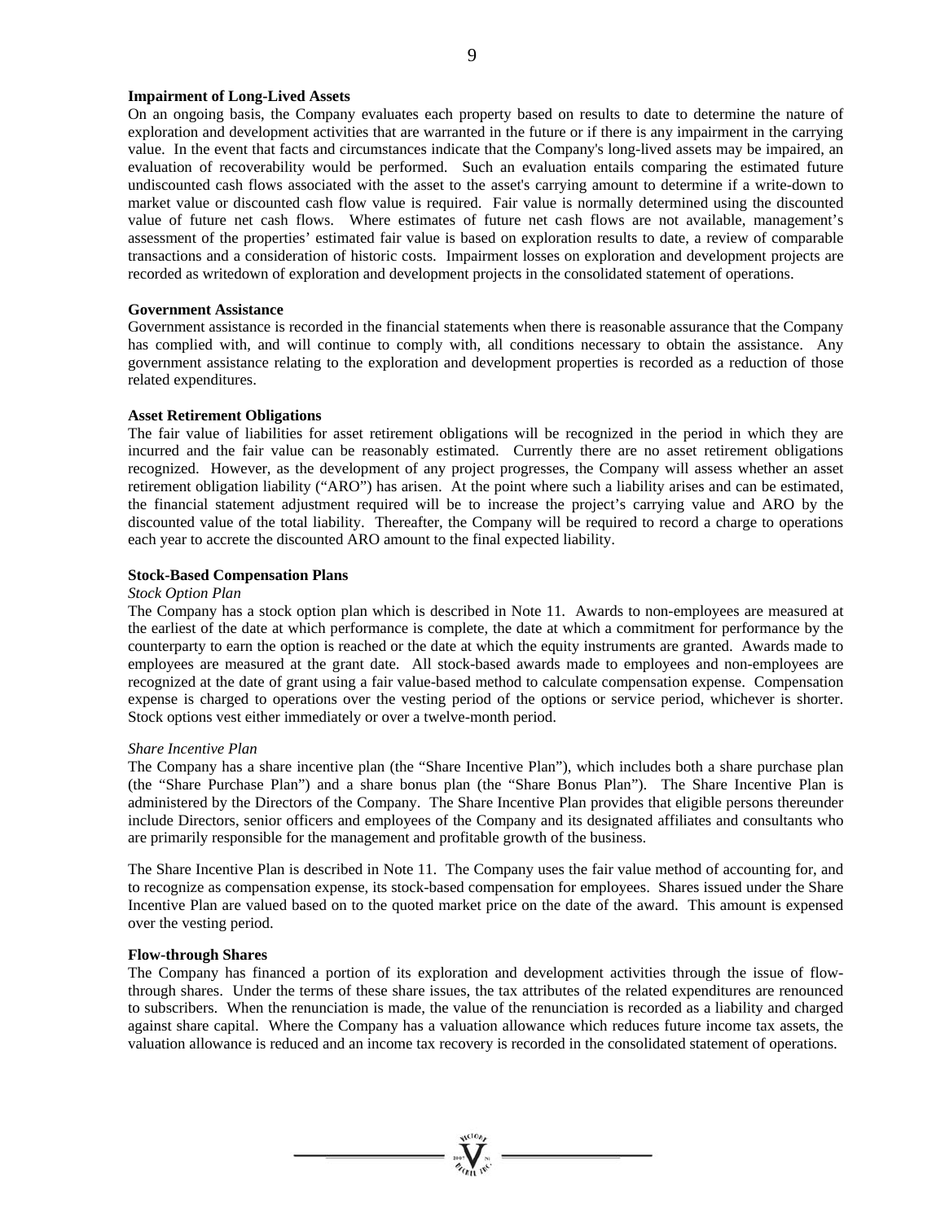**Impairment of Long-Lived Assets**

On an ongoing basis, the Company evaluates each property based on results to date to determine the nature of exploration and development activities that are warranted in the future or if there is any impairment in the carrying value. In the event that facts and circumstances indicate that the Company's long-lived assets may be impaired, an evaluation of recoverability would be performed. Such an evaluation entails comparing the estimated future undiscounted cash flows associated with the asset to the asset's carrying amount to determine if a write-down to market value or discounted cash flow value is required. Fair value is normally determined using the discounted value of future net cash flows. Where estimates of future net cash flows are not available, management's assessment of the properties' estimated fair value is based on exploration results to date, a review of comparable transactions and a consideration of historic costs. Impairment losses on exploration and development projects are recorded as writedown of exploration and development projects in the consolidated statement of operations.

**Government Assistance**

Government assistance is recorded in the financial statements when there is reasonable assurance that the Company has complied with, and will continue to comply with, all conditions necessary to obtain the assistance. Any government assistance relating to the exploration and development properties is recorded as a reduction of those related expenditures.

**Asset Retirement Obligations**

The fair value of liabilities for asset retirement obligations will be recognized in the period in which they are incurred and the fair value can be reasonably estimated. Currently there are no asset retirement obligations recognized. However, as the development of any project progresses, the Company will assess whether an asset retirement obligation liability ("ARO") has arisen. At the point where such a liability arises and can be estimated, the financial statement adjustment required will be to increase the project's carrying value and ARO by the discounted value of the total liability. Thereafter, the Company will be required to record a charge to operations each year to accrete the discounted ARO amount to the final expected liability.

**Stock-Based Compensation Plans**

*Stock Option Plan*

The Company has a stock option plan which is described in Note 11. Awards to non-employees are measured at the earliest of the date at which performance is complete, the date at which a commitment for performance by the counterparty to earn the option is reached or the date at which the equity instruments are granted. Awards made to employees are measured at the grant date. All stock-based awards made to employees and non-employees are recognized at the date of grant using a fair value-based method to calculate compensation expense. Compensation expense is charged to operations over the vesting period of the options or service period, whichever is shorter. Stock options vest either immediately or over a twelve-month period.

*Share Incentive Plan*

The Company has a share incentive plan (the "Share Incentive Plan"), which includes both a share purchase plan (the "Share Purchase Plan") and a share bonus plan (the "Share Bonus Plan"). The Share Incentive Plan is administered by the Directors of the Company. The Share Incentive Plan provides that eligible persons thereunder include Directors, senior officers and employees of the Company and its designated affiliates and consultants who are primarily responsible for the management and profitable growth of the business.

The Share Incentive Plan is described in Note 11. The Company uses the fair value method of accounting for, and to recognize as compensation expense, its stock-based compensation for employees. Shares issued under the Share Incentive Plan are valued based on to the quoted market price on the date of the award. This amount is expensed over the vesting period.

**Flow-through Shares**

The Company has financed a portion of its exploration and development activities through the issue of flow-through shares. Under the terms of these share issues, the tax attributes of the related expenditures are renounced to subscribers. When the renunciation is made, the value of the renunciation is recorded as a liability and charged against share capital. Where the Company has a valuation allowance which reduces future income tax assets, the valuation allowance is reduced and an income tax recovery is recorded in the consolidated statement of operations.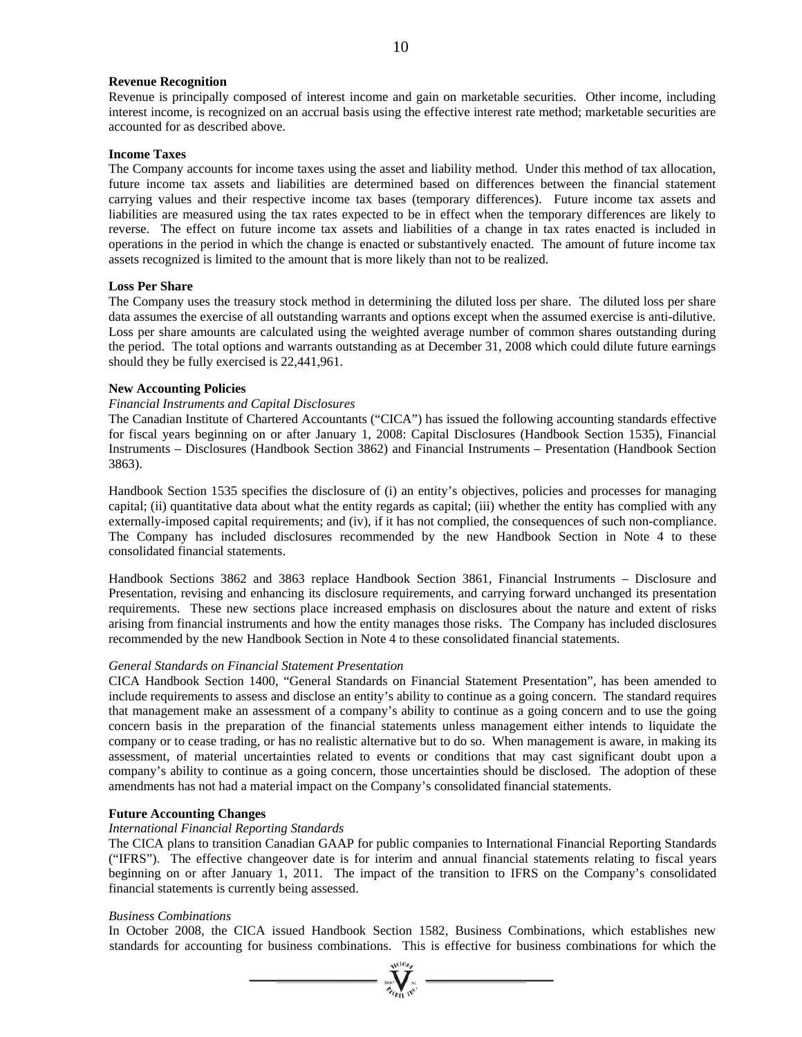**Revenue Recognition**

Revenue is principally composed of interest income and gain on marketable securities. Other income, including interest income, is recognized on an accrual basis using the effective interest rate method; marketable securities are accounted for as described above.

**Income Taxes**

The Company accounts for income taxes using the asset and liability method. Under this method of tax allocation, future income tax assets and liabilities are determined based on differences between the financial statement carrying values and their respective income tax bases (temporary differences). Future income tax assets and liabilities are measured using the tax rates expected to be in effect when the temporary differences are likely to reverse. The effect on future income tax assets and liabilities of a change in tax rates enacted is included in operations in the period in which the change is enacted or substantively enacted. The amount of future income tax assets recognized is limited to the amount that is more likely than not to be realized.

**Loss Per Share**

The Company uses the treasury stock method in determining the diluted loss per share. The diluted loss per share data assumes the exercise of all outstanding warrants and options except when the assumed exercise is anti-dilutive. Loss per share amounts are calculated using the weighted average number of common shares outstanding during the period. The total options and warrants outstanding as at December 31, 2008 which could dilute future earnings should they be fully exercised is 22,441,961.

**New Accounting Policies**

*Financial Instruments and Capital Disclosures*

The Canadian Institute of Chartered Accountants ("CICA") has issued the following accounting standards effective for fiscal years beginning on or after January 1, 2008: Capital Disclosures (Handbook Section 1535), Financial Instruments – Disclosures (Handbook Section 3862) and Financial Instruments – Presentation (Handbook Section 3863).

Handbook Section 1535 specifies the disclosure of (i) an entity's objectives, policies and processes for managing capital; (ii) quantitative data about what the entity regards as capital; (iii) whether the entity has complied with any externally-imposed capital requirements; and (iv), if it has not complied, the consequences of such non-compliance. The Company has included disclosures recommended by the new Handbook Section in Note 4 to these consolidated financial statements.

Handbook Sections 3862 and 3863 replace Handbook Section 3861, Financial Instruments – Disclosure and Presentation, revising and enhancing its disclosure requirements, and carrying forward unchanged its presentation requirements. These new sections place increased emphasis on disclosures about the nature and extent of risks arising from financial instruments and how the entity manages those risks. The Company has included disclosures recommended by the new Handbook Section in Note 4 to these consolidated financial statements.

*General Standards on Financial Statement Presentation*

CICA Handbook Section 1400, "General Standards on Financial Statement Presentation", has been amended to include requirements to assess and disclose an entity's ability to continue as a going concern. The standard requires that management make an assessment of a company's ability to continue as a going concern and to use the going concern basis in the preparation of the financial statements unless management either intends to liquidate the company or to cease trading, or has no realistic alternative but to do so. When management is aware, in making its assessment, of material uncertainties related to events or conditions that may cast significant doubt upon a company's ability to continue as a going concern, those uncertainties should be disclosed. The adoption of these amendments has not had a material impact on the Company's consolidated financial statements.

**Future Accounting Changes**

*International Financial Reporting Standards*

The CICA plans to transition Canadian GAAP for public companies to International Financial Reporting Standards ("IFRS"). The effective changeover date is for interim and annual financial statements relating to fiscal years beginning on or after January 1, 2011. The impact of the transition to IFRS on the Company's consolidated financial statements is currently being assessed.

*Business Combinations*

In October 2008, the CICA issued Handbook Section 1582, Business Combinations, which establishes new standards for accounting for business combinations. This is effective for business combinations for which the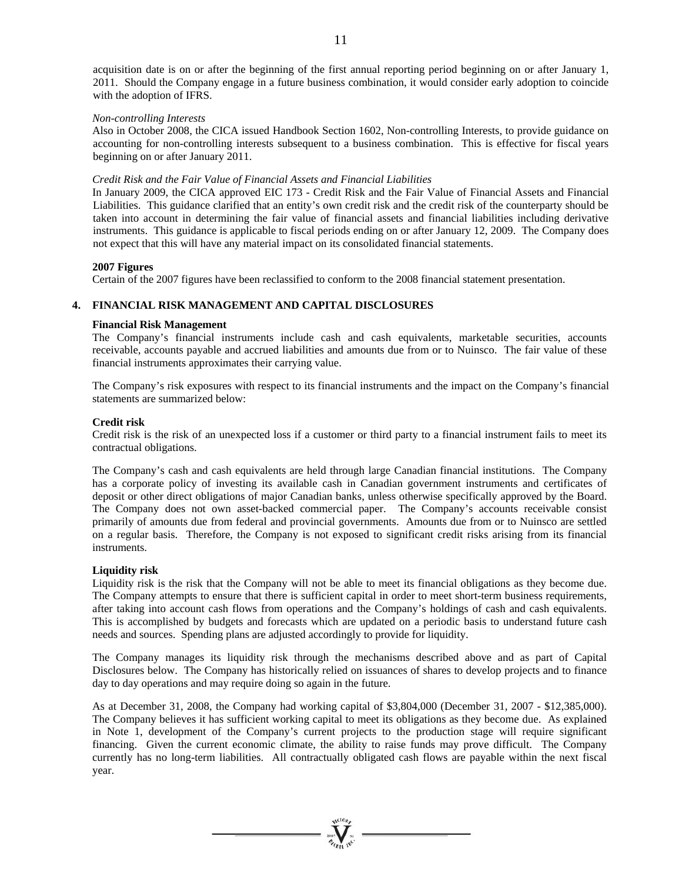acquisition date is on or after the beginning of the first annual reporting period beginning on or after January 1, 2011. Should the Company engage in a future business combination, it would consider early adoption to coincide with the adoption of IFRS.

*Non-controlling Interests*

Also in October 2008, the CICA issued Handbook Section 1602, Non-controlling Interests, to provide guidance on accounting for non-controlling interests subsequent to a business combination. This is effective for fiscal years beginning on or after January 2011.

*Credit Risk and the Fair Value of Financial Assets and Financial Liabilities*

In January 2009, the CICA approved EIC 173 - Credit Risk and the Fair Value of Financial Assets and Financial Liabilities. This guidance clarified that an entity's own credit risk and the credit risk of the counterparty should be taken into account in determining the fair value of financial assets and financial liabilities including derivative instruments. This guidance is applicable to fiscal periods ending on or after January 12, 2009. The Company does not expect that this will have any material impact on its consolidated financial statements.

**2007 Figures**

Certain of the 2007 figures have been reclassified to conform to the 2008 financial statement presentation.

## 4. FINANCIAL RISK MANAGEMENT AND CAPITAL DISCLOSURES

**Financial Risk Management**

The Company's financial instruments include cash and cash equivalents, marketable securities, accounts receivable, accounts payable and accrued liabilities and amounts due from or to Nuinsco. The fair value of these financial instruments approximates their carrying value.

The Company's risk exposures with respect to its financial instruments and the impact on the Company's financial statements are summarized below:

**Credit risk**

Credit risk is the risk of an unexpected loss if a customer or third party to a financial instrument fails to meet its contractual obligations.

The Company's cash and cash equivalents are held through large Canadian financial institutions. The Company has a corporate policy of investing its available cash in Canadian government instruments and certificates of deposit or other direct obligations of major Canadian banks, unless otherwise specifically approved by the Board. The Company does not own asset-backed commercial paper. The Company's accounts receivable consist primarily of amounts due from federal and provincial governments. Amounts due from or to Nuinsco are settled on a regular basis. Therefore, the Company is not exposed to significant credit risks arising from its financial instruments.

**Liquidity risk**

Liquidity risk is the risk that the Company will not be able to meet its financial obligations as they become due. The Company attempts to ensure that there is sufficient capital in order to meet short-term business requirements, after taking into account cash flows from operations and the Company's holdings of cash and cash equivalents. This is accomplished by budgets and forecasts which are updated on a periodic basis to understand future cash needs and sources. Spending plans are adjusted accordingly to provide for liquidity.

The Company manages its liquidity risk through the mechanisms described above and as part of Capital Disclosures below. The Company has historically relied on issuances of shares to develop projects and to finance day to day operations and may require doing so again in the future.

As at December 31, 2008, the Company had working capital of $3,804,000 (December 31, 2007 - $12,385,000). The Company believes it has sufficient working capital to meet its obligations as they become due. As explained in Note 1, development of the Company's current projects to the production stage will require significant financing. Given the current economic climate, the ability to raise funds may prove difficult. The Company currently has no long-term liabilities. All contractually obligated cash flows are payable within the next fiscal year.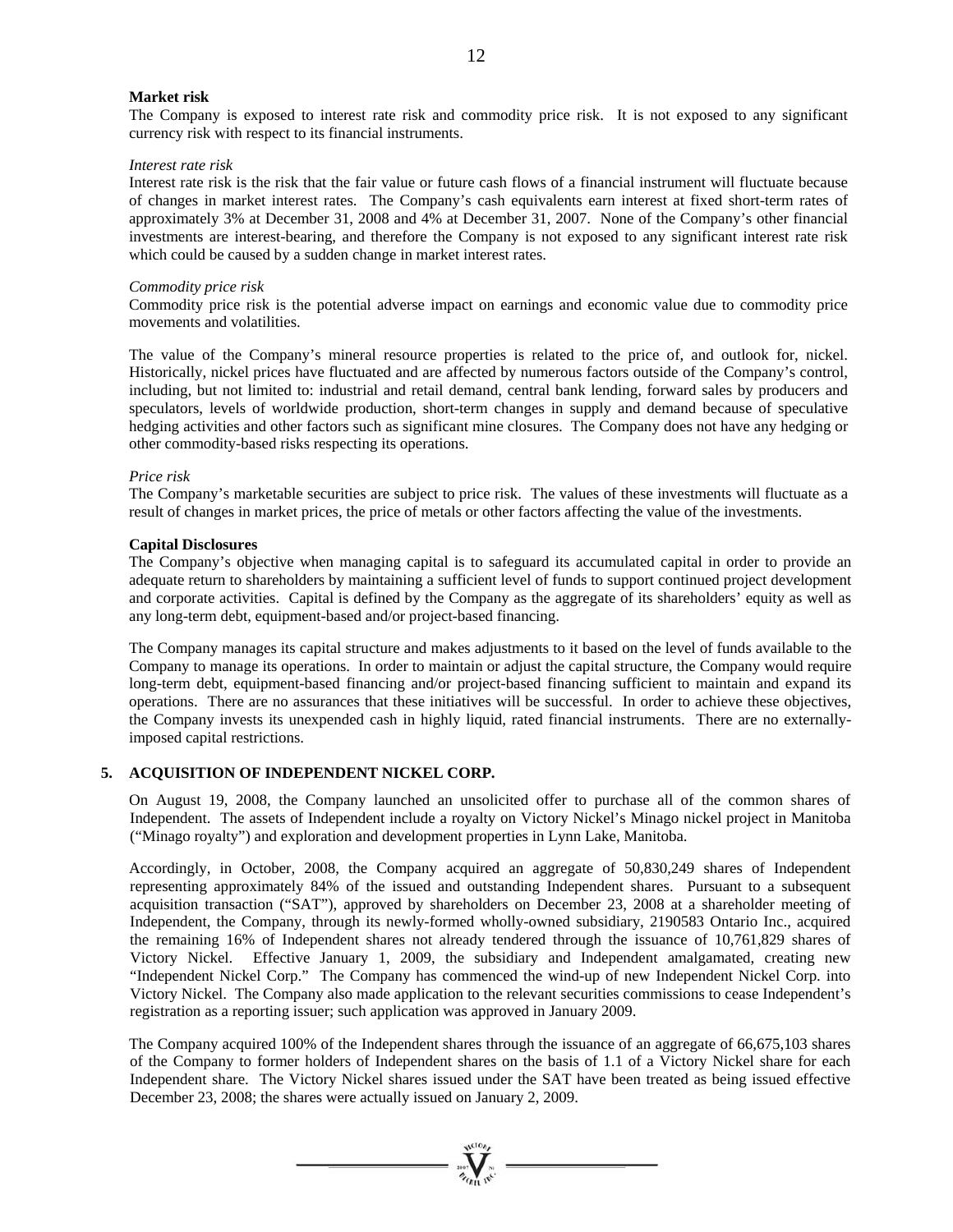**Market risk**

The Company is exposed to interest rate risk and commodity price risk. It is not exposed to any significant currency risk with respect to its financial instruments.

*Interest rate risk*

Interest rate risk is the risk that the fair value or future cash flows of a financial instrument will fluctuate because of changes in market interest rates. The Company's cash equivalents earn interest at fixed short-term rates of approximately 3% at December 31, 2008 and 4% at December 31, 2007. None of the Company's other financial investments are interest-bearing, and therefore the Company is not exposed to any significant interest rate risk which could be caused by a sudden change in market interest rates.

*Commodity price risk*

Commodity price risk is the potential adverse impact on earnings and economic value due to commodity price movements and volatilities.

The value of the Company's mineral resource properties is related to the price of, and outlook for, nickel. Historically, nickel prices have fluctuated and are affected by numerous factors outside of the Company's control, including, but not limited to: industrial and retail demand, central bank lending, forward sales by producers and speculators, levels of worldwide production, short-term changes in supply and demand because of speculative hedging activities and other factors such as significant mine closures. The Company does not have any hedging or other commodity-based risks respecting its operations.

*Price risk*

The Company's marketable securities are subject to price risk. The values of these investments will fluctuate as a result of changes in market prices, the price of metals or other factors affecting the value of the investments.

**Capital Disclosures**

The Company's objective when managing capital is to safeguard its accumulated capital in order to provide an adequate return to shareholders by maintaining a sufficient level of funds to support continued project development and corporate activities. Capital is defined by the Company as the aggregate of its shareholders' equity as well as any long-term debt, equipment-based and/or project-based financing.

The Company manages its capital structure and makes adjustments to it based on the level of funds available to the Company to manage its operations. In order to maintain or adjust the capital structure, the Company would require long-term debt, equipment-based financing and/or project-based financing sufficient to maintain and expand its operations. There are no assurances that these initiatives will be successful. In order to achieve these objectives, the Company invests its unexpended cash in highly liquid, rated financial instruments. There are no externally-imposed capital restrictions.

## 5. ACQUISITION OF INDEPENDENT NICKEL CORP.

On August 19, 2008, the Company launched an unsolicited offer to purchase all of the common shares of Independent. The assets of Independent include a royalty on Victory Nickel's Minago nickel project in Manitoba ("Minago royalty") and exploration and development properties in Lynn Lake, Manitoba.

Accordingly, in October, 2008, the Company acquired an aggregate of 50,830,249 shares of Independent representing approximately 84% of the issued and outstanding Independent shares. Pursuant to a subsequent acquisition transaction ("SAT"), approved by shareholders on December 23, 2008 at a shareholder meeting of Independent, the Company, through its newly-formed wholly-owned subsidiary, 2190583 Ontario Inc., acquired the remaining 16% of Independent shares not already tendered through the issuance of 10,761,829 shares of Victory Nickel. Effective January 1, 2009, the subsidiary and Independent amalgamated, creating new "Independent Nickel Corp." The Company has commenced the wind-up of new Independent Nickel Corp. into Victory Nickel. The Company also made application to the relevant securities commissions to cease Independent's registration as a reporting issuer; such application was approved in January 2009.

The Company acquired 100% of the Independent shares through the issuance of an aggregate of 66,675,103 shares of the Company to former holders of Independent shares on the basis of 1.1 of a Victory Nickel share for each Independent share. The Victory Nickel shares issued under the SAT have been treated as being issued effective December 23, 2008; the shares were actually issued on January 2, 2009.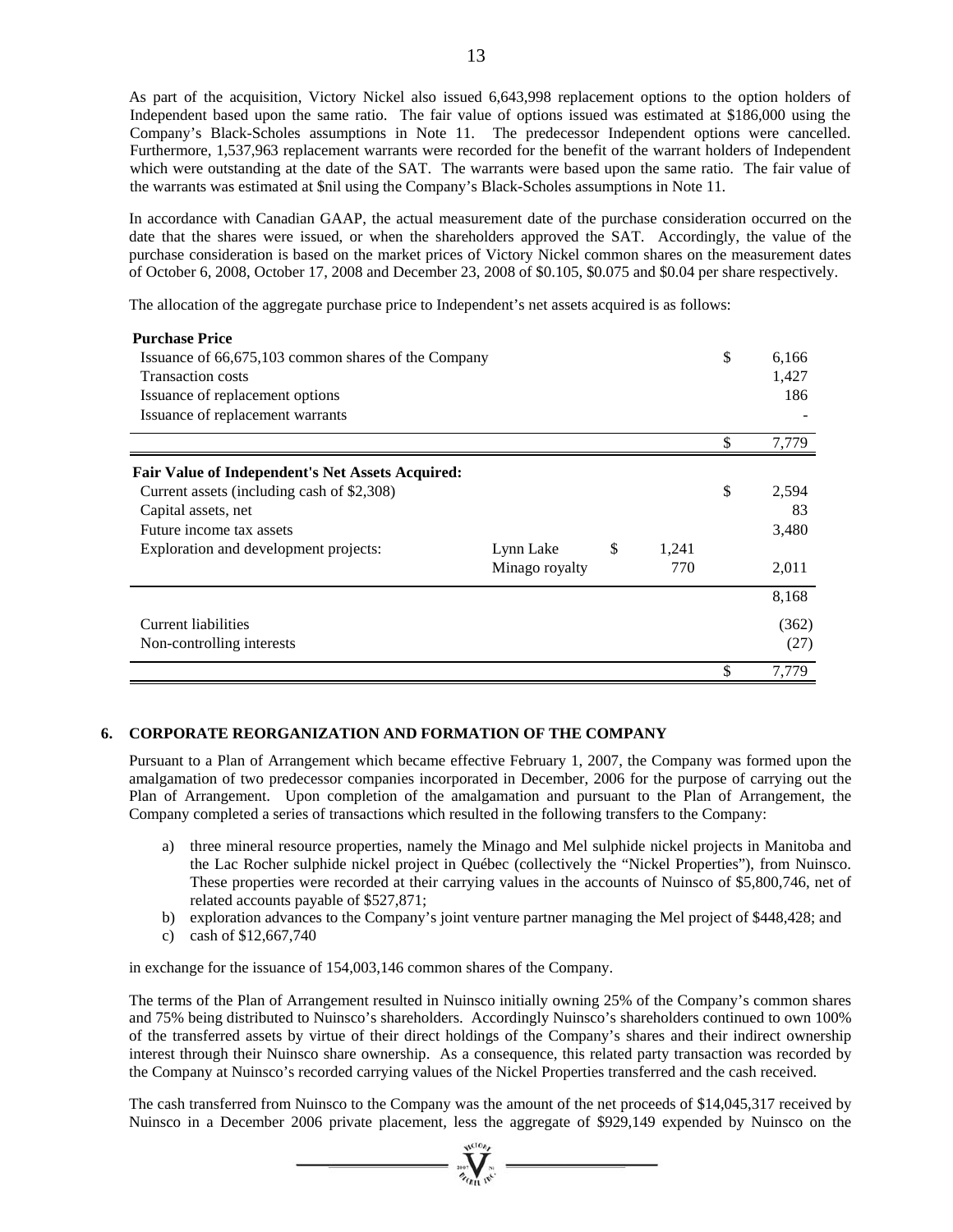As part of the acquisition, Victory Nickel also issued 6,643,998 replacement options to the option holders of Independent based upon the same ratio. The fair value of options issued was estimated at $186,000 using the Company's Black-Scholes assumptions in Note 11. The predecessor Independent options were cancelled. Furthermore, 1,537,963 replacement warrants were recorded for the benefit of the warrant holders of Independent which were outstanding at the date of the SAT. The warrants were based upon the same ratio. The fair value of the warrants was estimated at $nil using the Company's Black-Scholes assumptions in Note 11.

In accordance with Canadian GAAP, the actual measurement date of the purchase consideration occurred on the date that the shares were issued, or when the shareholders approved the SAT. Accordingly, the value of the purchase consideration is based on the market prices of Victory Nickel common shares on the measurement dates of October 6, 2008, October 17, 2008 and December 23, 2008 of $0.105, $0.075 and $0.04 per share respectively.

The allocation of the aggregate purchase price to Independent's net assets acquired is as follows:

| | | | |
|---|---|---|---|
| **Purchase Price** | | | |
| Issuance of 66,675,103 common shares of the Company | | | $ 6,166 |
| Transaction costs | | | 1,427 |
| Issuance of replacement options | | | 186 |
| Issuance of replacement warrants | | | - |
| | | | $ 7,779 |
| **Fair Value of Independent's Net Assets Acquired:** | | | |
| Current assets (including cash of $2,308) | | | $ 2,594 |
| Capital assets, net | | | 83 |
| Future income tax assets | | | 3,480 |
| Exploration and development projects: | Lynn Lake | $ 1,241 | |
| | Minago royalty | 770 | 2,011 |
| | | | 8,168 |
| Current liabilities | | | (362) |
| Non-controlling interests | | | (27) |
| | | | $ 7,779 |

## 6. CORPORATE REORGANIZATION AND FORMATION OF THE COMPANY

Pursuant to a Plan of Arrangement which became effective February 1, 2007, the Company was formed upon the amalgamation of two predecessor companies incorporated in December, 2006 for the purpose of carrying out the Plan of Arrangement. Upon completion of the amalgamation and pursuant to the Plan of Arrangement, the Company completed a series of transactions which resulted in the following transfers to the Company:

a) three mineral resource properties, namely the Minago and Mel sulphide nickel projects in Manitoba and the Lac Rocher sulphide nickel project in Québec (collectively the "Nickel Properties"), from Nuinsco. These properties were recorded at their carrying values in the accounts of Nuinsco of $5,800,746, net of related accounts payable of $527,871;
b) exploration advances to the Company's joint venture partner managing the Mel project of $448,428; and
c) cash of $12,667,740

in exchange for the issuance of 154,003,146 common shares of the Company.

The terms of the Plan of Arrangement resulted in Nuinsco initially owning 25% of the Company's common shares and 75% being distributed to Nuinsco's shareholders. Accordingly Nuinsco's shareholders continued to own 100% of the transferred assets by virtue of their direct holdings of the Company's shares and their indirect ownership interest through their Nuinsco share ownership. As a consequence, this related party transaction was recorded by the Company at Nuinsco's recorded carrying values of the Nickel Properties transferred and the cash received.

The cash transferred from Nuinsco to the Company was the amount of the net proceeds of $14,045,317 received by Nuinsco in a December 2006 private placement, less the aggregate of $929,149 expended by Nuinsco on the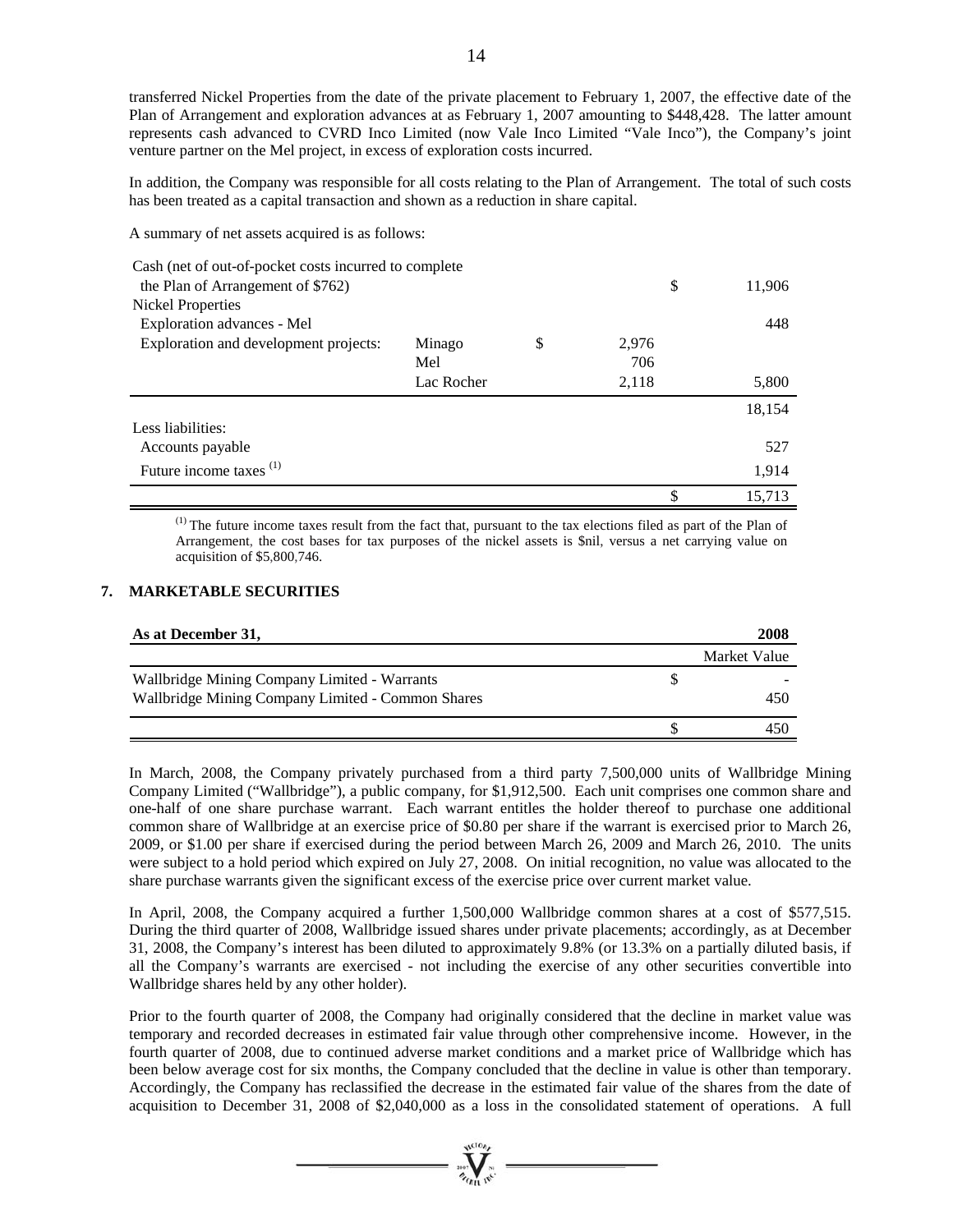transferred Nickel Properties from the date of the private placement to February 1, 2007, the effective date of the Plan of Arrangement and exploration advances at as February 1, 2007 amounting to $448,428. The latter amount represents cash advanced to CVRD Inco Limited (now Vale Inco Limited "Vale Inco"), the Company's joint venture partner on the Mel project, in excess of exploration costs incurred.

In addition, the Company was responsible for all costs relating to the Plan of Arrangement. The total of such costs has been treated as a capital transaction and shown as a reduction in share capital.

A summary of net assets acquired is as follows:

| | | | | |
|---|---|---|---|---|
| Cash (net of out-of-pocket costs incurred to complete the Plan of Arrangement of $762) | | | $ | 11,906 |
| Nickel Properties | | | | |
| Exploration advances - Mel | | | | 448 |
| Exploration and development projects: | Minago | $ 2,976 | | |
| | Mel | 706 | | |
| | Lac Rocher | 2,118 | | 5,800 |
| | | | | 18,154 |
| Less liabilities: | | | | |
| Accounts payable | | | | 527 |
| Future income taxes [1] | | | | 1,914 |
| | | | $ | 15,713 |

[1] The future income taxes result from the fact that, pursuant to the tax elections filed as part of the Plan of Arrangement, the cost bases for tax purposes of the nickel assets is $nil, versus a net carrying value on acquisition of $5,800,746.

## 7. MARKETABLE SECURITIES

| As at December 31, | | 2008 |
|---|---|---|
| | | Market Value |
| Wallbridge Mining Company Limited - Warrants | $ | - |
| Wallbridge Mining Company Limited - Common Shares | | 450 |
| | $ | 450 |

In March, 2008, the Company privately purchased from a third party 7,500,000 units of Wallbridge Mining Company Limited ("Wallbridge"), a public company, for $1,912,500. Each unit comprises one common share and one-half of one share purchase warrant. Each warrant entitles the holder thereof to purchase one additional common share of Wallbridge at an exercise price of $0.80 per share if the warrant is exercised prior to March 26, 2009, or $1.00 per share if exercised during the period between March 26, 2009 and March 26, 2010. The units were subject to a hold period which expired on July 27, 2008. On initial recognition, no value was allocated to the share purchase warrants given the significant excess of the exercise price over current market value.

In April, 2008, the Company acquired a further 1,500,000 Wallbridge common shares at a cost of $577,515. During the third quarter of 2008, Wallbridge issued shares under private placements; accordingly, as at December 31, 2008, the Company's interest has been diluted to approximately 9.8% (or 13.3% on a partially diluted basis, if all the Company's warrants are exercised - not including the exercise of any other securities convertible into Wallbridge shares held by any other holder).

Prior to the fourth quarter of 2008, the Company had originally considered that the decline in market value was temporary and recorded decreases in estimated fair value through other comprehensive income. However, in the fourth quarter of 2008, due to continued adverse market conditions and a market price of Wallbridge which has been below average cost for six months, the Company concluded that the decline in value is other than temporary. Accordingly, the Company has reclassified the decrease in the estimated fair value of the shares from the date of acquisition to December 31, 2008 of $2,040,000 as a loss in the consolidated statement of operations. A full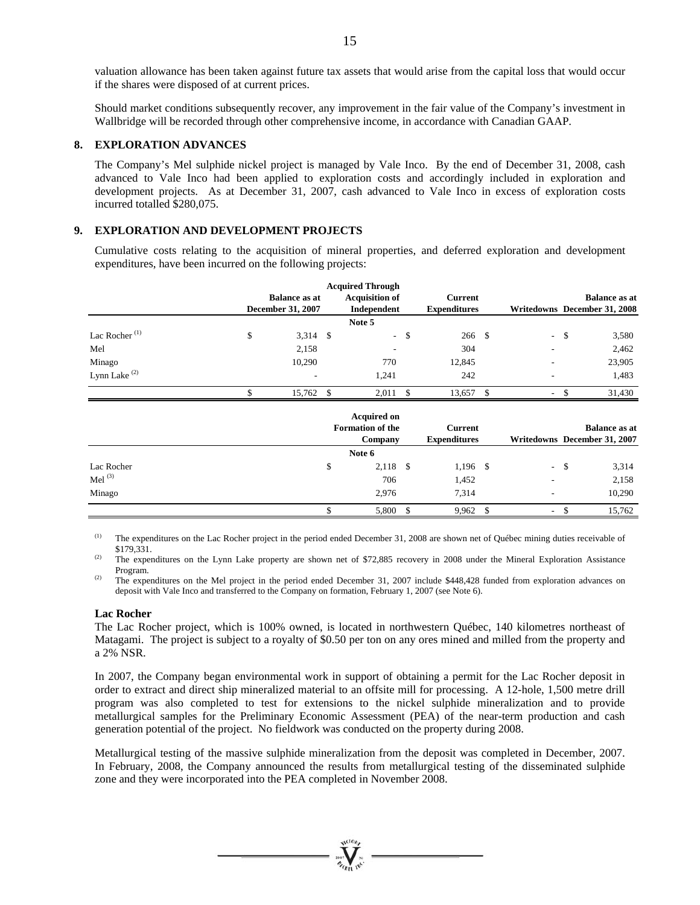valuation allowance has been taken against future tax assets that would arise from the capital loss that would occur if the shares were disposed of at current prices.

Should market conditions subsequently recover, any improvement in the fair value of the Company's investment in Wallbridge will be recorded through other comprehensive income, in accordance with Canadian GAAP.

## 8. EXPLORATION ADVANCES

The Company's Mel sulphide nickel project is managed by Vale Inco. By the end of December 31, 2008, cash advanced to Vale Inco had been applied to exploration costs and accordingly included in exploration and development projects. As at December 31, 2007, cash advanced to Vale Inco in excess of exploration costs incurred totalled $280,075.

## 9. EXPLORATION AND DEVELOPMENT PROJECTS

Cumulative costs relating to the acquisition of mineral properties, and deferred exploration and development expenditures, have been incurred on the following projects:

| | Balance as at December 31, 2007 | Acquired Through Acquisition of Independent | Current Expenditures | Writedowns | Balance as at December 31, 2008 |
|---|---|---|---|---|---|
| | | Note 5 | | | |
| Lac Rocher [(1)] | $ 3,314 | $ - | $ 266 | $ - | $ 3,580 |
| Mel | 2,158 | - | 304 | - | 2,462 |
| Minago | 10,290 | 770 | 12,845 | - | 23,905 |
| Lynn Lake [(2)] | - | 1,241 | 242 | - | 1,483 |
| | $ 15,762 | $ 2,011 | $ 13,657 | $ - | $ 31,430 |

| | Acquired on Formation of the Company | Current Expenditures | Writedowns | Balance as at December 31, 2007 |
|---|---|---|---|---|
| | Note 6 | | | |
| Lac Rocher | $ 2,118 | $ 1,196 | $ - | $ 3,314 |
| Mel [(3)] | 706 | 1,452 | - | 2,158 |
| Minago | 2,976 | 7,314 | - | 10,290 |
| | $ 5,800 | $ 9,962 | $ - | $ 15,762 |

(1) The expenditures on the Lac Rocher project in the period ended December 31, 2008 are shown net of Québec mining duties receivable of $179,331.

(2) The expenditures on the Lynn Lake property are shown net of $72,885 recovery in 2008 under the Mineral Exploration Assistance Program.

(2) The expenditures on the Mel project in the period ended December 31, 2007 include $448,428 funded from exploration advances on deposit with Vale Inco and transferred to the Company on formation, February 1, 2007 (see Note 6).

### Lac Rocher

The Lac Rocher project, which is 100% owned, is located in northwestern Québec, 140 kilometres northeast of Matagami. The project is subject to a royalty of $0.50 per ton on any ores mined and milled from the property and a 2% NSR.

In 2007, the Company began environmental work in support of obtaining a permit for the Lac Rocher deposit in order to extract and direct ship mineralized material to an offsite mill for processing. A 12-hole, 1,500 metre drill program was also completed to test for extensions to the nickel sulphide mineralization and to provide metallurgical samples for the Preliminary Economic Assessment (PEA) of the near-term production and cash generation potential of the project. No fieldwork was conducted on the property during 2008.

Metallurgical testing of the massive sulphide mineralization from the deposit was completed in December, 2007. In February, 2008, the Company announced the results from metallurgical testing of the disseminated sulphide zone and they were incorporated into the PEA completed in November 2008.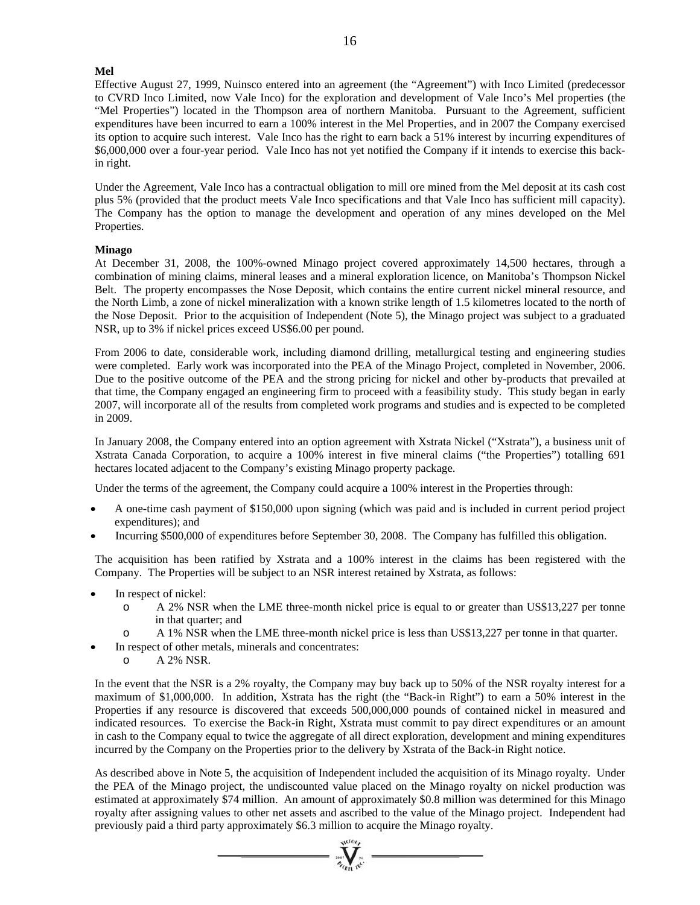**Mel**

Effective August 27, 1999, Nuinsco entered into an agreement (the "Agreement") with Inco Limited (predecessor to CVRD Inco Limited, now Vale Inco) for the exploration and development of Vale Inco's Mel properties (the "Mel Properties") located in the Thompson area of northern Manitoba. Pursuant to the Agreement, sufficient expenditures have been incurred to earn a 100% interest in the Mel Properties, and in 2007 the Company exercised its option to acquire such interest. Vale Inco has the right to earn back a 51% interest by incurring expenditures of $6,000,000 over a four-year period. Vale Inco has not yet notified the Company if it intends to exercise this back-in right.

Under the Agreement, Vale Inco has a contractual obligation to mill ore mined from the Mel deposit at its cash cost plus 5% (provided that the product meets Vale Inco specifications and that Vale Inco has sufficient mill capacity). The Company has the option to manage the development and operation of any mines developed on the Mel Properties.

**Minago**

At December 31, 2008, the 100%-owned Minago project covered approximately 14,500 hectares, through a combination of mining claims, mineral leases and a mineral exploration licence, on Manitoba's Thompson Nickel Belt. The property encompasses the Nose Deposit, which contains the entire current nickel mineral resource, and the North Limb, a zone of nickel mineralization with a known strike length of 1.5 kilometres located to the north of the Nose Deposit. Prior to the acquisition of Independent (Note 5), the Minago project was subject to a graduated NSR, up to 3% if nickel prices exceed US$6.00 per pound.

From 2006 to date, considerable work, including diamond drilling, metallurgical testing and engineering studies were completed. Early work was incorporated into the PEA of the Minago Project, completed in November, 2006. Due to the positive outcome of the PEA and the strong pricing for nickel and other by-products that prevailed at that time, the Company engaged an engineering firm to proceed with a feasibility study. This study began in early 2007, will incorporate all of the results from completed work programs and studies and is expected to be completed in 2009.

In January 2008, the Company entered into an option agreement with Xstrata Nickel ("Xstrata"), a business unit of Xstrata Canada Corporation, to acquire a 100% interest in five mineral claims ("the Properties") totalling 691 hectares located adjacent to the Company's existing Minago property package.

Under the terms of the agreement, the Company could acquire a 100% interest in the Properties through:

- A one-time cash payment of $150,000 upon signing (which was paid and is included in current period project expenditures); and
- Incurring $500,000 of expenditures before September 30, 2008. The Company has fulfilled this obligation.

The acquisition has been ratified by Xstrata and a 100% interest in the claims has been registered with the Company. The Properties will be subject to an NSR interest retained by Xstrata, as follows:

- In respect of nickel:
  - A 2% NSR when the LME three-month nickel price is equal to or greater than US$13,227 per tonne in that quarter; and
  - A 1% NSR when the LME three-month nickel price is less than US$13,227 per tonne in that quarter.
- In respect of other metals, minerals and concentrates:
  - A 2% NSR.

In the event that the NSR is a 2% royalty, the Company may buy back up to 50% of the NSR royalty interest for a maximum of $1,000,000. In addition, Xstrata has the right (the "Back-in Right") to earn a 50% interest in the Properties if any resource is discovered that exceeds 500,000,000 pounds of contained nickel in measured and indicated resources. To exercise the Back-in Right, Xstrata must commit to pay direct expenditures or an amount in cash to the Company equal to twice the aggregate of all direct exploration, development and mining expenditures incurred by the Company on the Properties prior to the delivery by Xstrata of the Back-in Right notice.

As described above in Note 5, the acquisition of Independent included the acquisition of its Minago royalty. Under the PEA of the Minago project, the undiscounted value placed on the Minago royalty on nickel production was estimated at approximately $74 million. An amount of approximately $0.8 million was determined for this Minago royalty after assigning values to other net assets and ascribed to the value of the Minago project. Independent had previously paid a third party approximately $6.3 million to acquire the Minago royalty.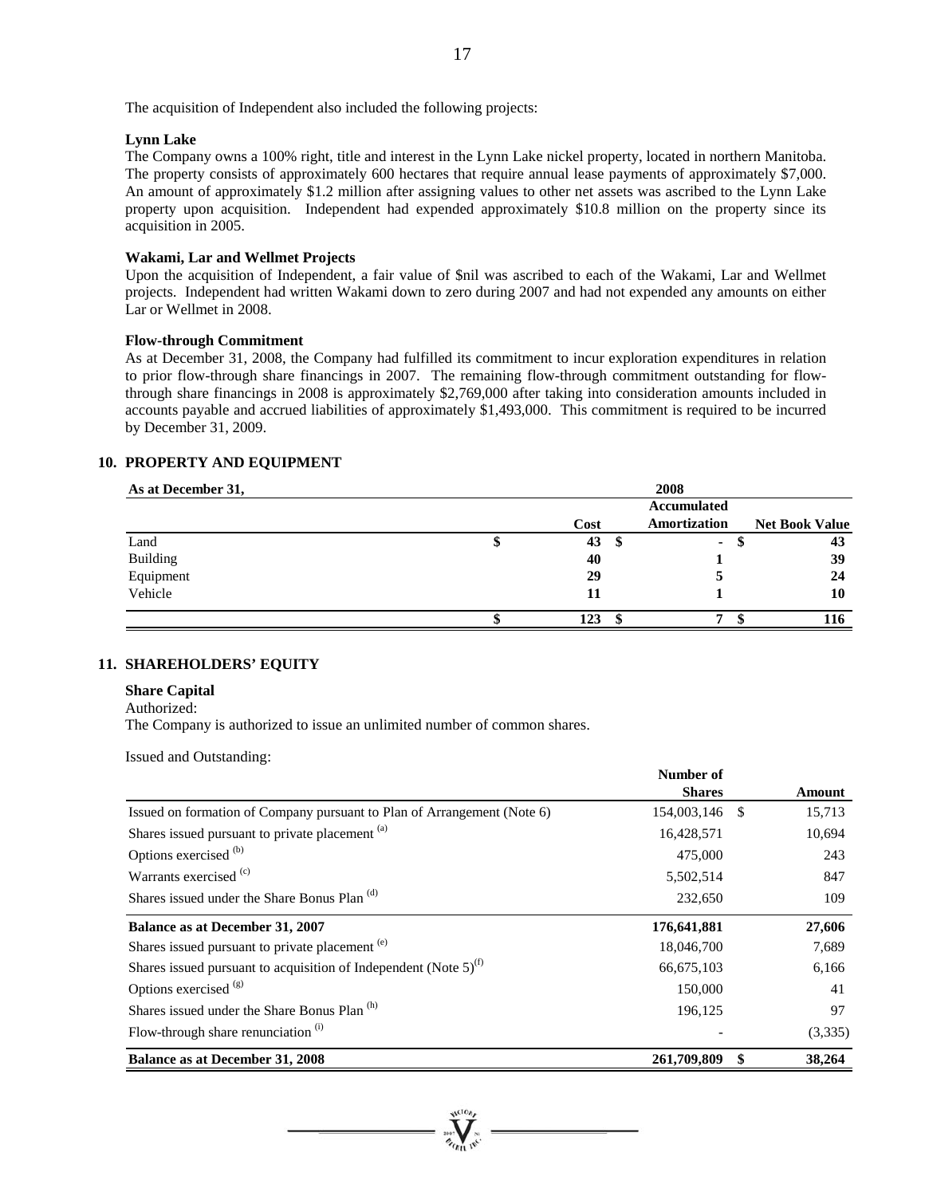The acquisition of Independent also included the following projects:

**Lynn Lake**
The Company owns a 100% right, title and interest in the Lynn Lake nickel property, located in northern Manitoba. The property consists of approximately 600 hectares that require annual lease payments of approximately $7,000. An amount of approximately $1.2 million after assigning values to other net assets was ascribed to the Lynn Lake property upon acquisition. Independent had expended approximately $10.8 million on the property since its acquisition in 2005.

**Wakami, Lar and Wellmet Projects**
Upon the acquisition of Independent, a fair value of $nil was ascribed to each of the Wakami, Lar and Wellmet projects. Independent had written Wakami down to zero during 2007 and had not expended any amounts on either Lar or Wellmet in 2008.

**Flow-through Commitment**
As at December 31, 2008, the Company had fulfilled its commitment to incur exploration expenditures in relation to prior flow-through share financings in 2007. The remaining flow-through commitment outstanding for flow-through share financings in 2008 is approximately $2,769,000 after taking into consideration amounts included in accounts payable and accrued liabilities of approximately $1,493,000. This commitment is required to be incurred by December 31, 2009.

## 10. PROPERTY AND EQUIPMENT

| As at December 31, | | 2008 | |
|---|---|---|---|
| | Cost | Accumulated Amortization | Net Book Value |
| Land | $ 43 | $ - | $ 43 |
| Building | 40 | 1 | 39 |
| Equipment | 29 | 5 | 24 |
| Vehicle | 11 | 1 | 10 |
| | $ 123 | $ 7 | $ 116 |

## 11. SHAREHOLDERS' EQUITY

**Share Capital**

Authorized:

The Company is authorized to issue an unlimited number of common shares.

Issued and Outstanding:

| | Number of Shares | Amount |
|---|---|---|
| Issued on formation of Company pursuant to Plan of Arrangement (Note 6) | 154,003,146 | $ 15,713 |
| Shares issued pursuant to private placement [(a)] | 16,428,571 | 10,694 |
| Options exercised [(b)] | 475,000 | 243 |
| Warrants exercised [(c)] | 5,502,514 | 847 |
| Shares issued under the Share Bonus Plan [(d)] | 232,650 | 109 |
| **Balance as at December 31, 2007** | **176,641,881** | **27,606** |
| Shares issued pursuant to private placement [(e)] | 18,046,700 | 7,689 |
| Shares issued pursuant to acquisition of Independent (Note 5)[(f)] | 66,675,103 | 6,166 |
| Options exercised [(g)] | 150,000 | 41 |
| Shares issued under the Share Bonus Plan [(h)] | 196,125 | 97 |
| Flow-through share renunciation [(i)] | - | (3,335) |
| **Balance as at December 31, 2008** | **261,709,809** | **$ 38,264** |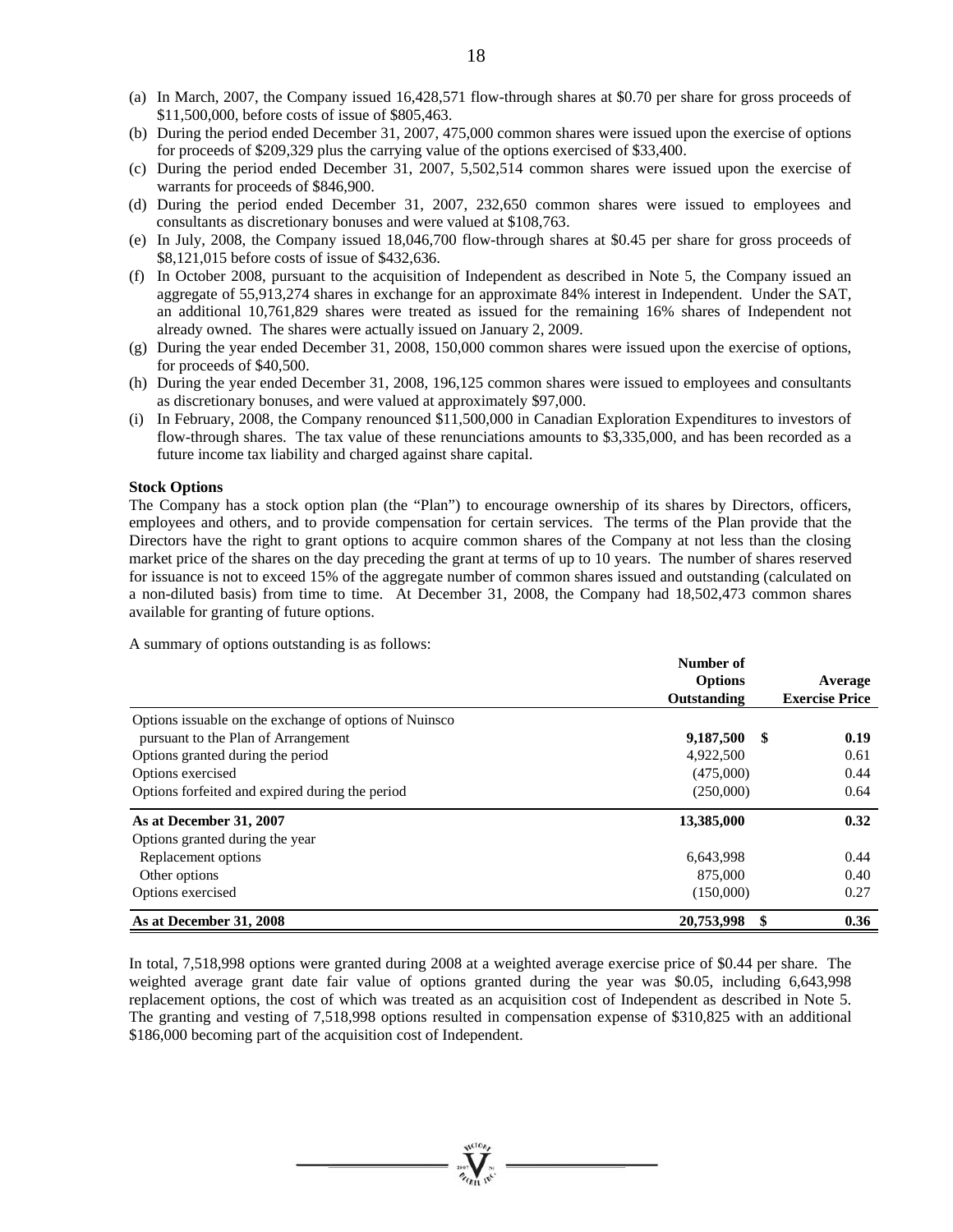(a) In March, 2007, the Company issued 16,428,571 flow-through shares at $0.70 per share for gross proceeds of $11,500,000, before costs of issue of $805,463.
(b) During the period ended December 31, 2007, 475,000 common shares were issued upon the exercise of options for proceeds of $209,329 plus the carrying value of the options exercised of $33,400.
(c) During the period ended December 31, 2007, 5,502,514 common shares were issued upon the exercise of warrants for proceeds of $846,900.
(d) During the period ended December 31, 2007, 232,650 common shares were issued to employees and consultants as discretionary bonuses and were valued at $108,763.
(e) In July, 2008, the Company issued 18,046,700 flow-through shares at $0.45 per share for gross proceeds of $8,121,015 before costs of issue of $432,636.
(f) In October 2008, pursuant to the acquisition of Independent as described in Note 5, the Company issued an aggregate of 55,913,274 shares in exchange for an approximate 84% interest in Independent. Under the SAT, an additional 10,761,829 shares were treated as issued for the remaining 16% shares of Independent not already owned. The shares were actually issued on January 2, 2009.
(g) During the year ended December 31, 2008, 150,000 common shares were issued upon the exercise of options, for proceeds of $40,500.
(h) During the year ended December 31, 2008, 196,125 common shares were issued to employees and consultants as discretionary bonuses, and were valued at approximately $97,000.
(i) In February, 2008, the Company renounced $11,500,000 in Canadian Exploration Expenditures to investors of flow-through shares. The tax value of these renunciations amounts to $3,335,000, and has been recorded as a future income tax liability and charged against share capital.

**Stock Options**

The Company has a stock option plan (the "Plan") to encourage ownership of its shares by Directors, officers, employees and others, and to provide compensation for certain services. The terms of the Plan provide that the Directors have the right to grant options to acquire common shares of the Company at not less than the closing market price of the shares on the day preceding the grant at terms of up to 10 years. The number of shares reserved for issuance is not to exceed 15% of the aggregate number of common shares issued and outstanding (calculated on a non-diluted basis) from time to time. At December 31, 2008, the Company had 18,502,473 common shares available for granting of future options.

A summary of options outstanding is as follows:

| | Number of Options Outstanding | Average Exercise Price |
|---|---|---|
| Options issuable on the exchange of options of Nuinsco pursuant to the Plan of Arrangement | **9,187,500** | **$ 0.19** |
| Options granted during the period | 4,922,500 | 0.61 |
| Options exercised | (475,000) | 0.44 |
| Options forfeited and expired during the period | (250,000) | 0.64 |
| **As at December 31, 2007** | **13,385,000** | **0.32** |
| Options granted during the year | | |
| Replacement options | 6,643,998 | 0.44 |
| Other options | 875,000 | 0.40 |
| Options exercised | (150,000) | 0.27 |
| **As at December 31, 2008** | **20,753,998** | **$ 0.36** |

In total, 7,518,998 options were granted during 2008 at a weighted average exercise price of $0.44 per share. The weighted average grant date fair value of options granted during the year was $0.05, including 6,643,998 replacement options, the cost of which was treated as an acquisition cost of Independent as described in Note 5. The granting and vesting of 7,518,998 options resulted in compensation expense of $310,825 with an additional $186,000 becoming part of the acquisition cost of Independent.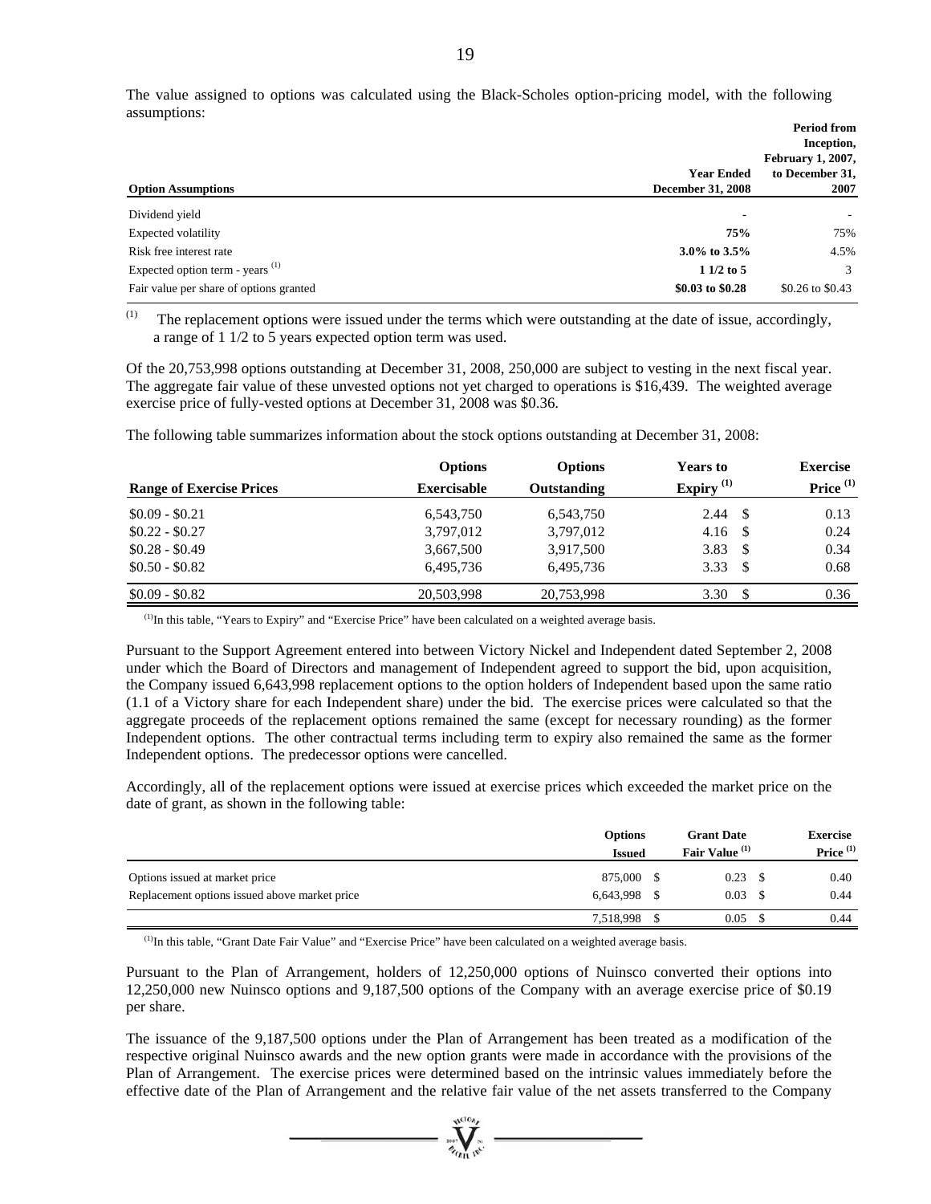The value assigned to options was calculated using the Black-Scholes option-pricing model, with the following assumptions:

| Option Assumptions | Year Ended December 31, 2008 | Period from Inception, February 1, 2007, to December 31, 2007 |
|---|---|---|
| Dividend yield | - | - |
| Expected volatility | **75%** | 75% |
| Risk free interest rate | **3.0% to 3.5%** | 4.5% |
| Expected option term - years [(1)] | **1 1/2 to 5** | 3 |
| Fair value per share of options granted | **$0.03 to $0.28** | $0.26 to $0.43 |

[(1)] The replacement options were issued under the terms which were outstanding at the date of issue, accordingly, a range of 1 1/2 to 5 years expected option term was used.

Of the 20,753,998 options outstanding at December 31, 2008, 250,000 are subject to vesting in the next fiscal year. The aggregate fair value of these unvested options not yet charged to operations is $16,439. The weighted average exercise price of fully-vested options at December 31, 2008 was $0.36.

The following table summarizes information about the stock options outstanding at December 31, 2008:

| Range of Exercise Prices | Options Exercisable | Options Outstanding | Years to Expiry [(1)] | Exercise Price [(1)] |
|---|---|---|---|---|
| $0.09 - $0.21 | 6,543,750 | 6,543,750 | 2.44 | $ 0.13 |
| $0.22 - $0.27 | 3,797,012 | 3,797,012 | 4.16 | $ 0.24 |
| $0.28 - $0.49 | 3,667,500 | 3,917,500 | 3.83 | $ 0.34 |
| $0.50 - $0.82 | 6,495,736 | 6,495,736 | 3.33 | $ 0.68 |
| $0.09 - $0.82 | 20,503,998 | 20,753,998 | 3.30 | $ 0.36 |

[(1)]In this table, "Years to Expiry" and "Exercise Price" have been calculated on a weighted average basis.

Pursuant to the Support Agreement entered into between Victory Nickel and Independent dated September 2, 2008 under which the Board of Directors and management of Independent agreed to support the bid, upon acquisition, the Company issued 6,643,998 replacement options to the option holders of Independent based upon the same ratio (1.1 of a Victory share for each Independent share) under the bid. The exercise prices were calculated so that the aggregate proceeds of the replacement options remained the same (except for necessary rounding) as the former Independent options. The other contractual terms including term to expiry also remained the same as the former Independent options. The predecessor options were cancelled.

Accordingly, all of the replacement options were issued at exercise prices which exceeded the market price on the date of grant, as shown in the following table:

| | Options Issued | Grant Date Fair Value [(1)] | Exercise Price [(1)] |
|---|---|---|---|
| Options issued at market price | 875,000 | $ 0.23 | $ 0.40 |
| Replacement options issued above market price | 6,643,998 | $ 0.03 | $ 0.44 |
| | 7,518,998 | $ 0.05 | $ 0.44 |

[(1)]In this table, "Grant Date Fair Value" and "Exercise Price" have been calculated on a weighted average basis.

Pursuant to the Plan of Arrangement, holders of 12,250,000 options of Nuinsco converted their options into 12,250,000 new Nuinsco options and 9,187,500 options of the Company with an average exercise price of $0.19 per share.

The issuance of the 9,187,500 options under the Plan of Arrangement has been treated as a modification of the respective original Nuinsco awards and the new option grants were made in accordance with the provisions of the Plan of Arrangement. The exercise prices were determined based on the intrinsic values immediately before the effective date of the Plan of Arrangement and the relative fair value of the net assets transferred to the Company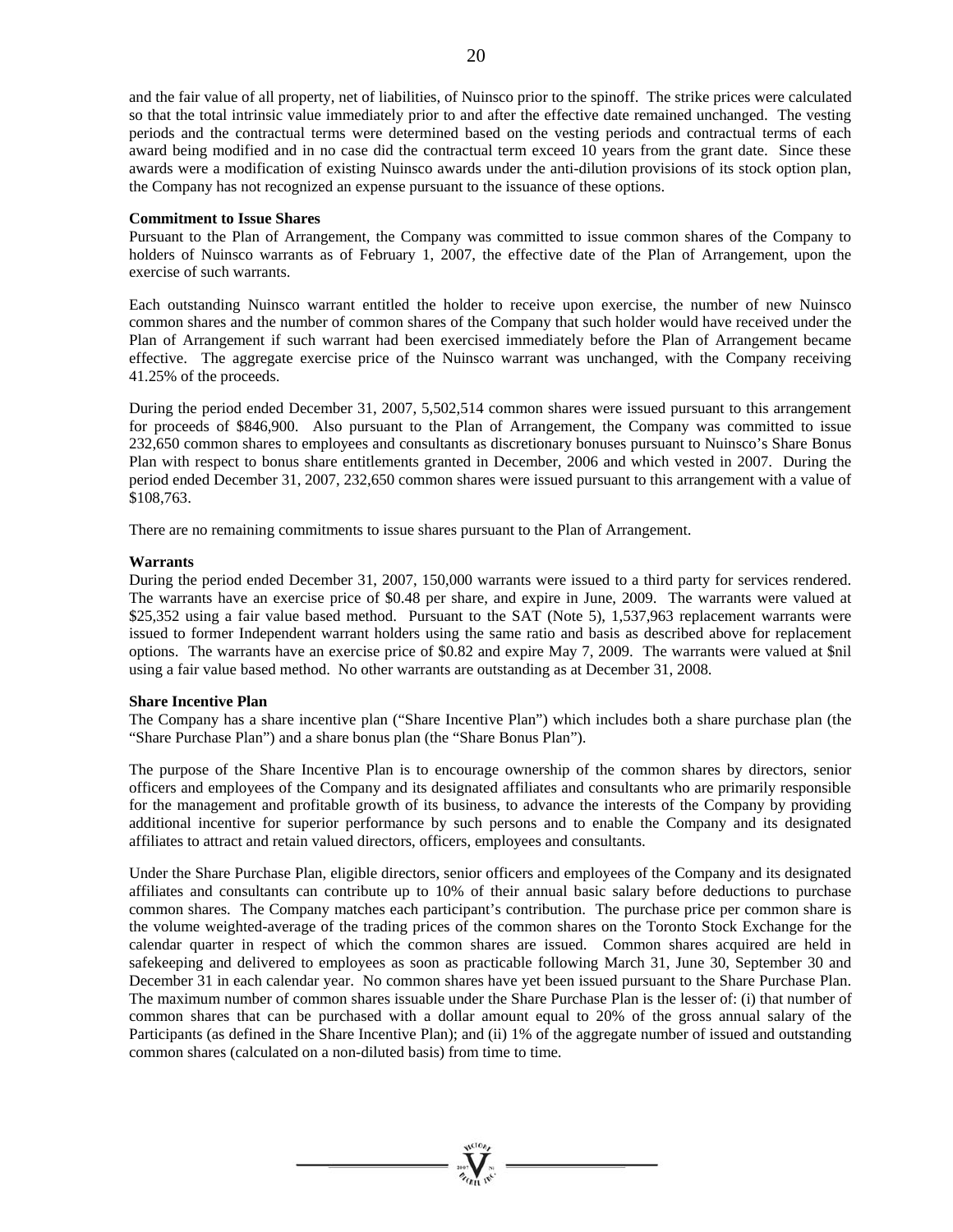and the fair value of all property, net of liabilities, of Nuinsco prior to the spinoff. The strike prices were calculated so that the total intrinsic value immediately prior to and after the effective date remained unchanged. The vesting periods and the contractual terms were determined based on the vesting periods and contractual terms of each award being modified and in no case did the contractual term exceed 10 years from the grant date. Since these awards were a modification of existing Nuinsco awards under the anti-dilution provisions of its stock option plan, the Company has not recognized an expense pursuant to the issuance of these options.

**Commitment to Issue Shares**

Pursuant to the Plan of Arrangement, the Company was committed to issue common shares of the Company to holders of Nuinsco warrants as of February 1, 2007, the effective date of the Plan of Arrangement, upon the exercise of such warrants.

Each outstanding Nuinsco warrant entitled the holder to receive upon exercise, the number of new Nuinsco common shares and the number of common shares of the Company that such holder would have received under the Plan of Arrangement if such warrant had been exercised immediately before the Plan of Arrangement became effective. The aggregate exercise price of the Nuinsco warrant was unchanged, with the Company receiving 41.25% of the proceeds.

During the period ended December 31, 2007, 5,502,514 common shares were issued pursuant to this arrangement for proceeds of $846,900. Also pursuant to the Plan of Arrangement, the Company was committed to issue 232,650 common shares to employees and consultants as discretionary bonuses pursuant to Nuinsco's Share Bonus Plan with respect to bonus share entitlements granted in December, 2006 and which vested in 2007. During the period ended December 31, 2007, 232,650 common shares were issued pursuant to this arrangement with a value of $108,763.

There are no remaining commitments to issue shares pursuant to the Plan of Arrangement.

**Warrants**

During the period ended December 31, 2007, 150,000 warrants were issued to a third party for services rendered. The warrants have an exercise price of $0.48 per share, and expire in June, 2009. The warrants were valued at $25,352 using a fair value based method. Pursuant to the SAT (Note 5), 1,537,963 replacement warrants were issued to former Independent warrant holders using the same ratio and basis as described above for replacement options. The warrants have an exercise price of $0.82 and expire May 7, 2009. The warrants were valued at $nil using a fair value based method. No other warrants are outstanding as at December 31, 2008.

**Share Incentive Plan**

The Company has a share incentive plan ("Share Incentive Plan") which includes both a share purchase plan (the "Share Purchase Plan") and a share bonus plan (the "Share Bonus Plan").

The purpose of the Share Incentive Plan is to encourage ownership of the common shares by directors, senior officers and employees of the Company and its designated affiliates and consultants who are primarily responsible for the management and profitable growth of its business, to advance the interests of the Company by providing additional incentive for superior performance by such persons and to enable the Company and its designated affiliates to attract and retain valued directors, officers, employees and consultants.

Under the Share Purchase Plan, eligible directors, senior officers and employees of the Company and its designated affiliates and consultants can contribute up to 10% of their annual basic salary before deductions to purchase common shares. The Company matches each participant's contribution. The purchase price per common share is the volume weighted-average of the trading prices of the common shares on the Toronto Stock Exchange for the calendar quarter in respect of which the common shares are issued. Common shares acquired are held in safekeeping and delivered to employees as soon as practicable following March 31, June 30, September 30 and December 31 in each calendar year. No common shares have yet been issued pursuant to the Share Purchase Plan. The maximum number of common shares issuable under the Share Purchase Plan is the lesser of: (i) that number of common shares that can be purchased with a dollar amount equal to 20% of the gross annual salary of the Participants (as defined in the Share Incentive Plan); and (ii) 1% of the aggregate number of issued and outstanding common shares (calculated on a non-diluted basis) from time to time.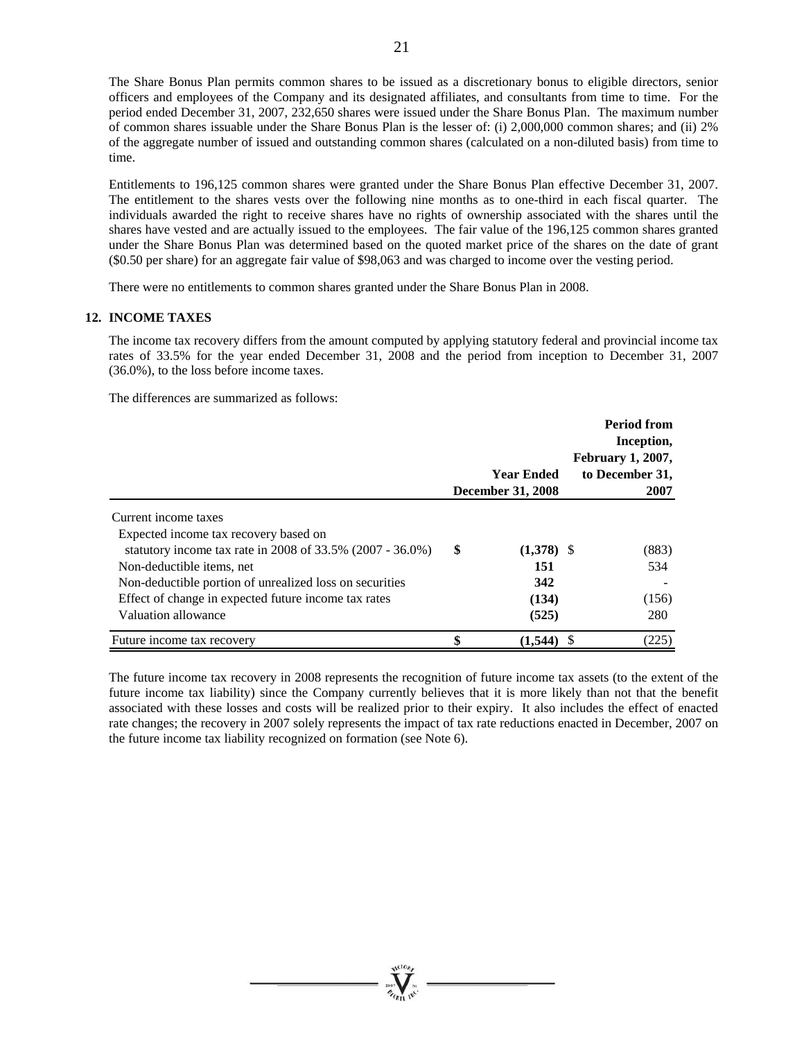The Share Bonus Plan permits common shares to be issued as a discretionary bonus to eligible directors, senior officers and employees of the Company and its designated affiliates, and consultants from time to time. For the period ended December 31, 2007, 232,650 shares were issued under the Share Bonus Plan. The maximum number of common shares issuable under the Share Bonus Plan is the lesser of: (i) 2,000,000 common shares; and (ii) 2% of the aggregate number of issued and outstanding common shares (calculated on a non-diluted basis) from time to time.

Entitlements to 196,125 common shares were granted under the Share Bonus Plan effective December 31, 2007. The entitlement to the shares vests over the following nine months as to one-third in each fiscal quarter. The individuals awarded the right to receive shares have no rights of ownership associated with the shares until the shares have vested and are actually issued to the employees. The fair value of the 196,125 common shares granted under the Share Bonus Plan was determined based on the quoted market price of the shares on the date of grant ($0.50 per share) for an aggregate fair value of $98,063 and was charged to income over the vesting period.

There were no entitlements to common shares granted under the Share Bonus Plan in 2008.

## 12. INCOME TAXES

The income tax recovery differs from the amount computed by applying statutory federal and provincial income tax rates of 33.5% for the year ended December 31, 2008 and the period from inception to December 31, 2007 (36.0%), to the loss before income taxes.

The differences are summarized as follows:

| | Year Ended December 31, 2008 | Period from Inception, February 1, 2007, to December 31, 2007 |
|---|---|---|
| Current income taxes | | |
| Expected income tax recovery based on statutory income tax rate in 2008 of 33.5% (2007 - 36.0%) | **$ (1,378)** | $ (883) |
| Non-deductible items, net | **151** | 534 |
| Non-deductible portion of unrealized loss on securities | **342** | - |
| Effect of change in expected future income tax rates | **(134)** | (156) |
| Valuation allowance | **(525)** | 280 |
| Future income tax recovery | **$ (1,544)** | $ (225) |

The future income tax recovery in 2008 represents the recognition of future income tax assets (to the extent of the future income tax liability) since the Company currently believes that it is more likely than not that the benefit associated with these losses and costs will be realized prior to their expiry. It also includes the effect of enacted rate changes; the recovery in 2007 solely represents the impact of tax rate reductions enacted in December, 2007 on the future income tax liability recognized on formation (see Note 6).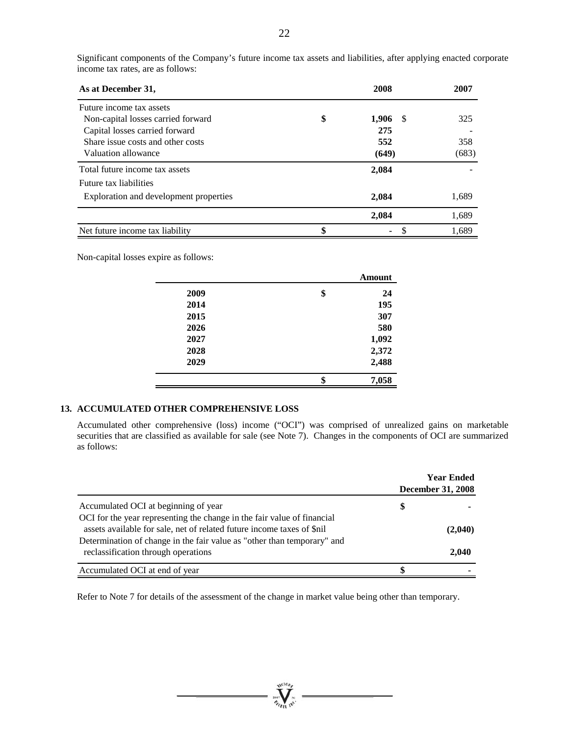Significant components of the Company's future income tax assets and liabilities, after applying enacted corporate income tax rates, are as follows:

| As at December 31, | 2008 | 2007 |
|---|---|---|
| Future income tax assets | | |
| Non-capital losses carried forward | $ **1,906** | $ 325 |
| Capital losses carried forward | **275** | - |
| Share issue costs and other costs | **552** | 358 |
| Valuation allowance | **(649)** | (683) |
| Total future income tax assets | **2,084** | - |
| Future tax liabilities | | |
| Exploration and development properties | **2,084** | 1,689 |
| | **2,084** | 1,689 |
| Net future income tax liability | $ **-** | $ 1,689 |

Non-capital losses expire as follows:

| | Amount |
|---|---|
| **2009** | $ **24** |
| **2014** | **195** |
| **2015** | **307** |
| **2026** | **580** |
| **2027** | **1,092** |
| **2028** | **2,372** |
| **2029** | **2,488** |
| | $ **7,058** |

## 13. ACCUMULATED OTHER COMPREHENSIVE LOSS

Accumulated other comprehensive (loss) income ("OCI") was comprised of unrealized gains on marketable securities that are classified as available for sale (see Note 7). Changes in the components of OCI are summarized as follows:

| | Year Ended December 31, 2008 |
|---|---|
| Accumulated OCI at beginning of year | $ **-** |
| OCI for the year representing the change in the fair value of financial assets available for sale, net of related future income taxes of $nil | **(2,040)** |
| Determination of change in the fair value as "other than temporary" and reclassification through operations | **2,040** |
| Accumulated OCI at end of year | $ **-** |

Refer to Note 7 for details of the assessment of the change in market value being other than temporary.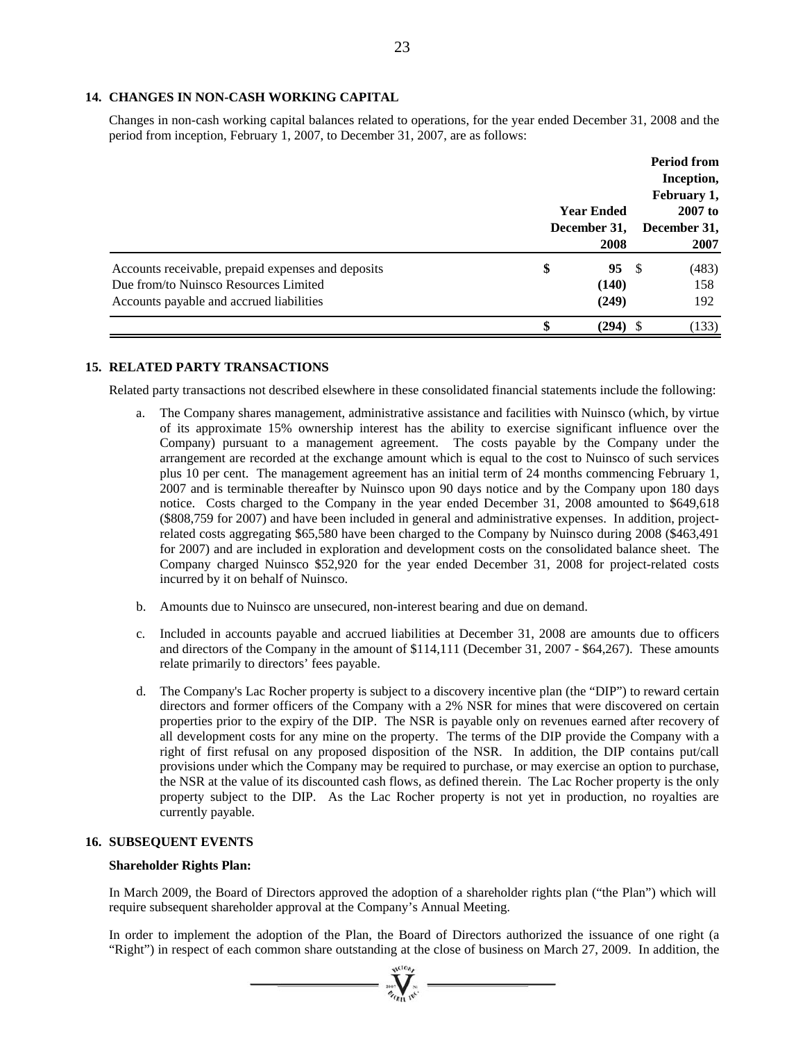## 14. CHANGES IN NON-CASH WORKING CAPITAL

Changes in non-cash working capital balances related to operations, for the year ended December 31, 2008 and the period from inception, February 1, 2007, to December 31, 2007, are as follows:

| | Year Ended December 31, 2008 | Period from Inception, February 1, 2007 to December 31, 2007 |
|---|---|---|
| Accounts receivable, prepaid expenses and deposits | $ **95** | $ (483) |
| Due from/to Nuinsco Resources Limited | **(140)** | 158 |
| Accounts payable and accrued liabilities | **(249)** | 192 |
| | $ **(294)** | $ (133) |

## 15. RELATED PARTY TRANSACTIONS

Related party transactions not described elsewhere in these consolidated financial statements include the following:

a. The Company shares management, administrative assistance and facilities with Nuinsco (which, by virtue of its approximate 15% ownership interest has the ability to exercise significant influence over the Company) pursuant to a management agreement. The costs payable by the Company under the arrangement are recorded at the exchange amount which is equal to the cost to Nuinsco of such services plus 10 per cent. The management agreement has an initial term of 24 months commencing February 1, 2007 and is terminable thereafter by Nuinsco upon 90 days notice and by the Company upon 180 days notice. Costs charged to the Company in the year ended December 31, 2008 amounted to $649,618 ($808,759 for 2007) and have been included in general and administrative expenses. In addition, project-related costs aggregating $65,580 have been charged to the Company by Nuinsco during 2008 ($463,491 for 2007) and are included in exploration and development costs on the consolidated balance sheet. The Company charged Nuinsco $52,920 for the year ended December 31, 2008 for project-related costs incurred by it on behalf of Nuinsco.

b. Amounts due to Nuinsco are unsecured, non-interest bearing and due on demand.

c. Included in accounts payable and accrued liabilities at December 31, 2008 are amounts due to officers and directors of the Company in the amount of $114,111 (December 31, 2007 - $64,267). These amounts relate primarily to directors' fees payable.

d. The Company's Lac Rocher property is subject to a discovery incentive plan (the "DIP") to reward certain directors and former officers of the Company with a 2% NSR for mines that were discovered on certain properties prior to the expiry of the DIP. The NSR is payable only on revenues earned after recovery of all development costs for any mine on the property. The terms of the DIP provide the Company with a right of first refusal on any proposed disposition of the NSR. In addition, the DIP contains put/call provisions under which the Company may be required to purchase, or may exercise an option to purchase, the NSR at the value of its discounted cash flows, as defined therein. The Lac Rocher property is the only property subject to the DIP. As the Lac Rocher property is not yet in production, no royalties are currently payable.

## 16. SUBSEQUENT EVENTS

**Shareholder Rights Plan:**

In March 2009, the Board of Directors approved the adoption of a shareholder rights plan ("the Plan") which will require subsequent shareholder approval at the Company's Annual Meeting.

In order to implement the adoption of the Plan, the Board of Directors authorized the issuance of one right (a "Right") in respect of each common share outstanding at the close of business on March 27, 2009. In addition, the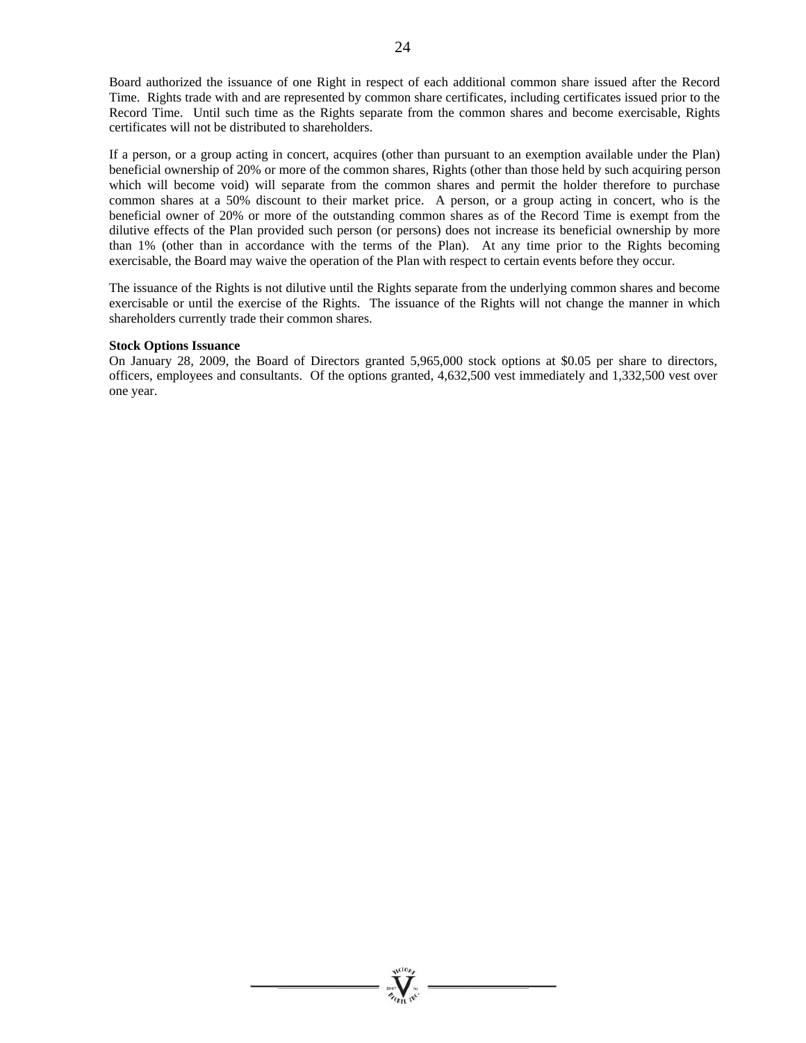Board authorized the issuance of one Right in respect of each additional common share issued after the Record Time. Rights trade with and are represented by common share certificates, including certificates issued prior to the Record Time. Until such time as the Rights separate from the common shares and become exercisable, Rights certificates will not be distributed to shareholders.

If a person, or a group acting in concert, acquires (other than pursuant to an exemption available under the Plan) beneficial ownership of 20% or more of the common shares, Rights (other than those held by such acquiring person which will become void) will separate from the common shares and permit the holder therefore to purchase common shares at a 50% discount to their market price. A person, or a group acting in concert, who is the beneficial owner of 20% or more of the outstanding common shares as of the Record Time is exempt from the dilutive effects of the Plan provided such person (or persons) does not increase its beneficial ownership by more than 1% (other than in accordance with the terms of the Plan). At any time prior to the Rights becoming exercisable, the Board may waive the operation of the Plan with respect to certain events before they occur.

The issuance of the Rights is not dilutive until the Rights separate from the underlying common shares and become exercisable or until the exercise of the Rights. The issuance of the Rights will not change the manner in which shareholders currently trade their common shares.

**Stock Options Issuance**

On January 28, 2009, the Board of Directors granted 5,965,000 stock options at $0.05 per share to directors, officers, employees and consultants. Of the options granted, 4,632,500 vest immediately and 1,332,500 vest over one year.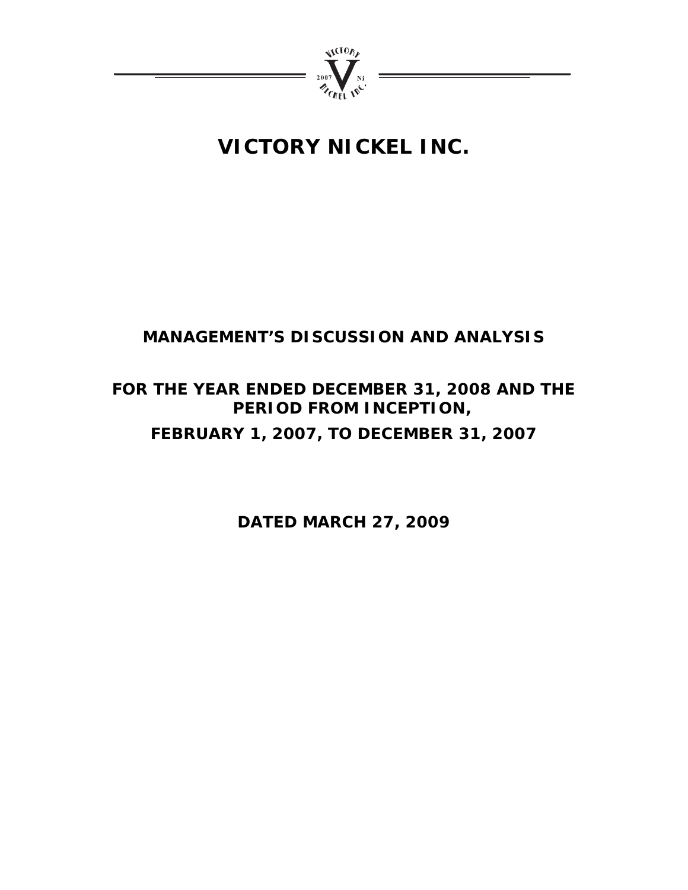# VICTORY NICKEL INC.

## MANAGEMENT'S DISCUSSION AND ANALYSIS

## FOR THE YEAR ENDED DECEMBER 31, 2008 AND THE PERIOD FROM INCEPTION,

## FEBRUARY 1, 2007, TO DECEMBER 31, 2007

## DATED MARCH 27, 2009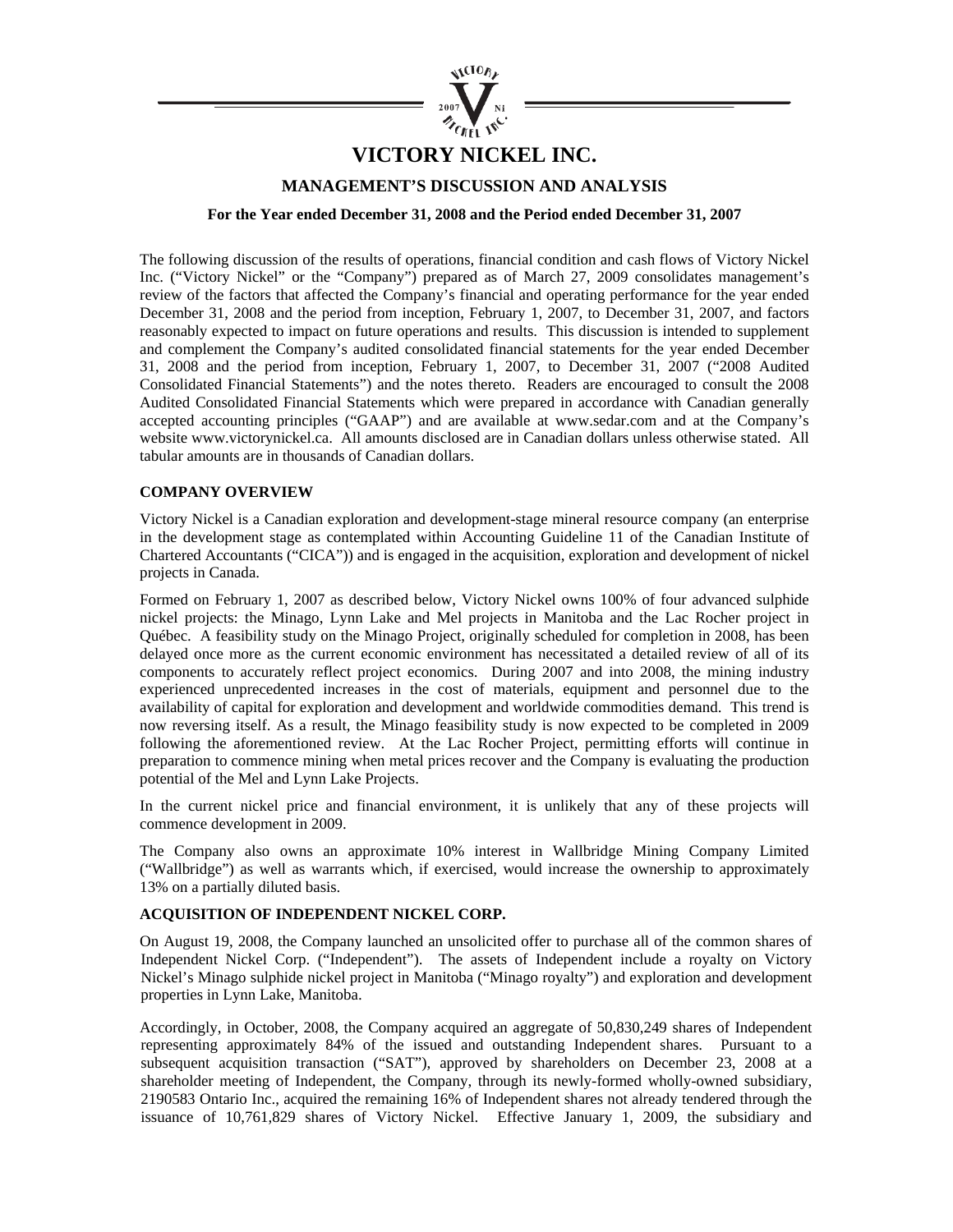# VICTORY NICKEL INC.

## MANAGEMENT'S DISCUSSION AND ANALYSIS

**For the Year ended December 31, 2008 and the Period ended December 31, 2007**

The following discussion of the results of operations, financial condition and cash flows of Victory Nickel Inc. ("Victory Nickel" or the "Company") prepared as of March 27, 2009 consolidates management's review of the factors that affected the Company's financial and operating performance for the year ended December 31, 2008 and the period from inception, February 1, 2007, to December 31, 2007, and factors reasonably expected to impact on future operations and results. This discussion is intended to supplement and complement the Company's audited consolidated financial statements for the year ended December 31, 2008 and the period from inception, February 1, 2007, to December 31, 2007 ("2008 Audited Consolidated Financial Statements") and the notes thereto. Readers are encouraged to consult the 2008 Audited Consolidated Financial Statements which were prepared in accordance with Canadian generally accepted accounting principles ("GAAP") and are available at www.sedar.com and at the Company's website www.victorynickel.ca. All amounts disclosed are in Canadian dollars unless otherwise stated. All tabular amounts are in thousands of Canadian dollars.

### COMPANY OVERVIEW

Victory Nickel is a Canadian exploration and development-stage mineral resource company (an enterprise in the development stage as contemplated within Accounting Guideline 11 of the Canadian Institute of Chartered Accountants ("CICA")) and is engaged in the acquisition, exploration and development of nickel projects in Canada.

Formed on February 1, 2007 as described below, Victory Nickel owns 100% of four advanced sulphide nickel projects: the Minago, Lynn Lake and Mel projects in Manitoba and the Lac Rocher project in Québec. A feasibility study on the Minago Project, originally scheduled for completion in 2008, has been delayed once more as the current economic environment has necessitated a detailed review of all of its components to accurately reflect project economics. During 2007 and into 2008, the mining industry experienced unprecedented increases in the cost of materials, equipment and personnel due to the availability of capital for exploration and development and worldwide commodities demand. This trend is now reversing itself. As a result, the Minago feasibility study is now expected to be completed in 2009 following the aforementioned review. At the Lac Rocher Project, permitting efforts will continue in preparation to commence mining when metal prices recover and the Company is evaluating the production potential of the Mel and Lynn Lake Projects.

In the current nickel price and financial environment, it is unlikely that any of these projects will commence development in 2009.

The Company also owns an approximate 10% interest in Wallbridge Mining Company Limited ("Wallbridge") as well as warrants which, if exercised, would increase the ownership to approximately 13% on a partially diluted basis.

### ACQUISITION OF INDEPENDENT NICKEL CORP.

On August 19, 2008, the Company launched an unsolicited offer to purchase all of the common shares of Independent Nickel Corp. ("Independent"). The assets of Independent include a royalty on Victory Nickel's Minago sulphide nickel project in Manitoba ("Minago royalty") and exploration and development properties in Lynn Lake, Manitoba.

Accordingly, in October, 2008, the Company acquired an aggregate of 50,830,249 shares of Independent representing approximately 84% of the issued and outstanding Independent shares. Pursuant to a subsequent acquisition transaction ("SAT"), approved by shareholders on December 23, 2008 at a shareholder meeting of Independent, the Company, through its newly-formed wholly-owned subsidiary, 2190583 Ontario Inc., acquired the remaining 16% of Independent shares not already tendered through the issuance of 10,761,829 shares of Victory Nickel. Effective January 1, 2009, the subsidiary and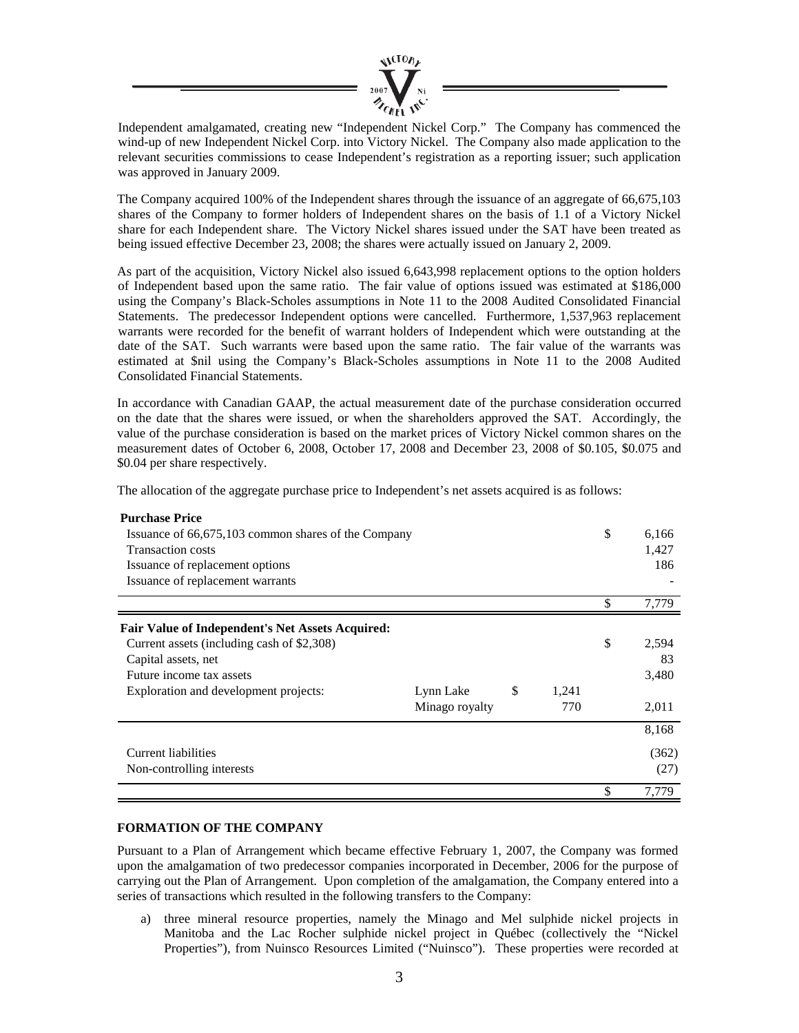Independent amalgamated, creating new "Independent Nickel Corp." The Company has commenced the wind-up of new Independent Nickel Corp. into Victory Nickel. The Company also made application to the relevant securities commissions to cease Independent's registration as a reporting issuer; such application was approved in January 2009.

The Company acquired 100% of the Independent shares through the issuance of an aggregate of 66,675,103 shares of the Company to former holders of Independent shares on the basis of 1.1 of a Victory Nickel share for each Independent share. The Victory Nickel shares issued under the SAT have been treated as being issued effective December 23, 2008; the shares were actually issued on January 2, 2009.

As part of the acquisition, Victory Nickel also issued 6,643,998 replacement options to the option holders of Independent based upon the same ratio. The fair value of options issued was estimated at $186,000 using the Company's Black-Scholes assumptions in Note 11 to the 2008 Audited Consolidated Financial Statements. The predecessor Independent options were cancelled. Furthermore, 1,537,963 replacement warrants were recorded for the benefit of warrant holders of Independent which were outstanding at the date of the SAT. Such warrants were based upon the same ratio. The fair value of the warrants was estimated at $nil using the Company's Black-Scholes assumptions in Note 11 to the 2008 Audited Consolidated Financial Statements.

In accordance with Canadian GAAP, the actual measurement date of the purchase consideration occurred on the date that the shares were issued, or when the shareholders approved the SAT. Accordingly, the value of the purchase consideration is based on the market prices of Victory Nickel common shares on the measurement dates of October 6, 2008, October 17, 2008 and December 23, 2008 of $0.105, $0.075 and $0.04 per share respectively.

The allocation of the aggregate purchase price to Independent's net assets acquired is as follows:

| **Purchase Price** | | | |
|---|---|---|---|
| Issuance of 66,675,103 common shares of the Company | | | $ 6,166 |
| Transaction costs | | | 1,427 |
| Issuance of replacement options | | | 186 |
| Issuance of replacement warrants | | | - |
| | | | $ 7,779 |
| **Fair Value of Independent's Net Assets Acquired:** | | | |
| Current assets (including cash of $2,308) | | | $ 2,594 |
| Capital assets, net | | | 83 |
| Future income tax assets | | | 3,480 |
| Exploration and development projects: | Lynn Lake | $ 1,241 | |
| | Minago royalty | 770 | 2,011 |
| | | | 8,168 |
| Current liabilities | | | (362) |
| Non-controlling interests | | | (27) |
| | | | $ 7,779 |

**FORMATION OF THE COMPANY**

Pursuant to a Plan of Arrangement which became effective February 1, 2007, the Company was formed upon the amalgamation of two predecessor companies incorporated in December, 2006 for the purpose of carrying out the Plan of Arrangement. Upon completion of the amalgamation, the Company entered into a series of transactions which resulted in the following transfers to the Company:

a) three mineral resource properties, namely the Minago and Mel sulphide nickel projects in Manitoba and the Lac Rocher sulphide nickel project in Québec (collectively the "Nickel Properties"), from Nuinsco Resources Limited ("Nuinsco"). These properties were recorded at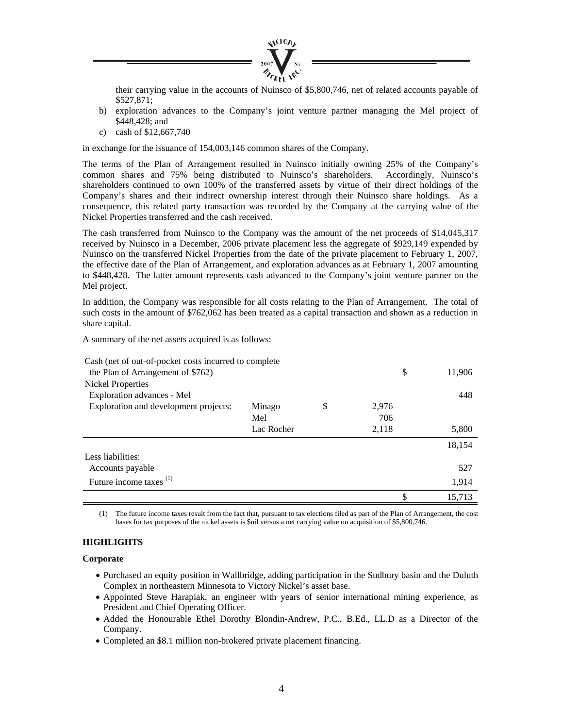their carrying value in the accounts of Nuinsco of $5,800,746, net of related accounts payable of $527,871;

b) exploration advances to the Company's joint venture partner managing the Mel project of $448,428; and

c) cash of $12,667,740

in exchange for the issuance of 154,003,146 common shares of the Company.

The terms of the Plan of Arrangement resulted in Nuinsco initially owning 25% of the Company's common shares and 75% being distributed to Nuinsco's shareholders. Accordingly, Nuinsco's shareholders continued to own 100% of the transferred assets by virtue of their direct holdings of the Company's shares and their indirect ownership interest through their Nuinsco share holdings. As a consequence, this related party transaction was recorded by the Company at the carrying value of the Nickel Properties transferred and the cash received.

The cash transferred from Nuinsco to the Company was the amount of the net proceeds of $14,045,317 received by Nuinsco in a December, 2006 private placement less the aggregate of $929,149 expended by Nuinsco on the transferred Nickel Properties from the date of the private placement to February 1, 2007, the effective date of the Plan of Arrangement, and exploration advances as at February 1, 2007 amounting to $448,428. The latter amount represents cash advanced to the Company's joint venture partner on the Mel project.

In addition, the Company was responsible for all costs relating to the Plan of Arrangement. The total of such costs in the amount of $762,062 has been treated as a capital transaction and shown as a reduction in share capital.

A summary of the net assets acquired is as follows:

| | | | | |
|---|---|---|---|---|
| Cash (net of out-of-pocket costs incurred to complete the Plan of Arrangement of $762) | | | | $ 11,906 |
| Nickel Properties | | | | |
| Exploration advances - Mel | | | | 448 |
| Exploration and development projects: | Minago | $ | 2,976 | |
| | Mel | | 706 | |
| | Lac Rocher | | 2,118 | 5,800 |
| | | | | 18,154 |
| Less liabilities: | | | | |
| Accounts payable | | | | 527 |
| Future income taxes (1) | | | | 1,914 |
| | | | | $ 15,713 |

(1) The future income taxes result from the fact that, pursuant to tax elections filed as part of the Plan of Arrangement, the cost bases for tax purposes of the nickel assets is $nil versus a net carrying value on acquisition of $5,800,746.

## HIGHLIGHTS

### Corporate

- Purchased an equity position in Wallbridge, adding participation in the Sudbury basin and the Duluth Complex in northeastern Minnesota to Victory Nickel's asset base.
- Appointed Steve Harapiak, an engineer with years of senior international mining experience, as President and Chief Operating Officer.
- Added the Honourable Ethel Dorothy Blondin-Andrew, P.C., B.Ed., LL.D as a Director of the Company.
- Completed an $8.1 million non-brokered private placement financing.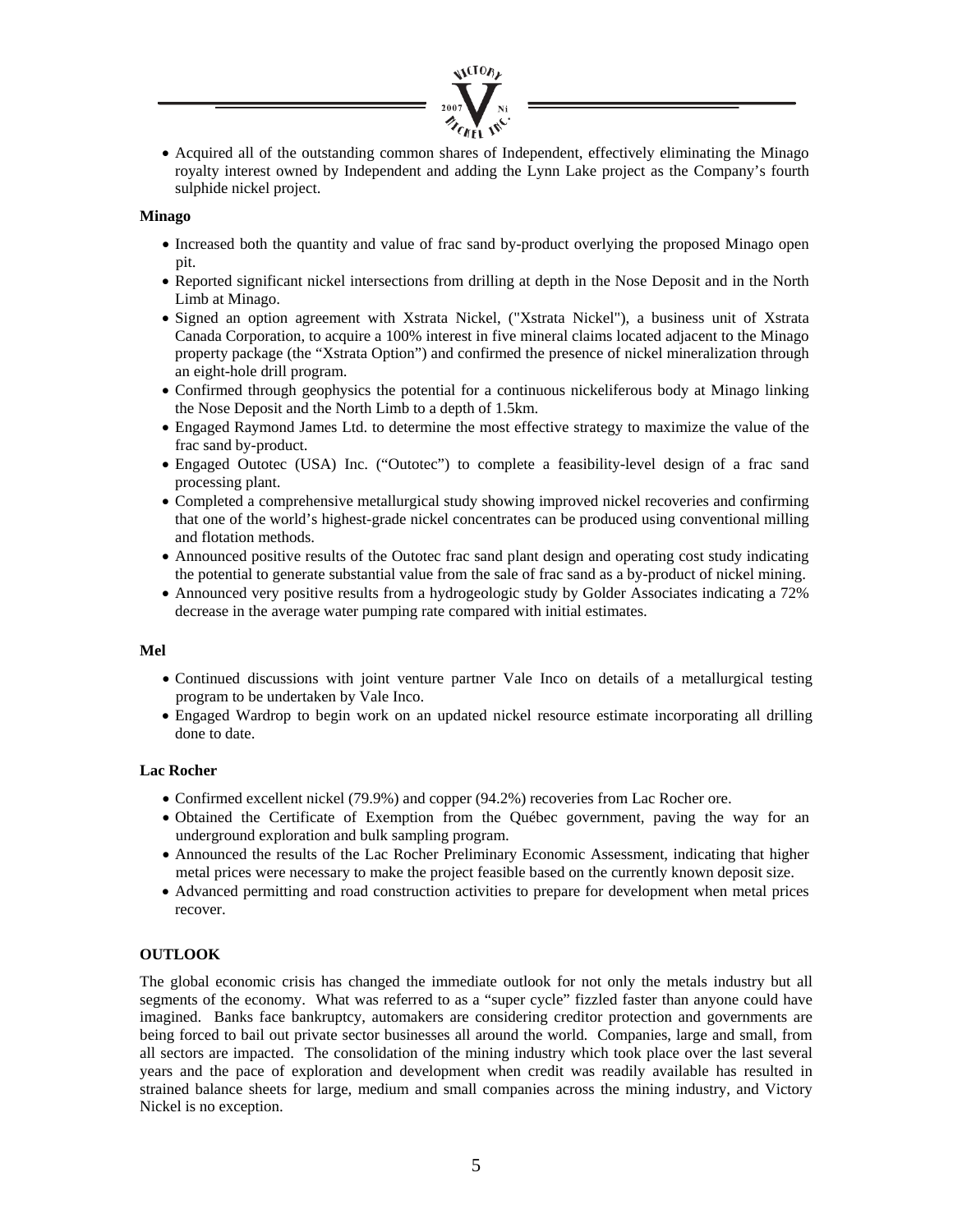- Acquired all of the outstanding common shares of Independent, effectively eliminating the Minago royalty interest owned by Independent and adding the Lynn Lake project as the Company's fourth sulphide nickel project.

**Minago**

- Increased both the quantity and value of frac sand by-product overlying the proposed Minago open pit.
- Reported significant nickel intersections from drilling at depth in the Nose Deposit and in the North Limb at Minago.
- Signed an option agreement with Xstrata Nickel, ("Xstrata Nickel"), a business unit of Xstrata Canada Corporation, to acquire a 100% interest in five mineral claims located adjacent to the Minago property package (the "Xstrata Option") and confirmed the presence of nickel mineralization through an eight-hole drill program.
- Confirmed through geophysics the potential for a continuous nickeliferous body at Minago linking the Nose Deposit and the North Limb to a depth of 1.5km.
- Engaged Raymond James Ltd. to determine the most effective strategy to maximize the value of the frac sand by-product.
- Engaged Outotec (USA) Inc. ("Outotec") to complete a feasibility-level design of a frac sand processing plant.
- Completed a comprehensive metallurgical study showing improved nickel recoveries and confirming that one of the world's highest-grade nickel concentrates can be produced using conventional milling and flotation methods.
- Announced positive results of the Outotec frac sand plant design and operating cost study indicating the potential to generate substantial value from the sale of frac sand as a by-product of nickel mining.
- Announced very positive results from a hydrogeologic study by Golder Associates indicating a 72% decrease in the average water pumping rate compared with initial estimates.

**Mel**

- Continued discussions with joint venture partner Vale Inco on details of a metallurgical testing program to be undertaken by Vale Inco.
- Engaged Wardrop to begin work on an updated nickel resource estimate incorporating all drilling done to date.

**Lac Rocher**

- Confirmed excellent nickel (79.9%) and copper (94.2%) recoveries from Lac Rocher ore.
- Obtained the Certificate of Exemption from the Québec government, paving the way for an underground exploration and bulk sampling program.
- Announced the results of the Lac Rocher Preliminary Economic Assessment, indicating that higher metal prices were necessary to make the project feasible based on the currently known deposit size.
- Advanced permitting and road construction activities to prepare for development when metal prices recover.

**OUTLOOK**

The global economic crisis has changed the immediate outlook for not only the metals industry but all segments of the economy. What was referred to as a "super cycle" fizzled faster than anyone could have imagined. Banks face bankruptcy, automakers are considering creditor protection and governments are being forced to bail out private sector businesses all around the world. Companies, large and small, from all sectors are impacted. The consolidation of the mining industry which took place over the last several years and the pace of exploration and development when credit was readily available has resulted in strained balance sheets for large, medium and small companies across the mining industry, and Victory Nickel is no exception.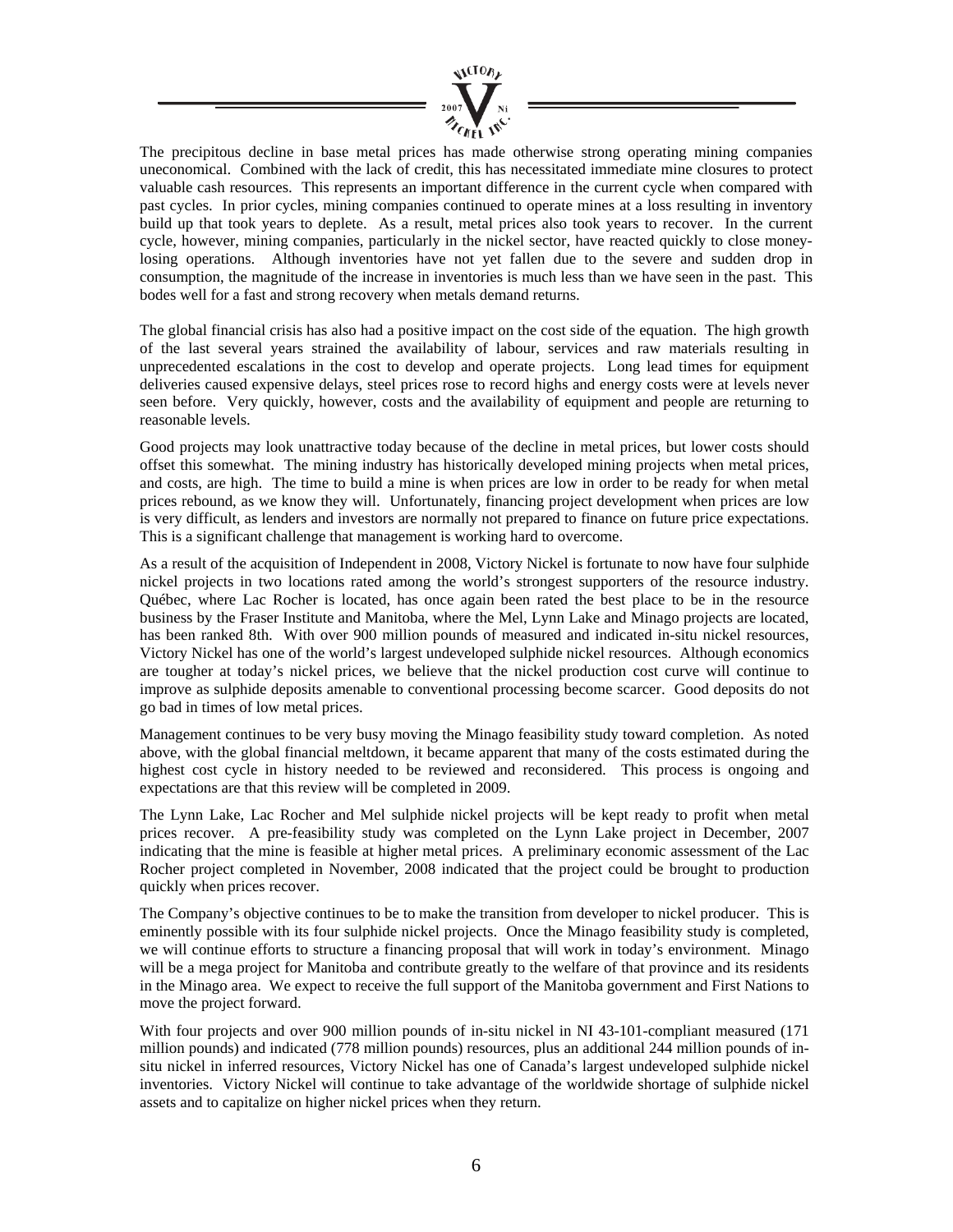The precipitous decline in base metal prices has made otherwise strong operating mining companies uneconomical. Combined with the lack of credit, this has necessitated immediate mine closures to protect valuable cash resources. This represents an important difference in the current cycle when compared with past cycles. In prior cycles, mining companies continued to operate mines at a loss resulting in inventory build up that took years to deplete. As a result, metal prices also took years to recover. In the current cycle, however, mining companies, particularly in the nickel sector, have reacted quickly to close money-losing operations. Although inventories have not yet fallen due to the severe and sudden drop in consumption, the magnitude of the increase in inventories is much less than we have seen in the past. This bodes well for a fast and strong recovery when metals demand returns.

The global financial crisis has also had a positive impact on the cost side of the equation. The high growth of the last several years strained the availability of labour, services and raw materials resulting in unprecedented escalations in the cost to develop and operate projects. Long lead times for equipment deliveries caused expensive delays, steel prices rose to record highs and energy costs were at levels never seen before. Very quickly, however, costs and the availability of equipment and people are returning to reasonable levels.

Good projects may look unattractive today because of the decline in metal prices, but lower costs should offset this somewhat. The mining industry has historically developed mining projects when metal prices, and costs, are high. The time to build a mine is when prices are low in order to be ready for when metal prices rebound, as we know they will. Unfortunately, financing project development when prices are low is very difficult, as lenders and investors are normally not prepared to finance on future price expectations. This is a significant challenge that management is working hard to overcome.

As a result of the acquisition of Independent in 2008, Victory Nickel is fortunate to now have four sulphide nickel projects in two locations rated among the world's strongest supporters of the resource industry. Québec, where Lac Rocher is located, has once again been rated the best place to be in the resource business by the Fraser Institute and Manitoba, where the Mel, Lynn Lake and Minago projects are located, has been ranked 8th. With over 900 million pounds of measured and indicated in-situ nickel resources, Victory Nickel has one of the world's largest undeveloped sulphide nickel resources. Although economics are tougher at today's nickel prices, we believe that the nickel production cost curve will continue to improve as sulphide deposits amenable to conventional processing become scarcer. Good deposits do not go bad in times of low metal prices.

Management continues to be very busy moving the Minago feasibility study toward completion. As noted above, with the global financial meltdown, it became apparent that many of the costs estimated during the highest cost cycle in history needed to be reviewed and reconsidered. This process is ongoing and expectations are that this review will be completed in 2009.

The Lynn Lake, Lac Rocher and Mel sulphide nickel projects will be kept ready to profit when metal prices recover. A pre-feasibility study was completed on the Lynn Lake project in December, 2007 indicating that the mine is feasible at higher metal prices. A preliminary economic assessment of the Lac Rocher project completed in November, 2008 indicated that the project could be brought to production quickly when prices recover.

The Company's objective continues to be to make the transition from developer to nickel producer. This is eminently possible with its four sulphide nickel projects. Once the Minago feasibility study is completed, we will continue efforts to structure a financing proposal that will work in today's environment. Minago will be a mega project for Manitoba and contribute greatly to the welfare of that province and its residents in the Minago area. We expect to receive the full support of the Manitoba government and First Nations to move the project forward.

With four projects and over 900 million pounds of in-situ nickel in NI 43-101-compliant measured (171 million pounds) and indicated (778 million pounds) resources, plus an additional 244 million pounds of in-situ nickel in inferred resources, Victory Nickel has one of Canada's largest undeveloped sulphide nickel inventories. Victory Nickel will continue to take advantage of the worldwide shortage of sulphide nickel assets and to capitalize on higher nickel prices when they return.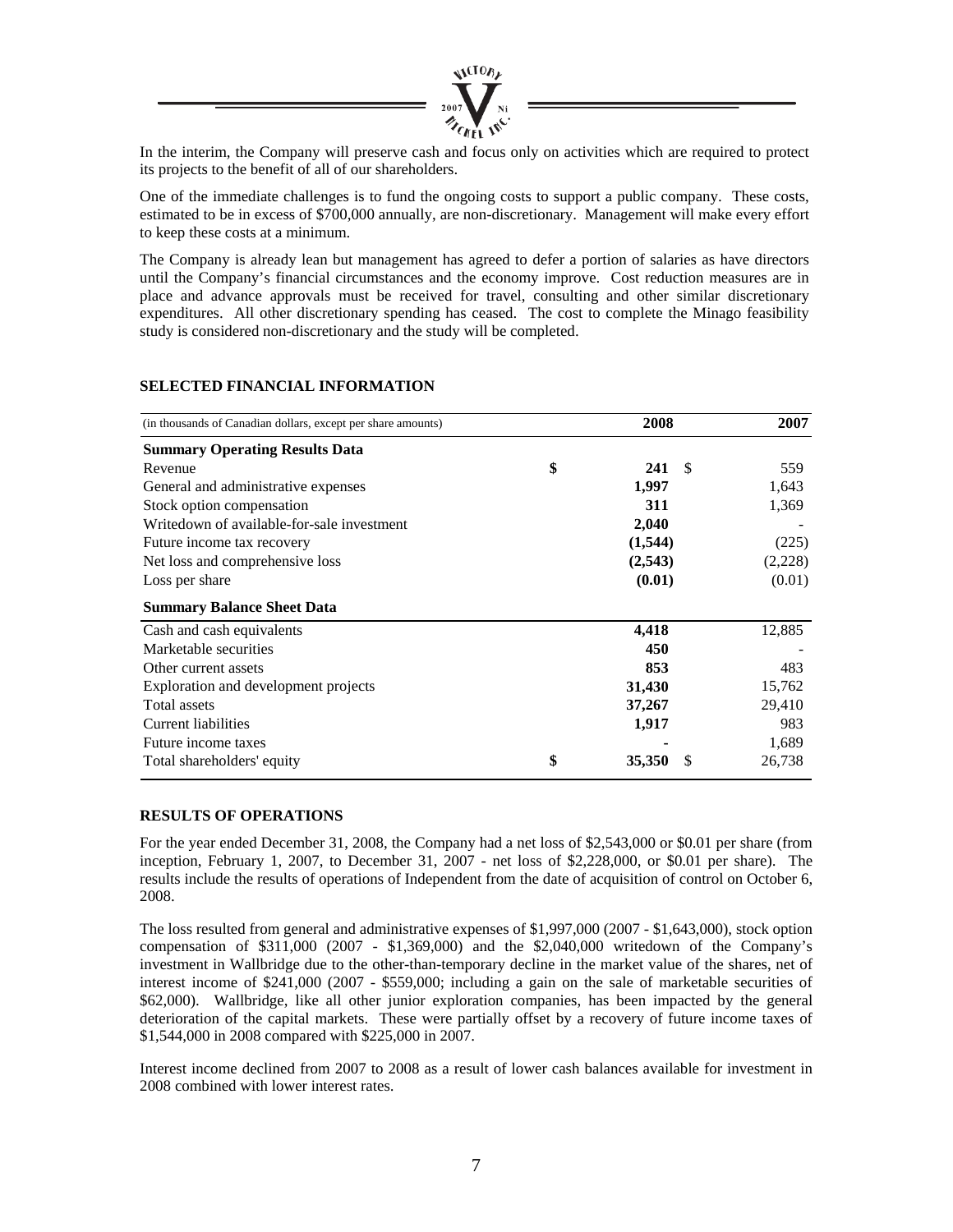In the interim, the Company will preserve cash and focus only on activities which are required to protect its projects to the benefit of all of our shareholders.

One of the immediate challenges is to fund the ongoing costs to support a public company. These costs, estimated to be in excess of $700,000 annually, are non-discretionary. Management will make every effort to keep these costs at a minimum.

The Company is already lean but management has agreed to defer a portion of salaries as have directors until the Company's financial circumstances and the economy improve. Cost reduction measures are in place and advance approvals must be received for travel, consulting and other similar discretionary expenditures. All other discretionary spending has ceased. The cost to complete the Minago feasibility study is considered non-discretionary and the study will be completed.

## SELECTED FINANCIAL INFORMATION

| (in thousands of Canadian dollars, except per share amounts) | 2008 | 2007 |
|---|---|---|
| **Summary Operating Results Data** | | |
| Revenue | $ **241** | $ 559 |
| General and administrative expenses | **1,997** | 1,643 |
| Stock option compensation | **311** | 1,369 |
| Writedown of available-for-sale investment | **2,040** | - |
| Future income tax recovery | **(1,544)** | (225) |
| Net loss and comprehensive loss | **(2,543)** | (2,228) |
| Loss per share | **(0.01)** | (0.01) |
| **Summary Balance Sheet Data** | | |
| Cash and cash equivalents | **4,418** | 12,885 |
| Marketable securities | **450** | - |
| Other current assets | **853** | 483 |
| Exploration and development projects | **31,430** | 15,762 |
| Total assets | **37,267** | 29,410 |
| Current liabilities | **1,917** | 983 |
| Future income taxes | **-** | 1,689 |
| Total shareholders' equity | $ **35,350** | $ 26,738 |

## RESULTS OF OPERATIONS

For the year ended December 31, 2008, the Company had a net loss of $2,543,000 or $0.01 per share (from inception, February 1, 2007, to December 31, 2007 - net loss of $2,228,000, or $0.01 per share). The results include the results of operations of Independent from the date of acquisition of control on October 6, 2008.

The loss resulted from general and administrative expenses of $1,997,000 (2007 - $1,643,000), stock option compensation of $311,000 (2007 - $1,369,000) and the $2,040,000 writedown of the Company's investment in Wallbridge due to the other-than-temporary decline in the market value of the shares, net of interest income of $241,000 (2007 - $559,000; including a gain on the sale of marketable securities of $62,000). Wallbridge, like all other junior exploration companies, has been impacted by the general deterioration of the capital markets. These were partially offset by a recovery of future income taxes of $1,544,000 in 2008 compared with $225,000 in 2007.

Interest income declined from 2007 to 2008 as a result of lower cash balances available for investment in 2008 combined with lower interest rates.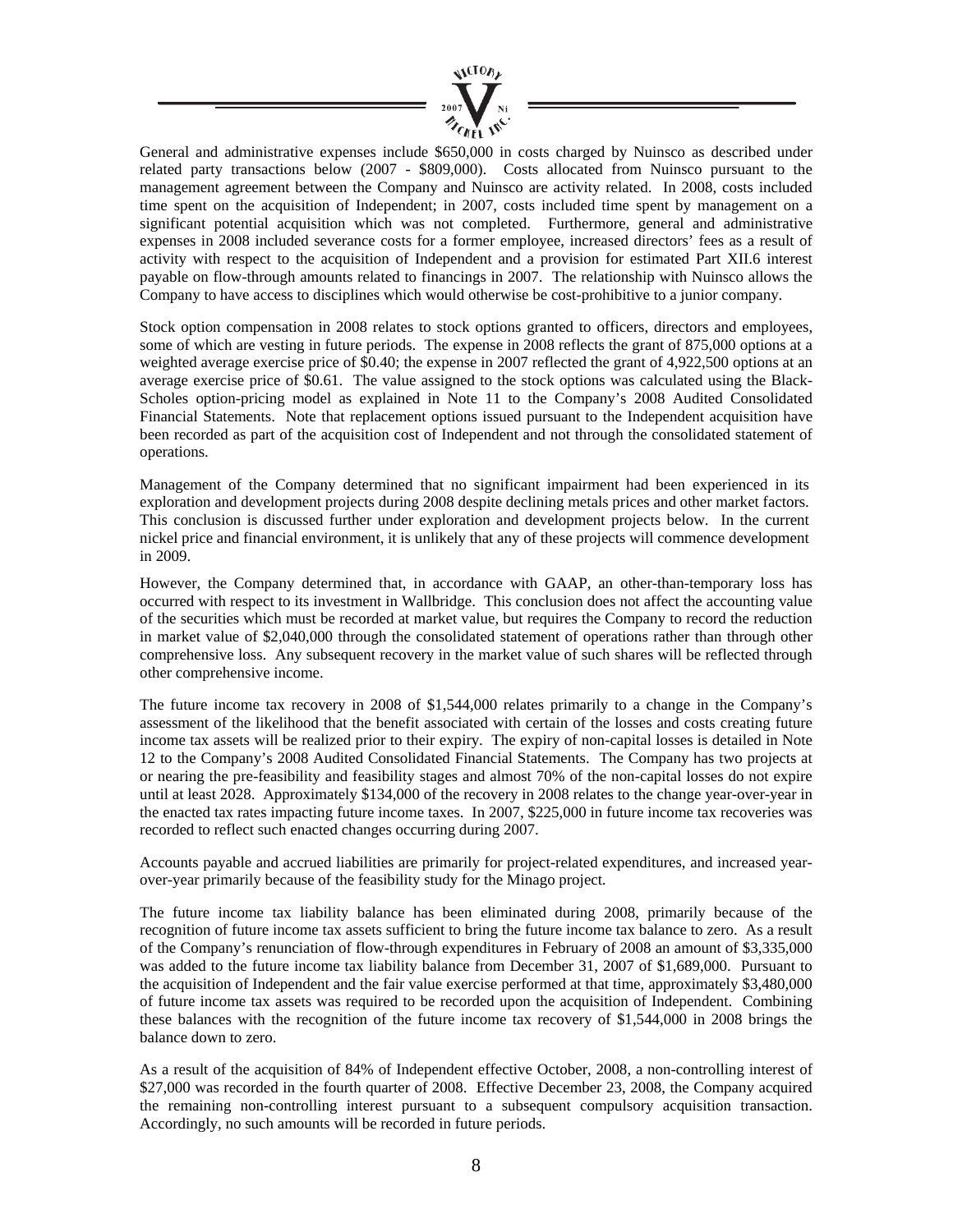General and administrative expenses include $650,000 in costs charged by Nuinsco as described under related party transactions below (2007 - $809,000). Costs allocated from Nuinsco pursuant to the management agreement between the Company and Nuinsco are activity related. In 2008, costs included time spent on the acquisition of Independent; in 2007, costs included time spent by management on a significant potential acquisition which was not completed. Furthermore, general and administrative expenses in 2008 included severance costs for a former employee, increased directors' fees as a result of activity with respect to the acquisition of Independent and a provision for estimated Part XII.6 interest payable on flow-through amounts related to financings in 2007. The relationship with Nuinsco allows the Company to have access to disciplines which would otherwise be cost-prohibitive to a junior company.

Stock option compensation in 2008 relates to stock options granted to officers, directors and employees, some of which are vesting in future periods. The expense in 2008 reflects the grant of 875,000 options at a weighted average exercise price of $0.40; the expense in 2007 reflected the grant of 4,922,500 options at an average exercise price of $0.61. The value assigned to the stock options was calculated using the Black-Scholes option-pricing model as explained in Note 11 to the Company's 2008 Audited Consolidated Financial Statements. Note that replacement options issued pursuant to the Independent acquisition have been recorded as part of the acquisition cost of Independent and not through the consolidated statement of operations.

Management of the Company determined that no significant impairment had been experienced in its exploration and development projects during 2008 despite declining metals prices and other market factors. This conclusion is discussed further under exploration and development projects below. In the current nickel price and financial environment, it is unlikely that any of these projects will commence development in 2009.

However, the Company determined that, in accordance with GAAP, an other-than-temporary loss has occurred with respect to its investment in Wallbridge. This conclusion does not affect the accounting value of the securities which must be recorded at market value, but requires the Company to record the reduction in market value of $2,040,000 through the consolidated statement of operations rather than through other comprehensive loss. Any subsequent recovery in the market value of such shares will be reflected through other comprehensive income.

The future income tax recovery in 2008 of $1,544,000 relates primarily to a change in the Company's assessment of the likelihood that the benefit associated with certain of the losses and costs creating future income tax assets will be realized prior to their expiry. The expiry of non-capital losses is detailed in Note 12 to the Company's 2008 Audited Consolidated Financial Statements. The Company has two projects at or nearing the pre-feasibility and feasibility stages and almost 70% of the non-capital losses do not expire until at least 2028. Approximately $134,000 of the recovery in 2008 relates to the change year-over-year in the enacted tax rates impacting future income taxes. In 2007, $225,000 in future income tax recoveries was recorded to reflect such enacted changes occurring during 2007.

Accounts payable and accrued liabilities are primarily for project-related expenditures, and increased year-over-year primarily because of the feasibility study for the Minago project.

The future income tax liability balance has been eliminated during 2008, primarily because of the recognition of future income tax assets sufficient to bring the future income tax balance to zero. As a result of the Company's renunciation of flow-through expenditures in February of 2008 an amount of $3,335,000 was added to the future income tax liability balance from December 31, 2007 of $1,689,000. Pursuant to the acquisition of Independent and the fair value exercise performed at that time, approximately $3,480,000 of future income tax assets was required to be recorded upon the acquisition of Independent. Combining these balances with the recognition of the future income tax recovery of $1,544,000 in 2008 brings the balance down to zero.

As a result of the acquisition of 84% of Independent effective October, 2008, a non-controlling interest of $27,000 was recorded in the fourth quarter of 2008. Effective December 23, 2008, the Company acquired the remaining non-controlling interest pursuant to a subsequent compulsory acquisition transaction. Accordingly, no such amounts will be recorded in future periods.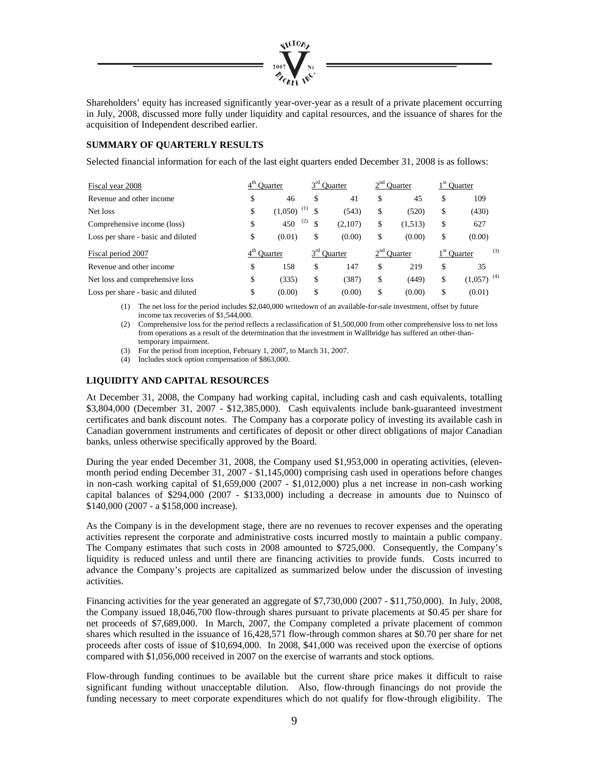Shareholders' equity has increased significantly year-over-year as a result of a private placement occurring in July, 2008, discussed more fully under liquidity and capital resources, and the issuance of shares for the acquisition of Independent described earlier.

## SUMMARY OF QUARTERLY RESULTS

Selected financial information for each of the last eight quarters ended December 31, 2008 is as follows:

| Fiscal year 2008 | 4th Quarter | 3rd Quarter | 2nd Quarter | 1st Quarter |
|---|---|---|---|---|
| Revenue and other income | $ 46 | $ 41 | $ 45 | $ 109 |
| Net loss | $ (1,050) (1) | $ (543) | $ (520) | $ (430) |
| Comprehensive income (loss) | $ 450 (2) | $ (2,107) | $ (1,513) | $ 627 |
| Loss per share - basic and diluted | $ (0.01) | $ (0.00) | $ (0.00) | $ (0.00) |
| **Fiscal period 2007** | **4th Quarter** | **3rd Quarter** | **2nd Quarter** | **1st Quarter (3)** |
| Revenue and other income | $ 158 | $ 147 | $ 219 | $ 35 |
| Net loss and comprehensive loss | $ (335) | $ (387) | $ (449) | $ (1,057) (4) |
| Loss per share - basic and diluted | $ (0.00) | $ (0.00) | $ (0.00) | $ (0.01) |

(1) The net loss for the period includes $2,040,000 writedown of an available-for-sale investment, offset by future income tax recoveries of $1,544,000.

(2) Comprehensive loss for the period reflects a reclassification of $1,500,000 from other comprehensive loss to net loss from operations as a result of the determination that the investment in Wallbridge has suffered an other-than-temporary impairment.

(3) For the period from inception, February 1, 2007, to March 31, 2007.

(4) Includes stock option compensation of $863,000.

## LIQUIDITY AND CAPITAL RESOURCES

At December 31, 2008, the Company had working capital, including cash and cash equivalents, totalling $3,804,000 (December 31, 2007 - $12,385,000). Cash equivalents include bank-guaranteed investment certificates and bank discount notes. The Company has a corporate policy of investing its available cash in Canadian government instruments and certificates of deposit or other direct obligations of major Canadian banks, unless otherwise specifically approved by the Board.

During the year ended December 31, 2008, the Company used $1,953,000 in operating activities, (eleven-month period ending December 31, 2007 - $1,145,000) comprising cash used in operations before changes in non-cash working capital of $1,659,000 (2007 - $1,012,000) plus a net increase in non-cash working capital balances of $294,000 (2007 - $133,000) including a decrease in amounts due to Nuinsco of $140,000 (2007 - a $158,000 increase).

As the Company is in the development stage, there are no revenues to recover expenses and the operating activities represent the corporate and administrative costs incurred mostly to maintain a public company. The Company estimates that such costs in 2008 amounted to $725,000. Consequently, the Company's liquidity is reduced unless and until there are financing activities to provide funds. Costs incurred to advance the Company's projects are capitalized as summarized below under the discussion of investing activities.

Financing activities for the year generated an aggregate of $7,730,000 (2007 - $11,750,000). In July, 2008, the Company issued 18,046,700 flow-through shares pursuant to private placements at $0.45 per share for net proceeds of $7,689,000. In March, 2007, the Company completed a private placement of common shares which resulted in the issuance of 16,428,571 flow-through common shares at $0.70 per share for net proceeds after costs of issue of $10,694,000. In 2008, $41,000 was received upon the exercise of options compared with $1,056,000 received in 2007 on the exercise of warrants and stock options.

Flow-through funding continues to be available but the current share price makes it difficult to raise significant funding without unacceptable dilution. Also, flow-through financings do not provide the funding necessary to meet corporate expenditures which do not qualify for flow-through eligibility. The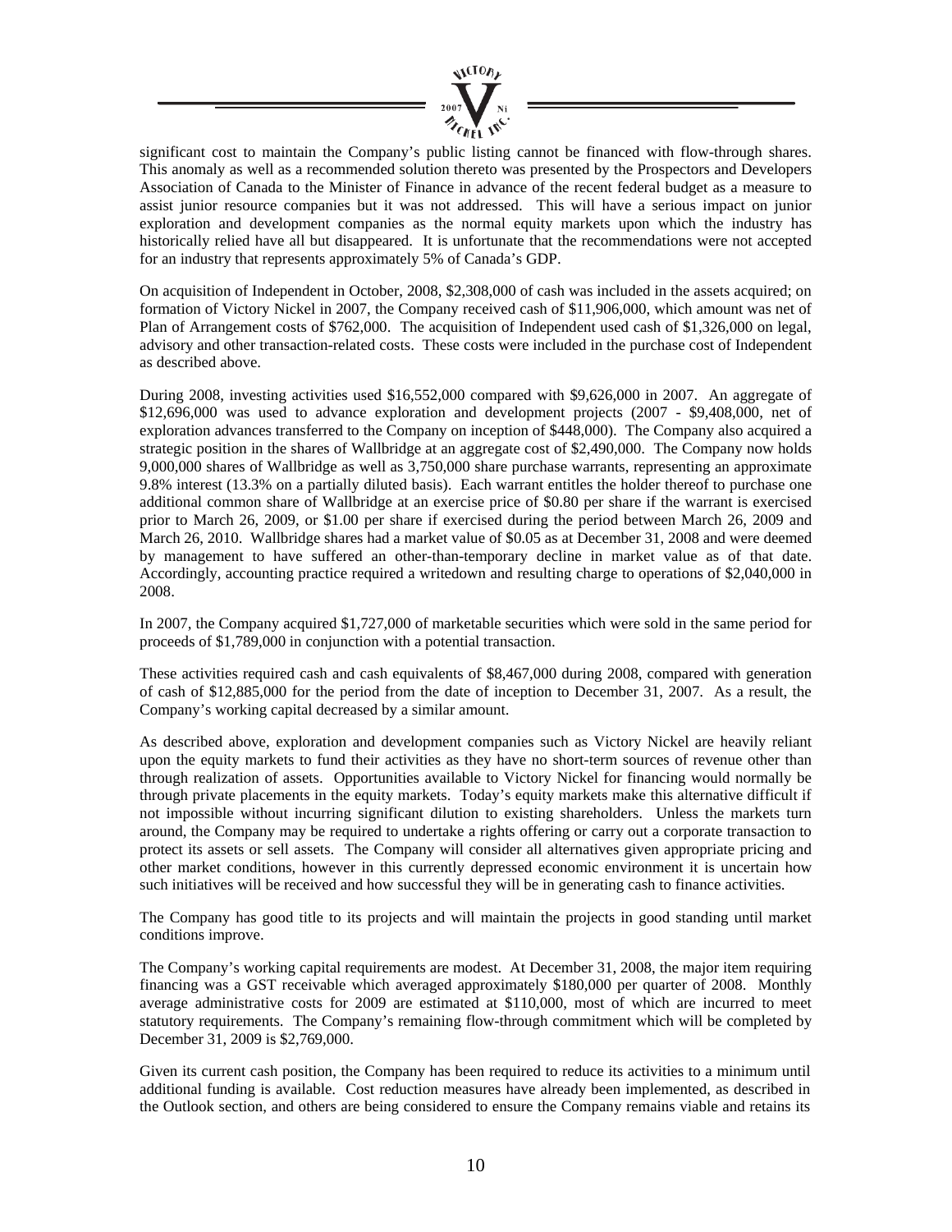significant cost to maintain the Company's public listing cannot be financed with flow-through shares. This anomaly as well as a recommended solution thereto was presented by the Prospectors and Developers Association of Canada to the Minister of Finance in advance of the recent federal budget as a measure to assist junior resource companies but it was not addressed. This will have a serious impact on junior exploration and development companies as the normal equity markets upon which the industry has historically relied have all but disappeared. It is unfortunate that the recommendations were not accepted for an industry that represents approximately 5% of Canada's GDP.

On acquisition of Independent in October, 2008, $2,308,000 of cash was included in the assets acquired; on formation of Victory Nickel in 2007, the Company received cash of $11,906,000, which amount was net of Plan of Arrangement costs of $762,000. The acquisition of Independent used cash of $1,326,000 on legal, advisory and other transaction-related costs. These costs were included in the purchase cost of Independent as described above.

During 2008, investing activities used $16,552,000 compared with $9,626,000 in 2007. An aggregate of $12,696,000 was used to advance exploration and development projects (2007 - $9,408,000, net of exploration advances transferred to the Company on inception of $448,000). The Company also acquired a strategic position in the shares of Wallbridge at an aggregate cost of $2,490,000. The Company now holds 9,000,000 shares of Wallbridge as well as 3,750,000 share purchase warrants, representing an approximate 9.8% interest (13.3% on a partially diluted basis). Each warrant entitles the holder thereof to purchase one additional common share of Wallbridge at an exercise price of $0.80 per share if the warrant is exercised prior to March 26, 2009, or $1.00 per share if exercised during the period between March 26, 2009 and March 26, 2010. Wallbridge shares had a market value of $0.05 as at December 31, 2008 and were deemed by management to have suffered an other-than-temporary decline in market value as of that date. Accordingly, accounting practice required a writedown and resulting charge to operations of $2,040,000 in 2008.

In 2007, the Company acquired $1,727,000 of marketable securities which were sold in the same period for proceeds of $1,789,000 in conjunction with a potential transaction.

These activities required cash and cash equivalents of $8,467,000 during 2008, compared with generation of cash of $12,885,000 for the period from the date of inception to December 31, 2007. As a result, the Company's working capital decreased by a similar amount.

As described above, exploration and development companies such as Victory Nickel are heavily reliant upon the equity markets to fund their activities as they have no short-term sources of revenue other than through realization of assets. Opportunities available to Victory Nickel for financing would normally be through private placements in the equity markets. Today's equity markets make this alternative difficult if not impossible without incurring significant dilution to existing shareholders. Unless the markets turn around, the Company may be required to undertake a rights offering or carry out a corporate transaction to protect its assets or sell assets. The Company will consider all alternatives given appropriate pricing and other market conditions, however in this currently depressed economic environment it is uncertain how such initiatives will be received and how successful they will be in generating cash to finance activities.

The Company has good title to its projects and will maintain the projects in good standing until market conditions improve.

The Company's working capital requirements are modest. At December 31, 2008, the major item requiring financing was a GST receivable which averaged approximately $180,000 per quarter of 2008. Monthly average administrative costs for 2009 are estimated at $110,000, most of which are incurred to meet statutory requirements. The Company's remaining flow-through commitment which will be completed by December 31, 2009 is $2,769,000.

Given its current cash position, the Company has been required to reduce its activities to a minimum until additional funding is available. Cost reduction measures have already been implemented, as described in the Outlook section, and others are being considered to ensure the Company remains viable and retains its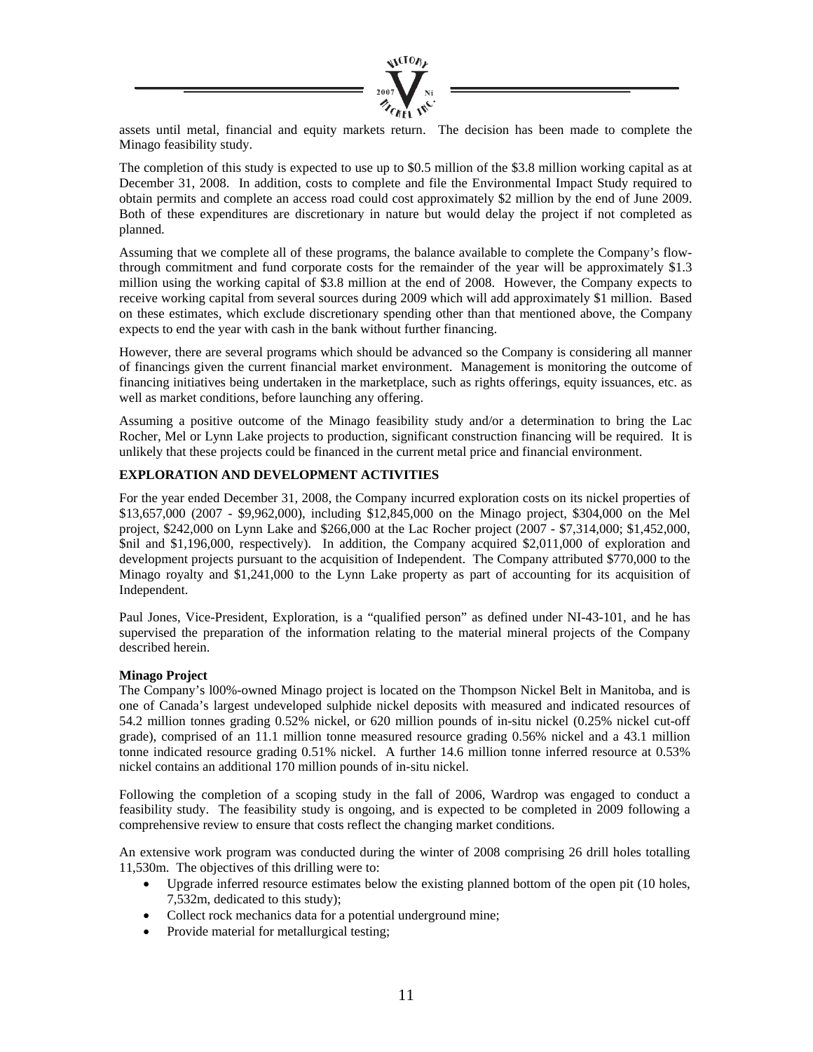assets until metal, financial and equity markets return. The decision has been made to complete the Minago feasibility study.

The completion of this study is expected to use up to $0.5 million of the $3.8 million working capital as at December 31, 2008. In addition, costs to complete and file the Environmental Impact Study required to obtain permits and complete an access road could cost approximately $2 million by the end of June 2009. Both of these expenditures are discretionary in nature but would delay the project if not completed as planned.

Assuming that we complete all of these programs, the balance available to complete the Company's flow-through commitment and fund corporate costs for the remainder of the year will be approximately $1.3 million using the working capital of $3.8 million at the end of 2008. However, the Company expects to receive working capital from several sources during 2009 which will add approximately $1 million. Based on these estimates, which exclude discretionary spending other than that mentioned above, the Company expects to end the year with cash in the bank without further financing.

However, there are several programs which should be advanced so the Company is considering all manner of financings given the current financial market environment. Management is monitoring the outcome of financing initiatives being undertaken in the marketplace, such as rights offerings, equity issuances, etc. as well as market conditions, before launching any offering.

Assuming a positive outcome of the Minago feasibility study and/or a determination to bring the Lac Rocher, Mel or Lynn Lake projects to production, significant construction financing will be required. It is unlikely that these projects could be financed in the current metal price and financial environment.

**EXPLORATION AND DEVELOPMENT ACTIVITIES**

For the year ended December 31, 2008, the Company incurred exploration costs on its nickel properties of $13,657,000 (2007 - $9,962,000), including $12,845,000 on the Minago project, $304,000 on the Mel project, $242,000 on Lynn Lake and $266,000 at the Lac Rocher project (2007 - $7,314,000; $1,452,000, $nil and $1,196,000, respectively). In addition, the Company acquired $2,011,000 of exploration and development projects pursuant to the acquisition of Independent. The Company attributed $770,000 to the Minago royalty and $1,241,000 to the Lynn Lake property as part of accounting for its acquisition of Independent.

Paul Jones, Vice-President, Exploration, is a "qualified person" as defined under NI-43-101, and he has supervised the preparation of the information relating to the material mineral projects of the Company described herein.

**Minago Project**

The Company's l00%-owned Minago project is located on the Thompson Nickel Belt in Manitoba, and is one of Canada's largest undeveloped sulphide nickel deposits with measured and indicated resources of 54.2 million tonnes grading 0.52% nickel, or 620 million pounds of in-situ nickel (0.25% nickel cut-off grade), comprised of an 11.1 million tonne measured resource grading 0.56% nickel and a 43.1 million tonne indicated resource grading 0.51% nickel. A further 14.6 million tonne inferred resource at 0.53% nickel contains an additional 170 million pounds of in-situ nickel.

Following the completion of a scoping study in the fall of 2006, Wardrop was engaged to conduct a feasibility study. The feasibility study is ongoing, and is expected to be completed in 2009 following a comprehensive review to ensure that costs reflect the changing market conditions.

An extensive work program was conducted during the winter of 2008 comprising 26 drill holes totalling 11,530m. The objectives of this drilling were to:

- Upgrade inferred resource estimates below the existing planned bottom of the open pit (10 holes, 7,532m, dedicated to this study);
- Collect rock mechanics data for a potential underground mine;
- Provide material for metallurgical testing;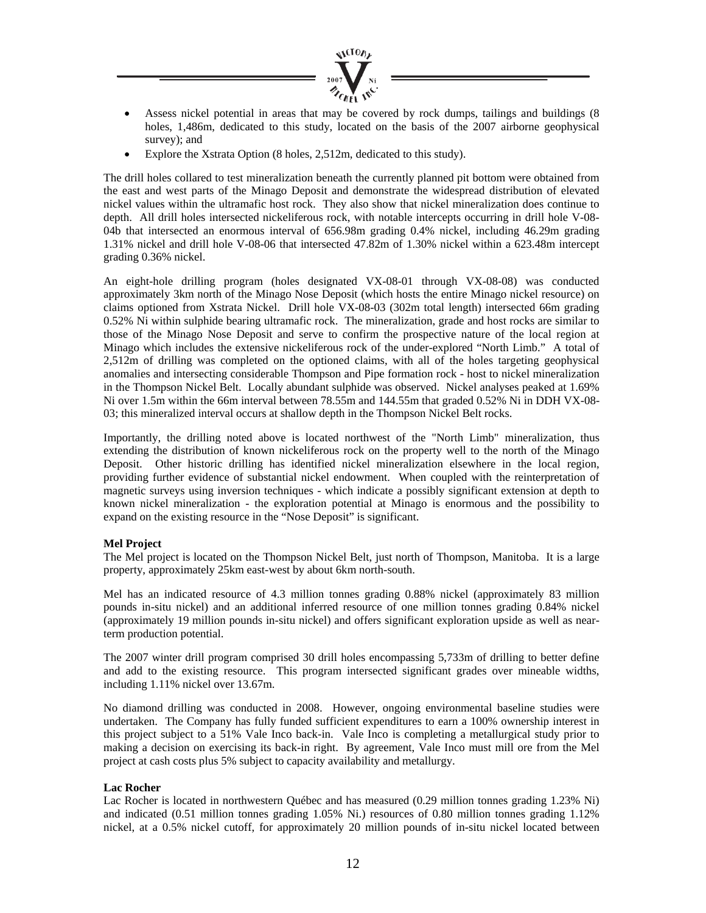- Assess nickel potential in areas that may be covered by rock dumps, tailings and buildings (8 holes, 1,486m, dedicated to this study, located on the basis of the 2007 airborne geophysical survey); and
- Explore the Xstrata Option (8 holes, 2,512m, dedicated to this study).

The drill holes collared to test mineralization beneath the currently planned pit bottom were obtained from the east and west parts of the Minago Deposit and demonstrate the widespread distribution of elevated nickel values within the ultramafic host rock. They also show that nickel mineralization does continue to depth. All drill holes intersected nickeliferous rock, with notable intercepts occurring in drill hole V-08-04b that intersected an enormous interval of 656.98m grading 0.4% nickel, including 46.29m grading 1.31% nickel and drill hole V-08-06 that intersected 47.82m of 1.30% nickel within a 623.48m intercept grading 0.36% nickel.

An eight-hole drilling program (holes designated VX-08-01 through VX-08-08) was conducted approximately 3km north of the Minago Nose Deposit (which hosts the entire Minago nickel resource) on claims optioned from Xstrata Nickel. Drill hole VX-08-03 (302m total length) intersected 66m grading 0.52% Ni within sulphide bearing ultramafic rock. The mineralization, grade and host rocks are similar to those of the Minago Nose Deposit and serve to confirm the prospective nature of the local region at Minago which includes the extensive nickeliferous rock of the under-explored "North Limb." A total of 2,512m of drilling was completed on the optioned claims, with all of the holes targeting geophysical anomalies and intersecting considerable Thompson and Pipe formation rock - host to nickel mineralization in the Thompson Nickel Belt. Locally abundant sulphide was observed. Nickel analyses peaked at 1.69% Ni over 1.5m within the 66m interval between 78.55m and 144.55m that graded 0.52% Ni in DDH VX-08-03; this mineralized interval occurs at shallow depth in the Thompson Nickel Belt rocks.

Importantly, the drilling noted above is located northwest of the "North Limb" mineralization, thus extending the distribution of known nickeliferous rock on the property well to the north of the Minago Deposit. Other historic drilling has identified nickel mineralization elsewhere in the local region, providing further evidence of substantial nickel endowment. When coupled with the reinterpretation of magnetic surveys using inversion techniques - which indicate a possibly significant extension at depth to known nickel mineralization - the exploration potential at Minago is enormous and the possibility to expand on the existing resource in the "Nose Deposit" is significant.

**Mel Project**

The Mel project is located on the Thompson Nickel Belt, just north of Thompson, Manitoba. It is a large property, approximately 25km east-west by about 6km north-south.

Mel has an indicated resource of 4.3 million tonnes grading 0.88% nickel (approximately 83 million pounds in-situ nickel) and an additional inferred resource of one million tonnes grading 0.84% nickel (approximately 19 million pounds in-situ nickel) and offers significant exploration upside as well as near-term production potential.

The 2007 winter drill program comprised 30 drill holes encompassing 5,733m of drilling to better define and add to the existing resource. This program intersected significant grades over mineable widths, including 1.11% nickel over 13.67m.

No diamond drilling was conducted in 2008. However, ongoing environmental baseline studies were undertaken. The Company has fully funded sufficient expenditures to earn a 100% ownership interest in this project subject to a 51% Vale Inco back-in. Vale Inco is completing a metallurgical study prior to making a decision on exercising its back-in right. By agreement, Vale Inco must mill ore from the Mel project at cash costs plus 5% subject to capacity availability and metallurgy.

**Lac Rocher**

Lac Rocher is located in northwestern Québec and has measured (0.29 million tonnes grading 1.23% Ni) and indicated (0.51 million tonnes grading 1.05% Ni.) resources of 0.80 million tonnes grading 1.12% nickel, at a 0.5% nickel cutoff, for approximately 20 million pounds of in-situ nickel located between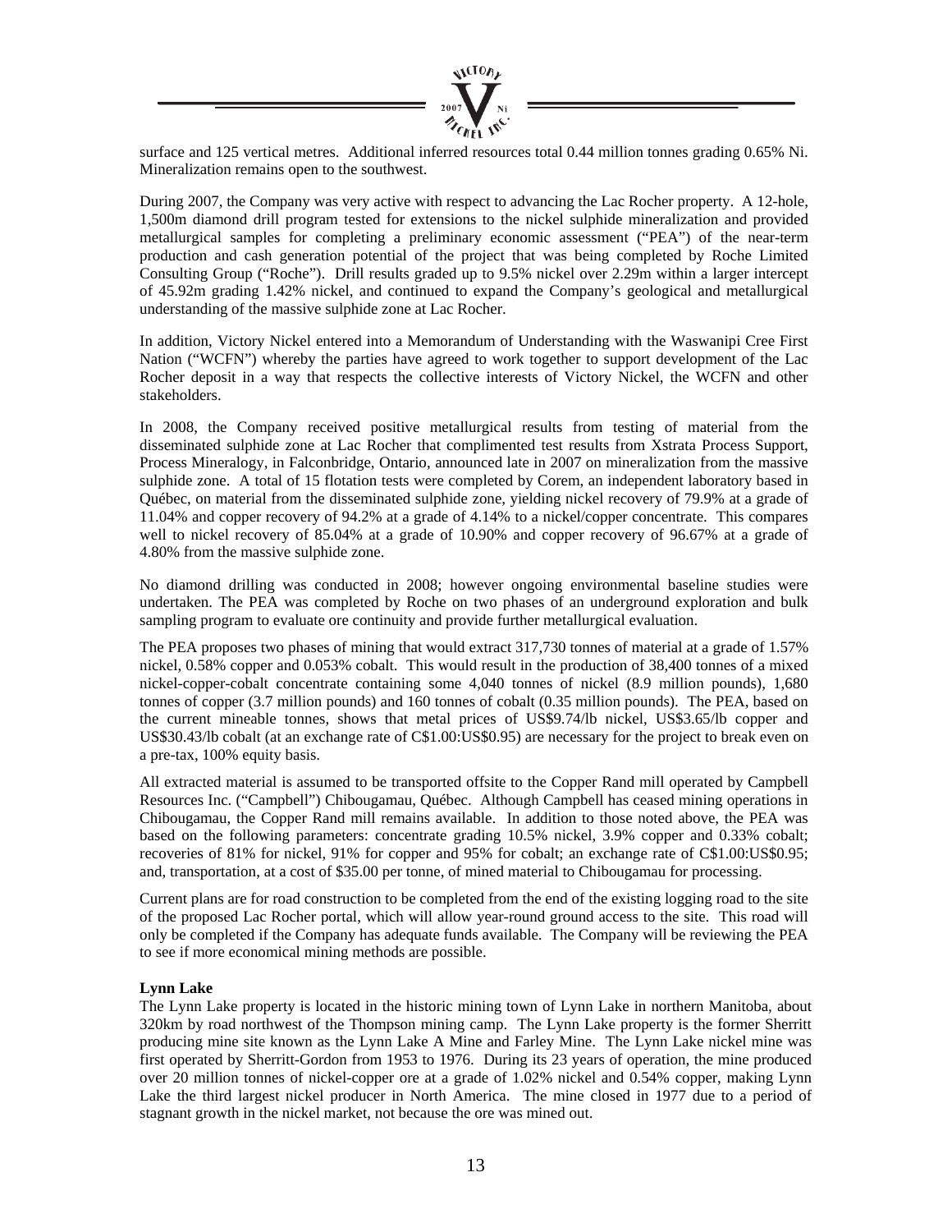surface and 125 vertical metres. Additional inferred resources total 0.44 million tonnes grading 0.65% Ni. Mineralization remains open to the southwest.

During 2007, the Company was very active with respect to advancing the Lac Rocher property. A 12-hole, 1,500m diamond drill program tested for extensions to the nickel sulphide mineralization and provided metallurgical samples for completing a preliminary economic assessment ("PEA") of the near-term production and cash generation potential of the project that was being completed by Roche Limited Consulting Group ("Roche"). Drill results graded up to 9.5% nickel over 2.29m within a larger intercept of 45.92m grading 1.42% nickel, and continued to expand the Company's geological and metallurgical understanding of the massive sulphide zone at Lac Rocher.

In addition, Victory Nickel entered into a Memorandum of Understanding with the Waswanipi Cree First Nation ("WCFN") whereby the parties have agreed to work together to support development of the Lac Rocher deposit in a way that respects the collective interests of Victory Nickel, the WCFN and other stakeholders.

In 2008, the Company received positive metallurgical results from testing of material from the disseminated sulphide zone at Lac Rocher that complimented test results from Xstrata Process Support, Process Mineralogy, in Falconbridge, Ontario, announced late in 2007 on mineralization from the massive sulphide zone. A total of 15 flotation tests were completed by Corem, an independent laboratory based in Québec, on material from the disseminated sulphide zone, yielding nickel recovery of 79.9% at a grade of 11.04% and copper recovery of 94.2% at a grade of 4.14% to a nickel/copper concentrate. This compares well to nickel recovery of 85.04% at a grade of 10.90% and copper recovery of 96.67% at a grade of 4.80% from the massive sulphide zone.

No diamond drilling was conducted in 2008; however ongoing environmental baseline studies were undertaken. The PEA was completed by Roche on two phases of an underground exploration and bulk sampling program to evaluate ore continuity and provide further metallurgical evaluation.

The PEA proposes two phases of mining that would extract 317,730 tonnes of material at a grade of 1.57% nickel, 0.58% copper and 0.053% cobalt. This would result in the production of 38,400 tonnes of a mixed nickel-copper-cobalt concentrate containing some 4,040 tonnes of nickel (8.9 million pounds), 1,680 tonnes of copper (3.7 million pounds) and 160 tonnes of cobalt (0.35 million pounds). The PEA, based on the current mineable tonnes, shows that metal prices of US$9.74/lb nickel, US$3.65/lb copper and US$30.43/lb cobalt (at an exchange rate of C$1.00:US$0.95) are necessary for the project to break even on a pre-tax, 100% equity basis.

All extracted material is assumed to be transported offsite to the Copper Rand mill operated by Campbell Resources Inc. ("Campbell") Chibougamau, Québec. Although Campbell has ceased mining operations in Chibougamau, the Copper Rand mill remains available. In addition to those noted above, the PEA was based on the following parameters: concentrate grading 10.5% nickel, 3.9% copper and 0.33% cobalt; recoveries of 81% for nickel, 91% for copper and 95% for cobalt; an exchange rate of C$1.00:US$0.95; and, transportation, at a cost of $35.00 per tonne, of mined material to Chibougamau for processing.

Current plans are for road construction to be completed from the end of the existing logging road to the site of the proposed Lac Rocher portal, which will allow year-round ground access to the site. This road will only be completed if the Company has adequate funds available. The Company will be reviewing the PEA to see if more economical mining methods are possible.

**Lynn Lake**

The Lynn Lake property is located in the historic mining town of Lynn Lake in northern Manitoba, about 320km by road northwest of the Thompson mining camp. The Lynn Lake property is the former Sherritt producing mine site known as the Lynn Lake A Mine and Farley Mine. The Lynn Lake nickel mine was first operated by Sherritt-Gordon from 1953 to 1976. During its 23 years of operation, the mine produced over 20 million tonnes of nickel-copper ore at a grade of 1.02% nickel and 0.54% copper, making Lynn Lake the third largest nickel producer in North America. The mine closed in 1977 due to a period of stagnant growth in the nickel market, not because the ore was mined out.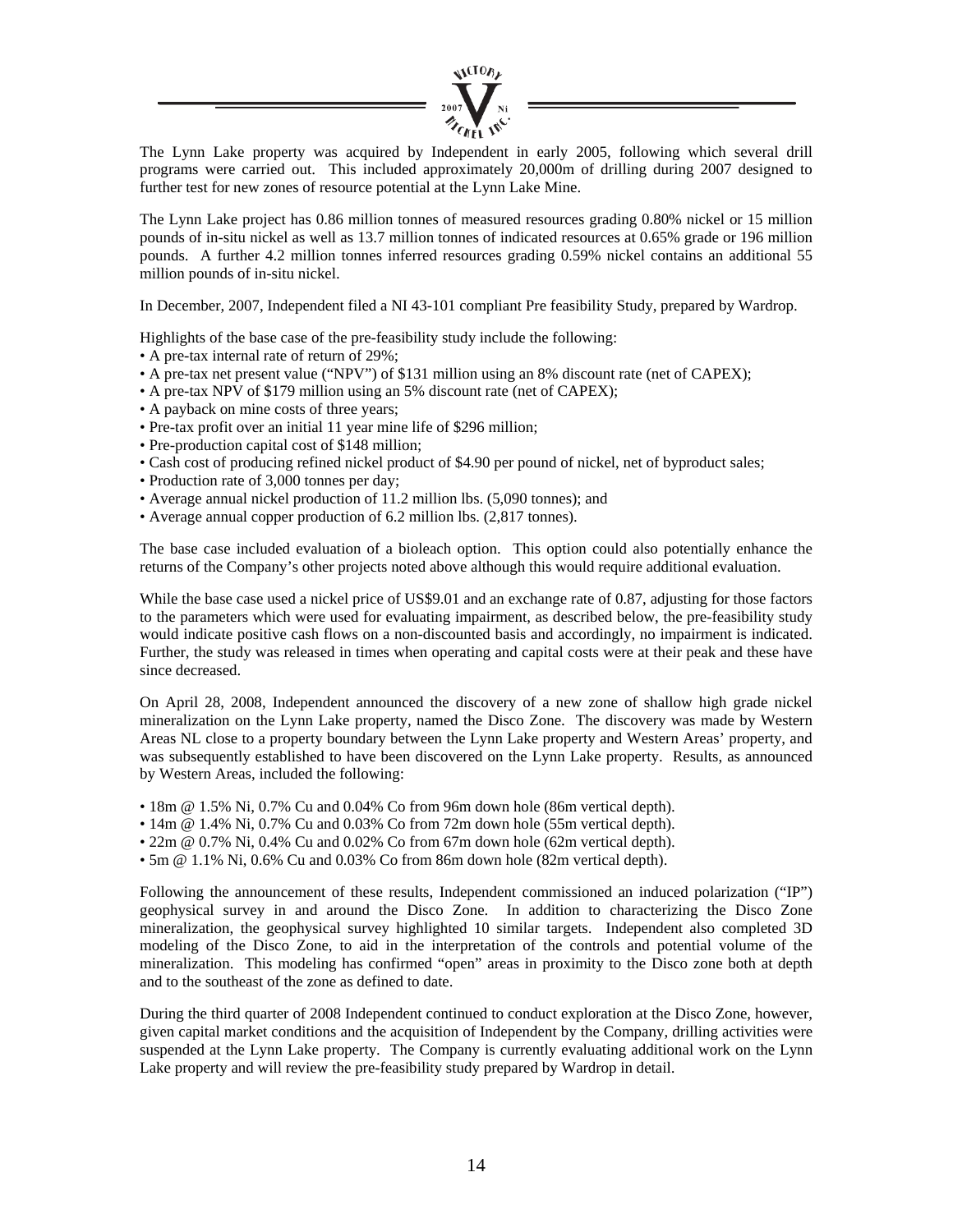The Lynn Lake property was acquired by Independent in early 2005, following which several drill programs were carried out. This included approximately 20,000m of drilling during 2007 designed to further test for new zones of resource potential at the Lynn Lake Mine.

The Lynn Lake project has 0.86 million tonnes of measured resources grading 0.80% nickel or 15 million pounds of in-situ nickel as well as 13.7 million tonnes of indicated resources at 0.65% grade or 196 million pounds. A further 4.2 million tonnes inferred resources grading 0.59% nickel contains an additional 55 million pounds of in-situ nickel.

In December, 2007, Independent filed a NI 43-101 compliant Pre feasibility Study, prepared by Wardrop.

Highlights of the base case of the pre-feasibility study include the following:

- A pre-tax internal rate of return of 29%;
- A pre-tax net present value ("NPV") of $131 million using an 8% discount rate (net of CAPEX);
- A pre-tax NPV of $179 million using an 5% discount rate (net of CAPEX);
- A payback on mine costs of three years;
- Pre-tax profit over an initial 11 year mine life of $296 million;
- Pre-production capital cost of $148 million;
- Cash cost of producing refined nickel product of $4.90 per pound of nickel, net of byproduct sales;
- Production rate of 3,000 tonnes per day;
- Average annual nickel production of 11.2 million lbs. (5,090 tonnes); and
- Average annual copper production of 6.2 million lbs. (2,817 tonnes).

The base case included evaluation of a bioleach option. This option could also potentially enhance the returns of the Company's other projects noted above although this would require additional evaluation.

While the base case used a nickel price of US$9.01 and an exchange rate of 0.87, adjusting for those factors to the parameters which were used for evaluating impairment, as described below, the pre-feasibility study would indicate positive cash flows on a non-discounted basis and accordingly, no impairment is indicated. Further, the study was released in times when operating and capital costs were at their peak and these have since decreased.

On April 28, 2008, Independent announced the discovery of a new zone of shallow high grade nickel mineralization on the Lynn Lake property, named the Disco Zone. The discovery was made by Western Areas NL close to a property boundary between the Lynn Lake property and Western Areas' property, and was subsequently established to have been discovered on the Lynn Lake property. Results, as announced by Western Areas, included the following:

- 18m @ 1.5% Ni, 0.7% Cu and 0.04% Co from 96m down hole (86m vertical depth).
- 14m @ 1.4% Ni, 0.7% Cu and 0.03% Co from 72m down hole (55m vertical depth).
- 22m @ 0.7% Ni, 0.4% Cu and 0.02% Co from 67m down hole (62m vertical depth).
- 5m @ 1.1% Ni, 0.6% Cu and 0.03% Co from 86m down hole (82m vertical depth).

Following the announcement of these results, Independent commissioned an induced polarization ("IP") geophysical survey in and around the Disco Zone. In addition to characterizing the Disco Zone mineralization, the geophysical survey highlighted 10 similar targets. Independent also completed 3D modeling of the Disco Zone, to aid in the interpretation of the controls and potential volume of the mineralization. This modeling has confirmed "open" areas in proximity to the Disco zone both at depth and to the southeast of the zone as defined to date.

During the third quarter of 2008 Independent continued to conduct exploration at the Disco Zone, however, given capital market conditions and the acquisition of Independent by the Company, drilling activities were suspended at the Lynn Lake property. The Company is currently evaluating additional work on the Lynn Lake property and will review the pre-feasibility study prepared by Wardrop in detail.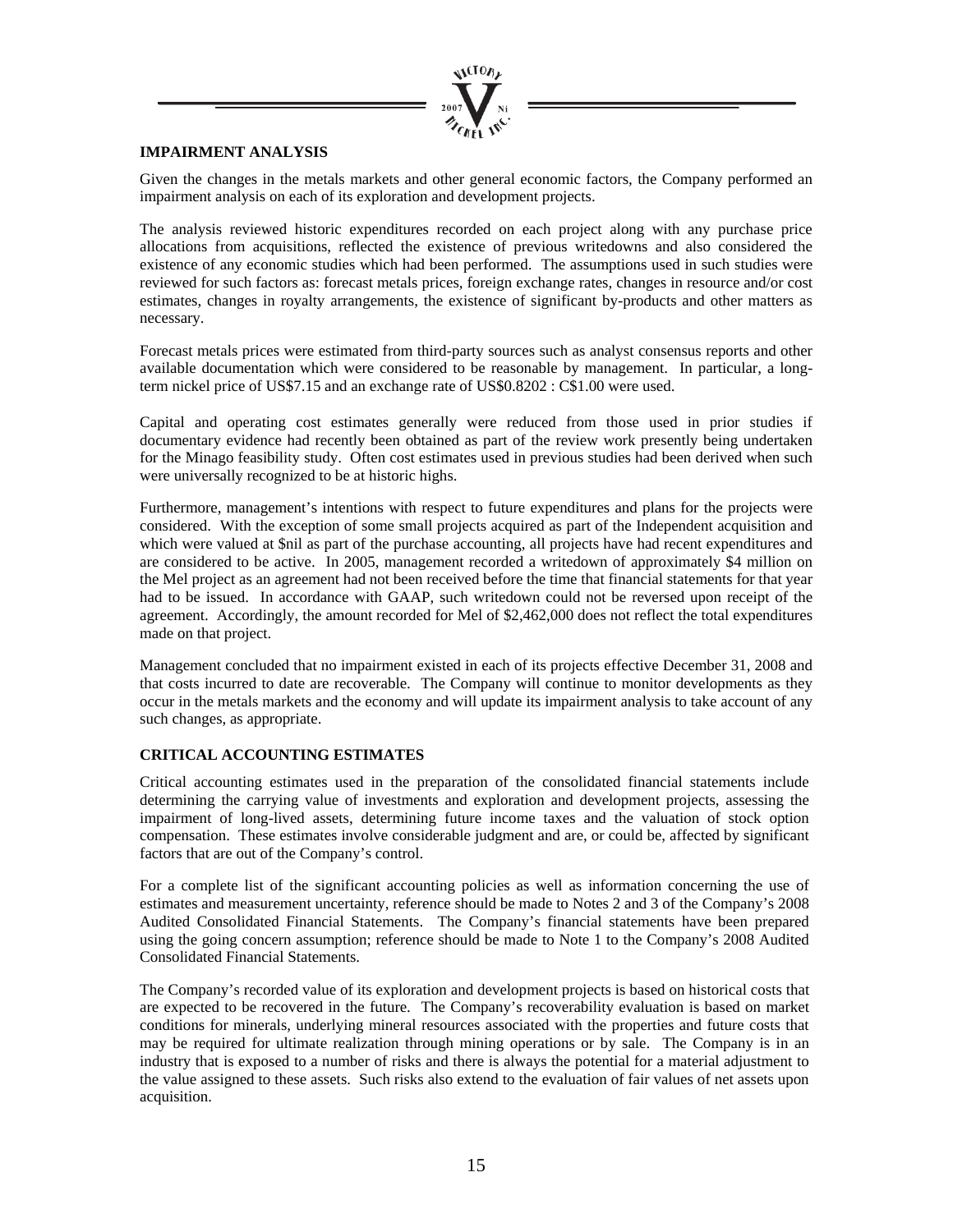## IMPAIRMENT ANALYSIS

Given the changes in the metals markets and other general economic factors, the Company performed an impairment analysis on each of its exploration and development projects.

The analysis reviewed historic expenditures recorded on each project along with any purchase price allocations from acquisitions, reflected the existence of previous writedowns and also considered the existence of any economic studies which had been performed. The assumptions used in such studies were reviewed for such factors as: forecast metals prices, foreign exchange rates, changes in resource and/or cost estimates, changes in royalty arrangements, the existence of significant by-products and other matters as necessary.

Forecast metals prices were estimated from third-party sources such as analyst consensus reports and other available documentation which were considered to be reasonable by management. In particular, a long-term nickel price of US$7.15 and an exchange rate of US$0.8202 : C$1.00 were used.

Capital and operating cost estimates generally were reduced from those used in prior studies if documentary evidence had recently been obtained as part of the review work presently being undertaken for the Minago feasibility study. Often cost estimates used in previous studies had been derived when such were universally recognized to be at historic highs.

Furthermore, management's intentions with respect to future expenditures and plans for the projects were considered. With the exception of some small projects acquired as part of the Independent acquisition and which were valued at $nil as part of the purchase accounting, all projects have had recent expenditures and are considered to be active. In 2005, management recorded a writedown of approximately $4 million on the Mel project as an agreement had not been received before the time that financial statements for that year had to be issued. In accordance with GAAP, such writedown could not be reversed upon receipt of the agreement. Accordingly, the amount recorded for Mel of $2,462,000 does not reflect the total expenditures made on that project.

Management concluded that no impairment existed in each of its projects effective December 31, 2008 and that costs incurred to date are recoverable. The Company will continue to monitor developments as they occur in the metals markets and the economy and will update its impairment analysis to take account of any such changes, as appropriate.

## CRITICAL ACCOUNTING ESTIMATES

Critical accounting estimates used in the preparation of the consolidated financial statements include determining the carrying value of investments and exploration and development projects, assessing the impairment of long-lived assets, determining future income taxes and the valuation of stock option compensation. These estimates involve considerable judgment and are, or could be, affected by significant factors that are out of the Company's control.

For a complete list of the significant accounting policies as well as information concerning the use of estimates and measurement uncertainty, reference should be made to Notes 2 and 3 of the Company's 2008 Audited Consolidated Financial Statements. The Company's financial statements have been prepared using the going concern assumption; reference should be made to Note 1 to the Company's 2008 Audited Consolidated Financial Statements.

The Company's recorded value of its exploration and development projects is based on historical costs that are expected to be recovered in the future. The Company's recoverability evaluation is based on market conditions for minerals, underlying mineral resources associated with the properties and future costs that may be required for ultimate realization through mining operations or by sale. The Company is in an industry that is exposed to a number of risks and there is always the potential for a material adjustment to the value assigned to these assets. Such risks also extend to the evaluation of fair values of net assets upon acquisition.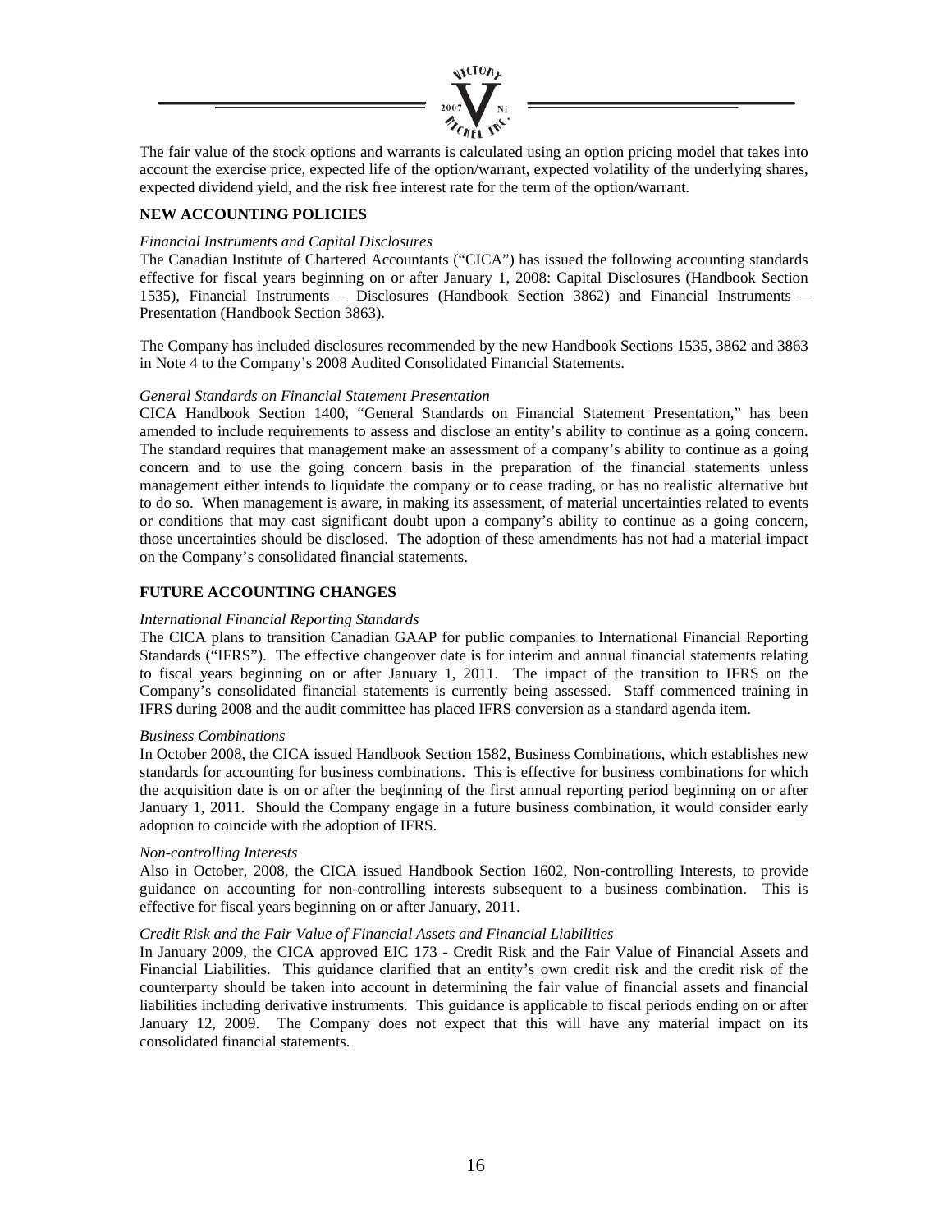The fair value of the stock options and warrants is calculated using an option pricing model that takes into account the exercise price, expected life of the option/warrant, expected volatility of the underlying shares, expected dividend yield, and the risk free interest rate for the term of the option/warrant.

**NEW ACCOUNTING POLICIES**

*Financial Instruments and Capital Disclosures*

The Canadian Institute of Chartered Accountants ("CICA") has issued the following accounting standards effective for fiscal years beginning on or after January 1, 2008: Capital Disclosures (Handbook Section 1535), Financial Instruments – Disclosures (Handbook Section 3862) and Financial Instruments – Presentation (Handbook Section 3863).

The Company has included disclosures recommended by the new Handbook Sections 1535, 3862 and 3863 in Note 4 to the Company's 2008 Audited Consolidated Financial Statements.

*General Standards on Financial Statement Presentation*

CICA Handbook Section 1400, "General Standards on Financial Statement Presentation," has been amended to include requirements to assess and disclose an entity's ability to continue as a going concern. The standard requires that management make an assessment of a company's ability to continue as a going concern and to use the going concern basis in the preparation of the financial statements unless management either intends to liquidate the company or to cease trading, or has no realistic alternative but to do so. When management is aware, in making its assessment, of material uncertainties related to events or conditions that may cast significant doubt upon a company's ability to continue as a going concern, those uncertainties should be disclosed. The adoption of these amendments has not had a material impact on the Company's consolidated financial statements.

**FUTURE ACCOUNTING CHANGES**

*International Financial Reporting Standards*

The CICA plans to transition Canadian GAAP for public companies to International Financial Reporting Standards ("IFRS"). The effective changeover date is for interim and annual financial statements relating to fiscal years beginning on or after January 1, 2011. The impact of the transition to IFRS on the Company's consolidated financial statements is currently being assessed. Staff commenced training in IFRS during 2008 and the audit committee has placed IFRS conversion as a standard agenda item.

*Business Combinations*

In October 2008, the CICA issued Handbook Section 1582, Business Combinations, which establishes new standards for accounting for business combinations. This is effective for business combinations for which the acquisition date is on or after the beginning of the first annual reporting period beginning on or after January 1, 2011. Should the Company engage in a future business combination, it would consider early adoption to coincide with the adoption of IFRS.

*Non-controlling Interests*

Also in October, 2008, the CICA issued Handbook Section 1602, Non-controlling Interests, to provide guidance on accounting for non-controlling interests subsequent to a business combination. This is effective for fiscal years beginning on or after January, 2011.

*Credit Risk and the Fair Value of Financial Assets and Financial Liabilities*

In January 2009, the CICA approved EIC 173 - Credit Risk and the Fair Value of Financial Assets and Financial Liabilities. This guidance clarified that an entity's own credit risk and the credit risk of the counterparty should be taken into account in determining the fair value of financial assets and financial liabilities including derivative instruments. This guidance is applicable to fiscal periods ending on or after January 12, 2009. The Company does not expect that this will have any material impact on its consolidated financial statements.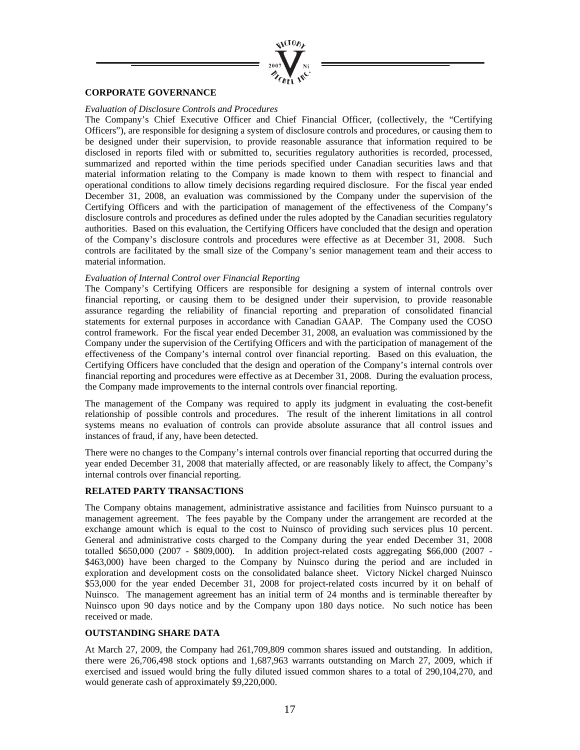## CORPORATE GOVERNANCE

*Evaluation of Disclosure Controls and Procedures*

The Company's Chief Executive Officer and Chief Financial Officer, (collectively, the "Certifying Officers"), are responsible for designing a system of disclosure controls and procedures, or causing them to be designed under their supervision, to provide reasonable assurance that information required to be disclosed in reports filed with or submitted to, securities regulatory authorities is recorded, processed, summarized and reported within the time periods specified under Canadian securities laws and that material information relating to the Company is made known to them with respect to financial and operational conditions to allow timely decisions regarding required disclosure. For the fiscal year ended December 31, 2008, an evaluation was commissioned by the Company under the supervision of the Certifying Officers and with the participation of management of the effectiveness of the Company's disclosure controls and procedures as defined under the rules adopted by the Canadian securities regulatory authorities. Based on this evaluation, the Certifying Officers have concluded that the design and operation of the Company's disclosure controls and procedures were effective as at December 31, 2008. Such controls are facilitated by the small size of the Company's senior management team and their access to material information.

*Evaluation of Internal Control over Financial Reporting*

The Company's Certifying Officers are responsible for designing a system of internal controls over financial reporting, or causing them to be designed under their supervision, to provide reasonable assurance regarding the reliability of financial reporting and preparation of consolidated financial statements for external purposes in accordance with Canadian GAAP. The Company used the COSO control framework. For the fiscal year ended December 31, 2008, an evaluation was commissioned by the Company under the supervision of the Certifying Officers and with the participation of management of the effectiveness of the Company's internal control over financial reporting. Based on this evaluation, the Certifying Officers have concluded that the design and operation of the Company's internal controls over financial reporting and procedures were effective as at December 31, 2008. During the evaluation process, the Company made improvements to the internal controls over financial reporting.

The management of the Company was required to apply its judgment in evaluating the cost-benefit relationship of possible controls and procedures. The result of the inherent limitations in all control systems means no evaluation of controls can provide absolute assurance that all control issues and instances of fraud, if any, have been detected.

There were no changes to the Company's internal controls over financial reporting that occurred during the year ended December 31, 2008 that materially affected, or are reasonably likely to affect, the Company's internal controls over financial reporting.

## RELATED PARTY TRANSACTIONS

The Company obtains management, administrative assistance and facilities from Nuinsco pursuant to a management agreement. The fees payable by the Company under the arrangement are recorded at the exchange amount which is equal to the cost to Nuinsco of providing such services plus 10 percent. General and administrative costs charged to the Company during the year ended December 31, 2008 totalled $650,000 (2007 - $809,000). In addition project-related costs aggregating $66,000 (2007 - $463,000) have been charged to the Company by Nuinsco during the period and are included in exploration and development costs on the consolidated balance sheet. Victory Nickel charged Nuinsco $53,000 for the year ended December 31, 2008 for project-related costs incurred by it on behalf of Nuinsco. The management agreement has an initial term of 24 months and is terminable thereafter by Nuinsco upon 90 days notice and by the Company upon 180 days notice. No such notice has been received or made.

## OUTSTANDING SHARE DATA

At March 27, 2009, the Company had 261,709,809 common shares issued and outstanding. In addition, there were 26,706,498 stock options and 1,687,963 warrants outstanding on March 27, 2009, which if exercised and issued would bring the fully diluted issued common shares to a total of 290,104,270, and would generate cash of approximately $9,220,000.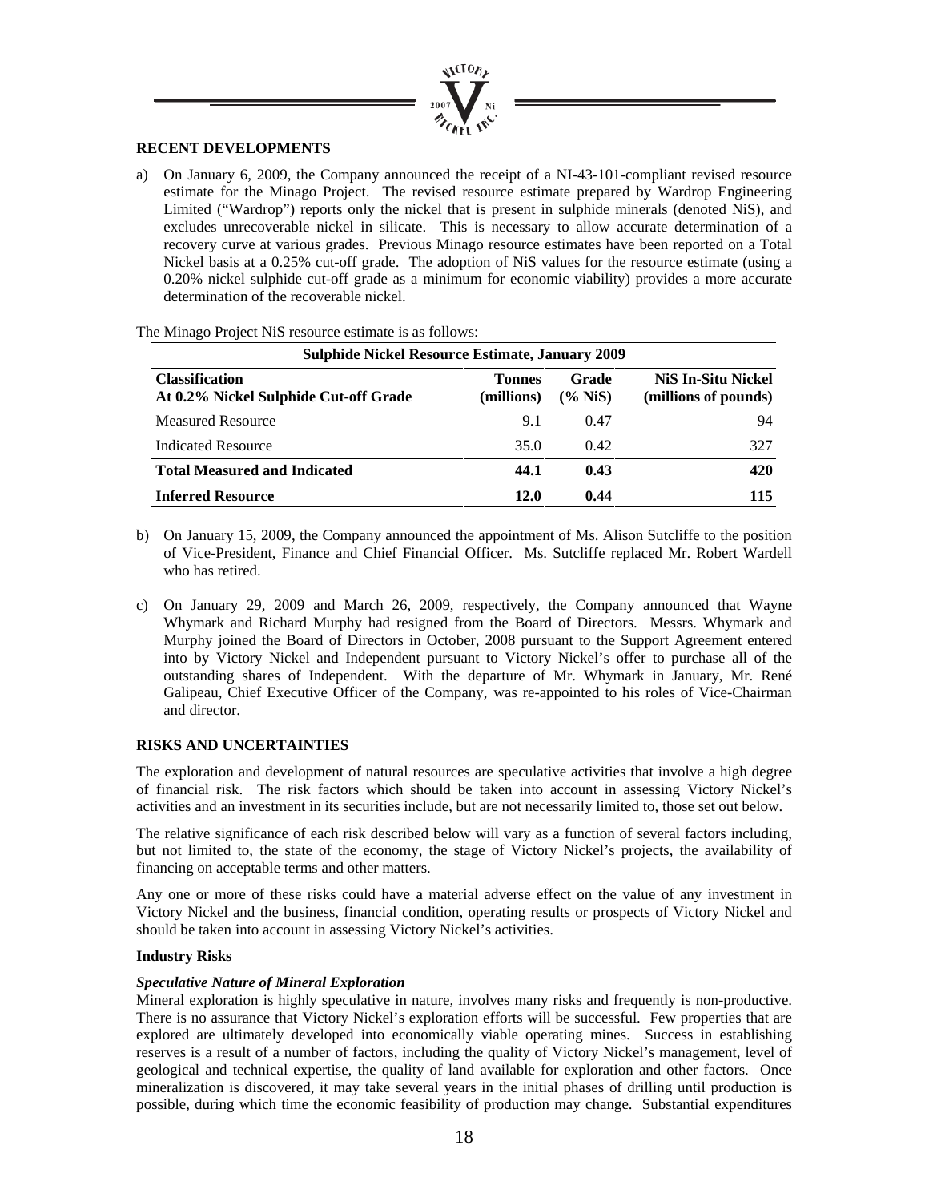## RECENT DEVELOPMENTS

a) On January 6, 2009, the Company announced the receipt of a NI-43-101-compliant revised resource estimate for the Minago Project. The revised resource estimate prepared by Wardrop Engineering Limited ("Wardrop") reports only the nickel that is present in sulphide minerals (denoted NiS), and excludes unrecoverable nickel in silicate. This is necessary to allow accurate determination of a recovery curve at various grades. Previous Minago resource estimates have been reported on a Total Nickel basis at a 0.25% cut-off grade. The adoption of NiS values for the resource estimate (using a 0.20% nickel sulphide cut-off grade as a minimum for economic viability) provides a more accurate determination of the recoverable nickel.

The Minago Project NiS resource estimate is as follows:

| Sulphide Nickel Resource Estimate, January 2009 | | | |
|---|---|---|---|
| **Classification At 0.2% Nickel Sulphide Cut-off Grade** | **Tonnes (millions)** | **Grade (% NiS)** | **NiS In-Situ Nickel (millions of pounds)** |
| Measured Resource | 9.1 | 0.47 | 94 |
| Indicated Resource | 35.0 | 0.42 | 327 |
| **Total Measured and Indicated** | **44.1** | **0.43** | **420** |
| **Inferred Resource** | **12.0** | **0.44** | **115** |

b) On January 15, 2009, the Company announced the appointment of Ms. Alison Sutcliffe to the position of Vice-President, Finance and Chief Financial Officer. Ms. Sutcliffe replaced Mr. Robert Wardell who has retired.

c) On January 29, 2009 and March 26, 2009, respectively, the Company announced that Wayne Whymark and Richard Murphy had resigned from the Board of Directors. Messrs. Whymark and Murphy joined the Board of Directors in October, 2008 pursuant to the Support Agreement entered into by Victory Nickel and Independent pursuant to Victory Nickel's offer to purchase all of the outstanding shares of Independent. With the departure of Mr. Whymark in January, Mr. René Galipeau, Chief Executive Officer of the Company, was re-appointed to his roles of Vice-Chairman and director.

## RISKS AND UNCERTAINTIES

The exploration and development of natural resources are speculative activities that involve a high degree of financial risk. The risk factors which should be taken into account in assessing Victory Nickel's activities and an investment in its securities include, but are not necessarily limited to, those set out below.

The relative significance of each risk described below will vary as a function of several factors including, but not limited to, the state of the economy, the stage of Victory Nickel's projects, the availability of financing on acceptable terms and other matters.

Any one or more of these risks could have a material adverse effect on the value of any investment in Victory Nickel and the business, financial condition, operating results or prospects of Victory Nickel and should be taken into account in assessing Victory Nickel's activities.

### Industry Risks

#### *Speculative Nature of Mineral Exploration*

Mineral exploration is highly speculative in nature, involves many risks and frequently is non-productive. There is no assurance that Victory Nickel's exploration efforts will be successful. Few properties that are explored are ultimately developed into economically viable operating mines. Success in establishing reserves is a result of a number of factors, including the quality of Victory Nickel's management, level of geological and technical expertise, the quality of land available for exploration and other factors. Once mineralization is discovered, it may take several years in the initial phases of drilling until production is possible, during which time the economic feasibility of production may change. Substantial expenditures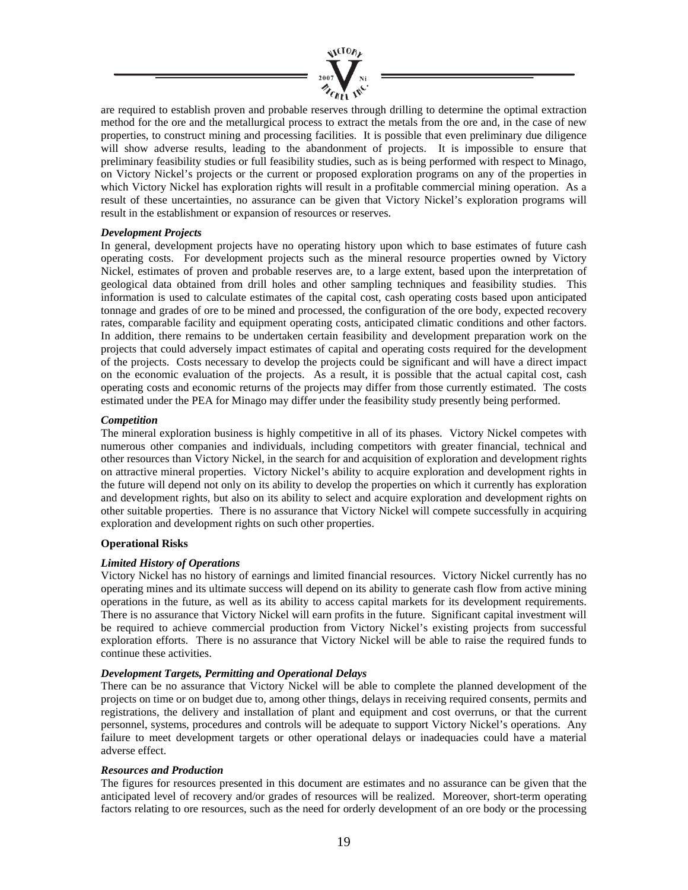are required to establish proven and probable reserves through drilling to determine the optimal extraction method for the ore and the metallurgical process to extract the metals from the ore and, in the case of new properties, to construct mining and processing facilities. It is possible that even preliminary due diligence will show adverse results, leading to the abandonment of projects. It is impossible to ensure that preliminary feasibility studies or full feasibility studies, such as is being performed with respect to Minago, on Victory Nickel's projects or the current or proposed exploration programs on any of the properties in which Victory Nickel has exploration rights will result in a profitable commercial mining operation. As a result of these uncertainties, no assurance can be given that Victory Nickel's exploration programs will result in the establishment or expansion of resources or reserves.

***Development Projects***

In general, development projects have no operating history upon which to base estimates of future cash operating costs. For development projects such as the mineral resource properties owned by Victory Nickel, estimates of proven and probable reserves are, to a large extent, based upon the interpretation of geological data obtained from drill holes and other sampling techniques and feasibility studies. This information is used to calculate estimates of the capital cost, cash operating costs based upon anticipated tonnage and grades of ore to be mined and processed, the configuration of the ore body, expected recovery rates, comparable facility and equipment operating costs, anticipated climatic conditions and other factors. In addition, there remains to be undertaken certain feasibility and development preparation work on the projects that could adversely impact estimates of capital and operating costs required for the development of the projects. Costs necessary to develop the projects could be significant and will have a direct impact on the economic evaluation of the projects. As a result, it is possible that the actual capital cost, cash operating costs and economic returns of the projects may differ from those currently estimated. The costs estimated under the PEA for Minago may differ under the feasibility study presently being performed.

***Competition***

The mineral exploration business is highly competitive in all of its phases. Victory Nickel competes with numerous other companies and individuals, including competitors with greater financial, technical and other resources than Victory Nickel, in the search for and acquisition of exploration and development rights on attractive mineral properties. Victory Nickel's ability to acquire exploration and development rights in the future will depend not only on its ability to develop the properties on which it currently has exploration and development rights, but also on its ability to select and acquire exploration and development rights on other suitable properties. There is no assurance that Victory Nickel will compete successfully in acquiring exploration and development rights on such other properties.

**Operational Risks**

***Limited History of Operations***

Victory Nickel has no history of earnings and limited financial resources. Victory Nickel currently has no operating mines and its ultimate success will depend on its ability to generate cash flow from active mining operations in the future, as well as its ability to access capital markets for its development requirements. There is no assurance that Victory Nickel will earn profits in the future. Significant capital investment will be required to achieve commercial production from Victory Nickel's existing projects from successful exploration efforts. There is no assurance that Victory Nickel will be able to raise the required funds to continue these activities.

***Development Targets, Permitting and Operational Delays***

There can be no assurance that Victory Nickel will be able to complete the planned development of the projects on time or on budget due to, among other things, delays in receiving required consents, permits and registrations, the delivery and installation of plant and equipment and cost overruns, or that the current personnel, systems, procedures and controls will be adequate to support Victory Nickel's operations. Any failure to meet development targets or other operational delays or inadequacies could have a material adverse effect.

***Resources and Production***

The figures for resources presented in this document are estimates and no assurance can be given that the anticipated level of recovery and/or grades of resources will be realized. Moreover, short-term operating factors relating to ore resources, such as the need for orderly development of an ore body or the processing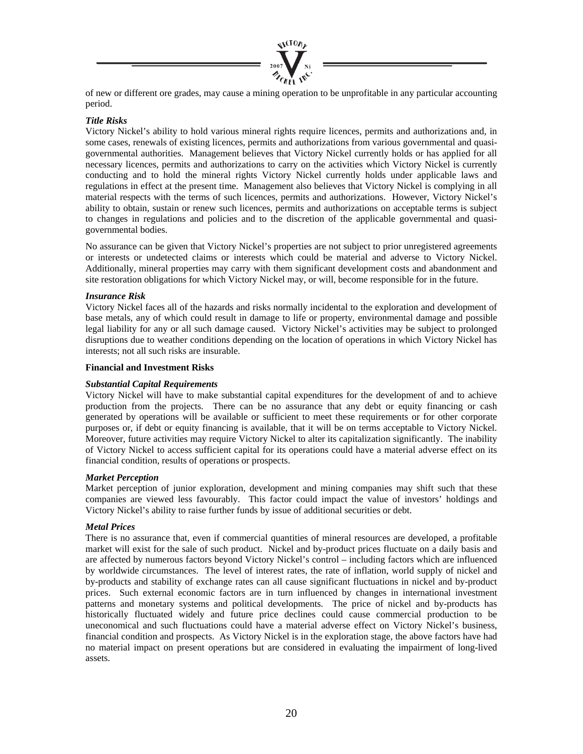of new or different ore grades, may cause a mining operation to be unprofitable in any particular accounting period.

***Title Risks***

Victory Nickel's ability to hold various mineral rights require licences, permits and authorizations and, in some cases, renewals of existing licences, permits and authorizations from various governmental and quasi-governmental authorities. Management believes that Victory Nickel currently holds or has applied for all necessary licences, permits and authorizations to carry on the activities which Victory Nickel is currently conducting and to hold the mineral rights Victory Nickel currently holds under applicable laws and regulations in effect at the present time. Management also believes that Victory Nickel is complying in all material respects with the terms of such licences, permits and authorizations. However, Victory Nickel's ability to obtain, sustain or renew such licences, permits and authorizations on acceptable terms is subject to changes in regulations and policies and to the discretion of the applicable governmental and quasi-governmental bodies.

No assurance can be given that Victory Nickel's properties are not subject to prior unregistered agreements or interests or undetected claims or interests which could be material and adverse to Victory Nickel. Additionally, mineral properties may carry with them significant development costs and abandonment and site restoration obligations for which Victory Nickel may, or will, become responsible for in the future.

***Insurance Risk***

Victory Nickel faces all of the hazards and risks normally incidental to the exploration and development of base metals, any of which could result in damage to life or property, environmental damage and possible legal liability for any or all such damage caused. Victory Nickel's activities may be subject to prolonged disruptions due to weather conditions depending on the location of operations in which Victory Nickel has interests; not all such risks are insurable.

**Financial and Investment Risks**

***Substantial Capital Requirements***

Victory Nickel will have to make substantial capital expenditures for the development of and to achieve production from the projects. There can be no assurance that any debt or equity financing or cash generated by operations will be available or sufficient to meet these requirements or for other corporate purposes or, if debt or equity financing is available, that it will be on terms acceptable to Victory Nickel. Moreover, future activities may require Victory Nickel to alter its capitalization significantly. The inability of Victory Nickel to access sufficient capital for its operations could have a material adverse effect on its financial condition, results of operations or prospects.

***Market Perception***

Market perception of junior exploration, development and mining companies may shift such that these companies are viewed less favourably. This factor could impact the value of investors' holdings and Victory Nickel's ability to raise further funds by issue of additional securities or debt.

***Metal Prices***

There is no assurance that, even if commercial quantities of mineral resources are developed, a profitable market will exist for the sale of such product. Nickel and by-product prices fluctuate on a daily basis and are affected by numerous factors beyond Victory Nickel's control – including factors which are influenced by worldwide circumstances. The level of interest rates, the rate of inflation, world supply of nickel and by-products and stability of exchange rates can all cause significant fluctuations in nickel and by-product prices. Such external economic factors are in turn influenced by changes in international investment patterns and monetary systems and political developments. The price of nickel and by-products has historically fluctuated widely and future price declines could cause commercial production to be uneconomical and such fluctuations could have a material adverse effect on Victory Nickel's business, financial condition and prospects. As Victory Nickel is in the exploration stage, the above factors have had no material impact on present operations but are considered in evaluating the impairment of long-lived assets.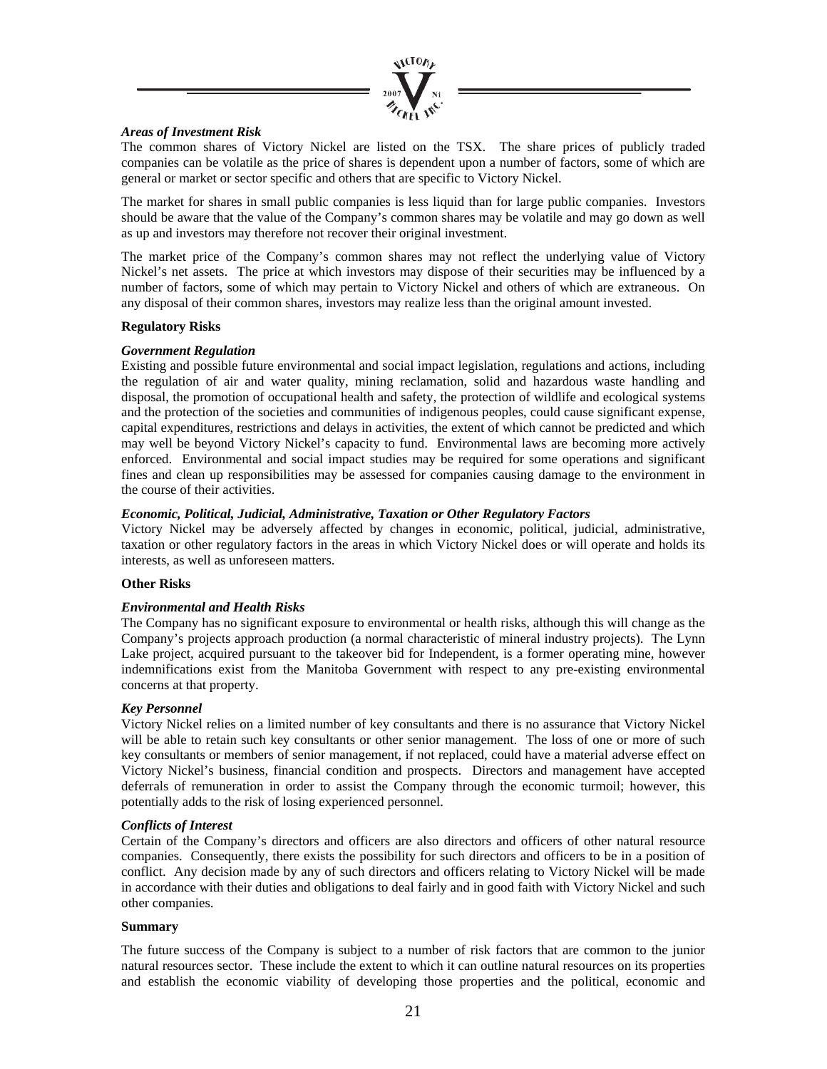***Areas of Investment Risk***

The common shares of Victory Nickel are listed on the TSX. The share prices of publicly traded companies can be volatile as the price of shares is dependent upon a number of factors, some of which are general or market or sector specific and others that are specific to Victory Nickel.

The market for shares in small public companies is less liquid than for large public companies. Investors should be aware that the value of the Company's common shares may be volatile and may go down as well as up and investors may therefore not recover their original investment.

The market price of the Company's common shares may not reflect the underlying value of Victory Nickel's net assets. The price at which investors may dispose of their securities may be influenced by a number of factors, some of which may pertain to Victory Nickel and others of which are extraneous. On any disposal of their common shares, investors may realize less than the original amount invested.

**Regulatory Risks**

***Government Regulation***

Existing and possible future environmental and social impact legislation, regulations and actions, including the regulation of air and water quality, mining reclamation, solid and hazardous waste handling and disposal, the promotion of occupational health and safety, the protection of wildlife and ecological systems and the protection of the societies and communities of indigenous peoples, could cause significant expense, capital expenditures, restrictions and delays in activities, the extent of which cannot be predicted and which may well be beyond Victory Nickel's capacity to fund. Environmental laws are becoming more actively enforced. Environmental and social impact studies may be required for some operations and significant fines and clean up responsibilities may be assessed for companies causing damage to the environment in the course of their activities.

***Economic, Political, Judicial, Administrative, Taxation or Other Regulatory Factors***

Victory Nickel may be adversely affected by changes in economic, political, judicial, administrative, taxation or other regulatory factors in the areas in which Victory Nickel does or will operate and holds its interests, as well as unforeseen matters.

**Other Risks**

***Environmental and Health Risks***

The Company has no significant exposure to environmental or health risks, although this will change as the Company's projects approach production (a normal characteristic of mineral industry projects). The Lynn Lake project, acquired pursuant to the takeover bid for Independent, is a former operating mine, however indemnifications exist from the Manitoba Government with respect to any pre-existing environmental concerns at that property.

***Key Personnel***

Victory Nickel relies on a limited number of key consultants and there is no assurance that Victory Nickel will be able to retain such key consultants or other senior management. The loss of one or more of such key consultants or members of senior management, if not replaced, could have a material adverse effect on Victory Nickel's business, financial condition and prospects. Directors and management have accepted deferrals of remuneration in order to assist the Company through the economic turmoil; however, this potentially adds to the risk of losing experienced personnel.

***Conflicts of Interest***

Certain of the Company's directors and officers are also directors and officers of other natural resource companies. Consequently, there exists the possibility for such directors and officers to be in a position of conflict. Any decision made by any of such directors and officers relating to Victory Nickel will be made in accordance with their duties and obligations to deal fairly and in good faith with Victory Nickel and such other companies.

**Summary**

The future success of the Company is subject to a number of risk factors that are common to the junior natural resources sector. These include the extent to which it can outline natural resources on its properties and establish the economic viability of developing those properties and the political, economic and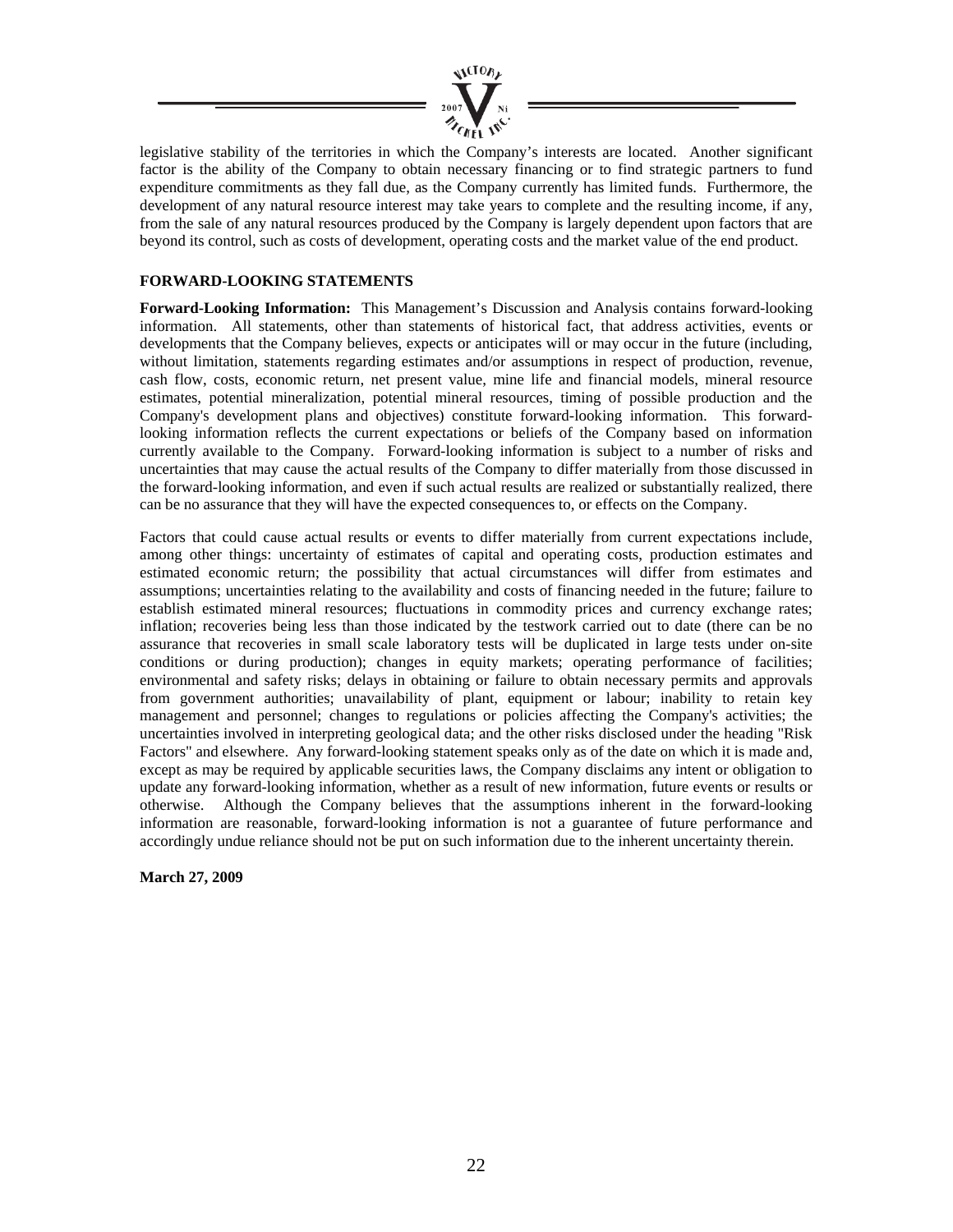legislative stability of the territories in which the Company's interests are located. Another significant factor is the ability of the Company to obtain necessary financing or to find strategic partners to fund expenditure commitments as they fall due, as the Company currently has limited funds. Furthermore, the development of any natural resource interest may take years to complete and the resulting income, if any, from the sale of any natural resources produced by the Company is largely dependent upon factors that are beyond its control, such as costs of development, operating costs and the market value of the end product.

## FORWARD-LOOKING STATEMENTS

**Forward-Looking Information:** This Management's Discussion and Analysis contains forward-looking information. All statements, other than statements of historical fact, that address activities, events or developments that the Company believes, expects or anticipates will or may occur in the future (including, without limitation, statements regarding estimates and/or assumptions in respect of production, revenue, cash flow, costs, economic return, net present value, mine life and financial models, mineral resource estimates, potential mineralization, potential mineral resources, timing of possible production and the Company's development plans and objectives) constitute forward-looking information. This forward-looking information reflects the current expectations or beliefs of the Company based on information currently available to the Company. Forward-looking information is subject to a number of risks and uncertainties that may cause the actual results of the Company to differ materially from those discussed in the forward-looking information, and even if such actual results are realized or substantially realized, there can be no assurance that they will have the expected consequences to, or effects on the Company.

Factors that could cause actual results or events to differ materially from current expectations include, among other things: uncertainty of estimates of capital and operating costs, production estimates and estimated economic return; the possibility that actual circumstances will differ from estimates and assumptions; uncertainties relating to the availability and costs of financing needed in the future; failure to establish estimated mineral resources; fluctuations in commodity prices and currency exchange rates; inflation; recoveries being less than those indicated by the testwork carried out to date (there can be no assurance that recoveries in small scale laboratory tests will be duplicated in large tests under on-site conditions or during production); changes in equity markets; operating performance of facilities; environmental and safety risks; delays in obtaining or failure to obtain necessary permits and approvals from government authorities; unavailability of plant, equipment or labour; inability to retain key management and personnel; changes to regulations or policies affecting the Company's activities; the uncertainties involved in interpreting geological data; and the other risks disclosed under the heading "Risk Factors" and elsewhere. Any forward-looking statement speaks only as of the date on which it is made and, except as may be required by applicable securities laws, the Company disclaims any intent or obligation to update any forward-looking information, whether as a result of new information, future events or results or otherwise. Although the Company believes that the assumptions inherent in the forward-looking information are reasonable, forward-looking information is not a guarantee of future performance and accordingly undue reliance should not be put on such information due to the inherent uncertainty therein.

**March 27, 2009**